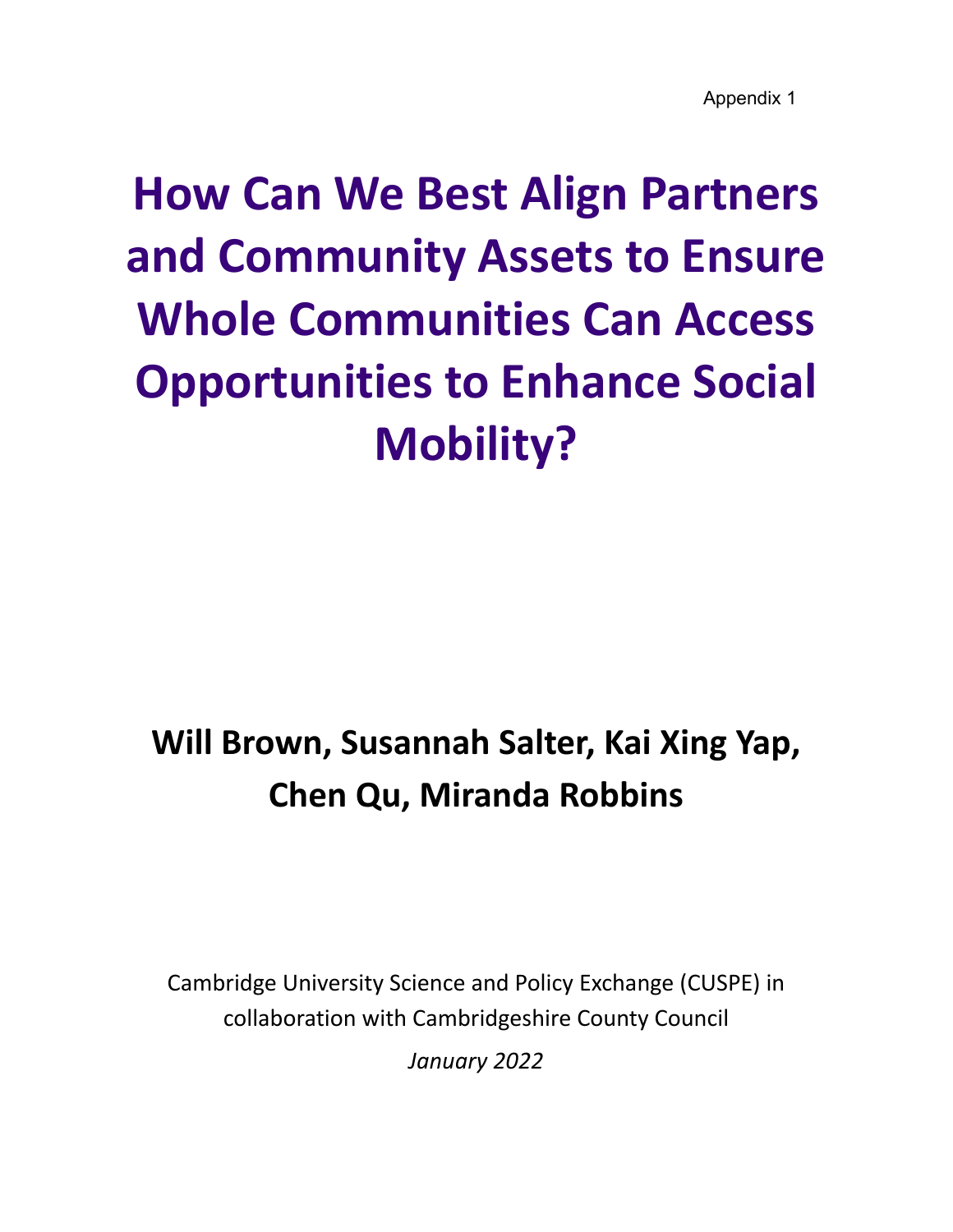Appendix 1

# How Can We Best Align Partners and Community Assets to Ensure Whole Communities Can Access Opportunities to Enhance Social Mobility?

**Will Brown, Susannah Salter, Kai Xing Yap, Chen Qu, Miranda Robbins**

Cambridge University Science and Policy Exchange (CUSPE) in collaboration with Cambridgeshire County Council

*January 2022*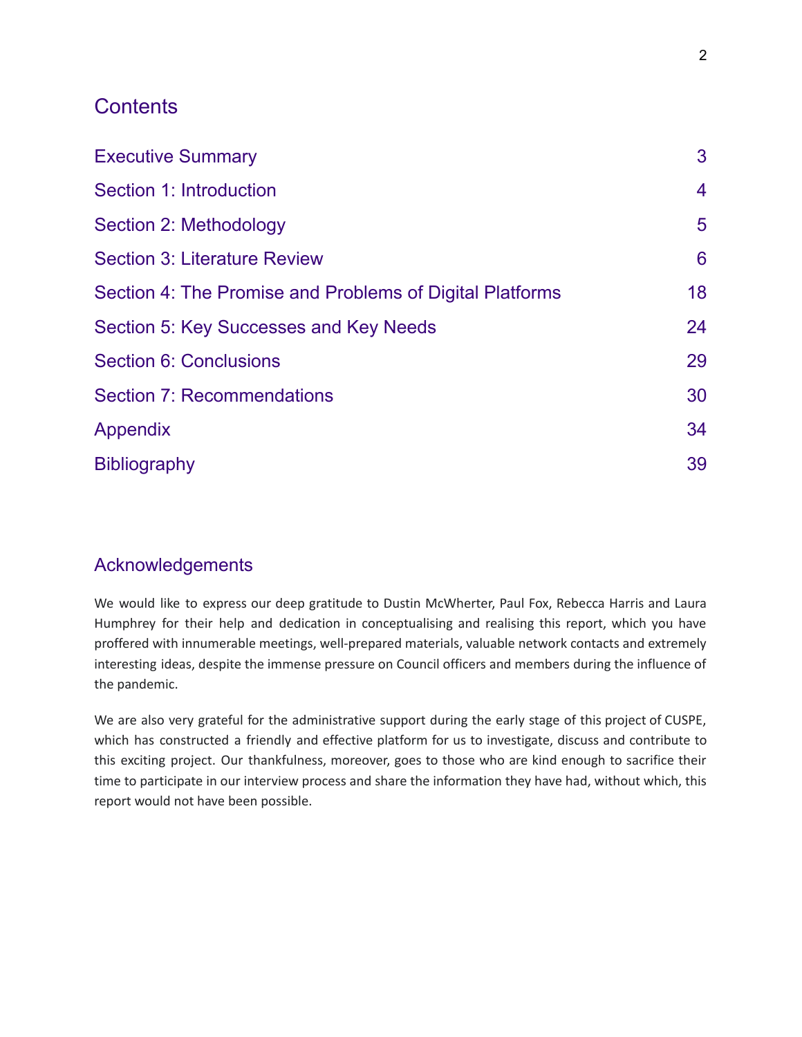## Contents

| | |
|---|---|
| Executive Summary | 3 |
| Section 1: Introduction | 4 |
| Section 2: Methodology | 5 |
| Section 3: Literature Review | 6 |
| Section 4: The Promise and Problems of Digital Platforms | 18 |
| Section 5: Key Successes and Key Needs | 24 |
| Section 6: Conclusions | 29 |
| Section 7: Recommendations | 30 |
| Appendix | 34 |
| Bibliography | 39 |

## Acknowledgements

We would like to express our deep gratitude to Dustin McWherter, Paul Fox, Rebecca Harris and Laura Humphrey for their help and dedication in conceptualising and realising this report, which you have proffered with innumerable meetings, well-prepared materials, valuable network contacts and extremely interesting ideas, despite the immense pressure on Council officers and members during the influence of the pandemic.

We are also very grateful for the administrative support during the early stage of this project of CUSPE, which has constructed a friendly and effective platform for us to investigate, discuss and contribute to this exciting project. Our thankfulness, moreover, goes to those who are kind enough to sacrifice their time to participate in our interview process and share the information they have had, without which, this report would not have been possible.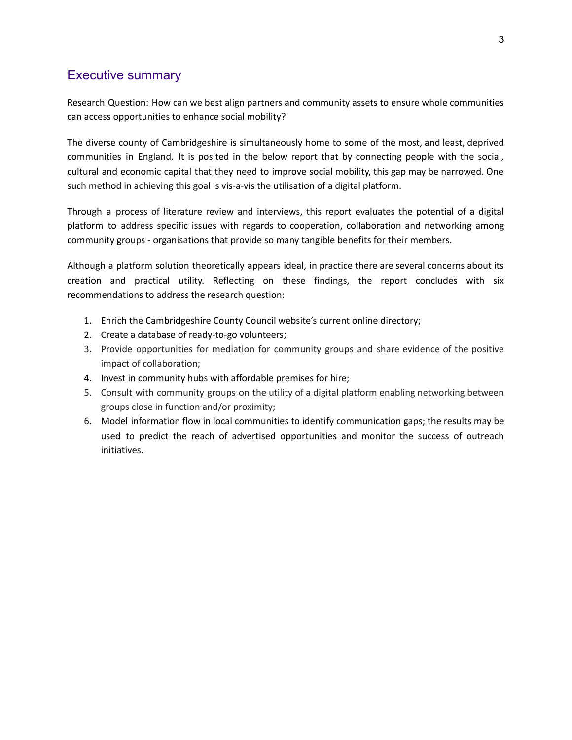## Executive summary

Research Question: How can we best align partners and community assets to ensure whole communities can access opportunities to enhance social mobility?

The diverse county of Cambridgeshire is simultaneously home to some of the most, and least, deprived communities in England. It is posited in the below report that by connecting people with the social, cultural and economic capital that they need to improve social mobility, this gap may be narrowed. One such method in achieving this goal is vis-a-vis the utilisation of a digital platform.

Through a process of literature review and interviews, this report evaluates the potential of a digital platform to address specific issues with regards to cooperation, collaboration and networking among community groups - organisations that provide so many tangible benefits for their members.

Although a platform solution theoretically appears ideal, in practice there are several concerns about its creation and practical utility. Reflecting on these findings, the report concludes with six recommendations to address the research question:

1. Enrich the Cambridgeshire County Council website's current online directory;
2. Create a database of ready-to-go volunteers;
3. Provide opportunities for mediation for community groups and share evidence of the positive impact of collaboration;
4. Invest in community hubs with affordable premises for hire;
5. Consult with community groups on the utility of a digital platform enabling networking between groups close in function and/or proximity;
6. Model information flow in local communities to identify communication gaps; the results may be used to predict the reach of advertised opportunities and monitor the success of outreach initiatives.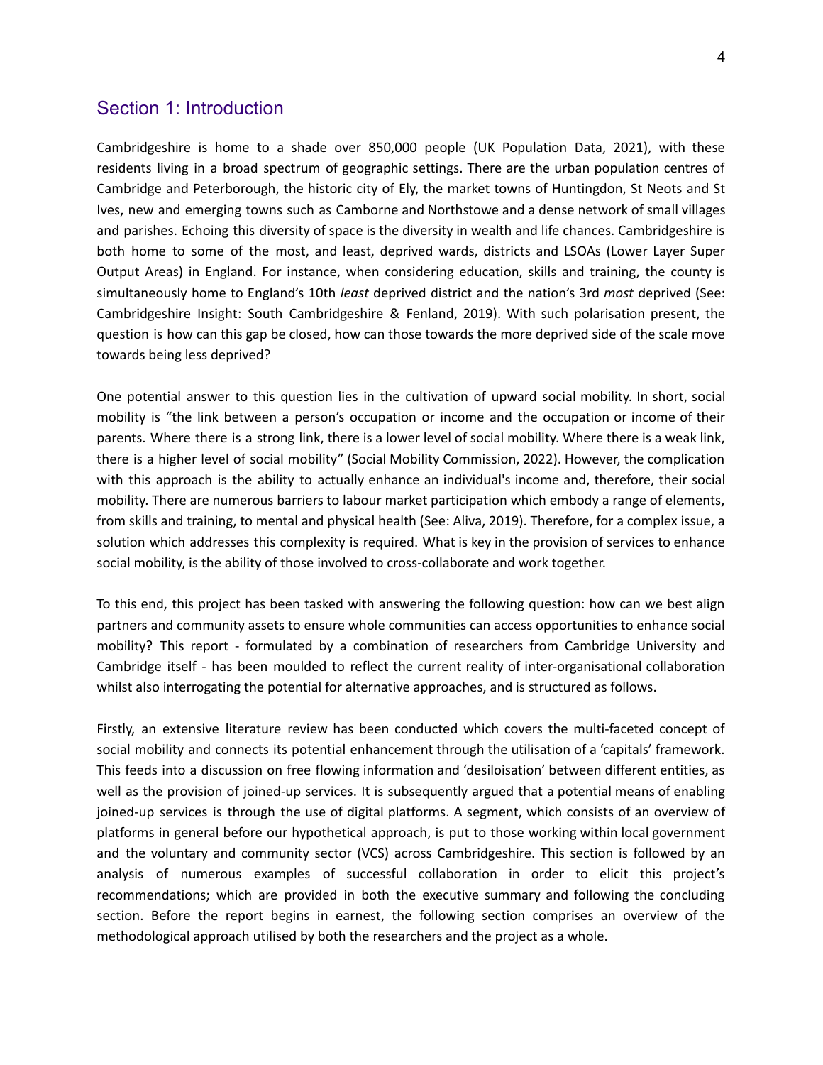## Section 1: Introduction

Cambridgeshire is home to a shade over 850,000 people (UK Population Data, 2021), with these residents living in a broad spectrum of geographic settings. There are the urban population centres of Cambridge and Peterborough, the historic city of Ely, the market towns of Huntingdon, St Neots and St Ives, new and emerging towns such as Camborne and Northstowe and a dense network of small villages and parishes. Echoing this diversity of space is the diversity in wealth and life chances. Cambridgeshire is both home to some of the most, and least, deprived wards, districts and LSOAs (Lower Layer Super Output Areas) in England. For instance, when considering education, skills and training, the county is simultaneously home to England's 10th *least* deprived district and the nation's 3rd *most* deprived (See: Cambridgeshire Insight: South Cambridgeshire & Fenland, 2019). With such polarisation present, the question is how can this gap be closed, how can those towards the more deprived side of the scale move towards being less deprived?

One potential answer to this question lies in the cultivation of upward social mobility. In short, social mobility is "the link between a person's occupation or income and the occupation or income of their parents. Where there is a strong link, there is a lower level of social mobility. Where there is a weak link, there is a higher level of social mobility" (Social Mobility Commission, 2022). However, the complication with this approach is the ability to actually enhance an individual's income and, therefore, their social mobility. There are numerous barriers to labour market participation which embody a range of elements, from skills and training, to mental and physical health (See: Aliva, 2019). Therefore, for a complex issue, a solution which addresses this complexity is required. What is key in the provision of services to enhance social mobility, is the ability of those involved to cross-collaborate and work together.

To this end, this project has been tasked with answering the following question: how can we best align partners and community assets to ensure whole communities can access opportunities to enhance social mobility? This report - formulated by a combination of researchers from Cambridge University and Cambridge itself - has been moulded to reflect the current reality of inter-organisational collaboration whilst also interrogating the potential for alternative approaches, and is structured as follows.

Firstly, an extensive literature review has been conducted which covers the multi-faceted concept of social mobility and connects its potential enhancement through the utilisation of a 'capitals' framework. This feeds into a discussion on free flowing information and 'desiloisation' between different entities, as well as the provision of joined-up services. It is subsequently argued that a potential means of enabling joined-up services is through the use of digital platforms. A segment, which consists of an overview of platforms in general before our hypothetical approach, is put to those working within local government and the voluntary and community sector (VCS) across Cambridgeshire. This section is followed by an analysis of numerous examples of successful collaboration in order to elicit this project's recommendations; which are provided in both the executive summary and following the concluding section. Before the report begins in earnest, the following section comprises an overview of the methodological approach utilised by both the researchers and the project as a whole.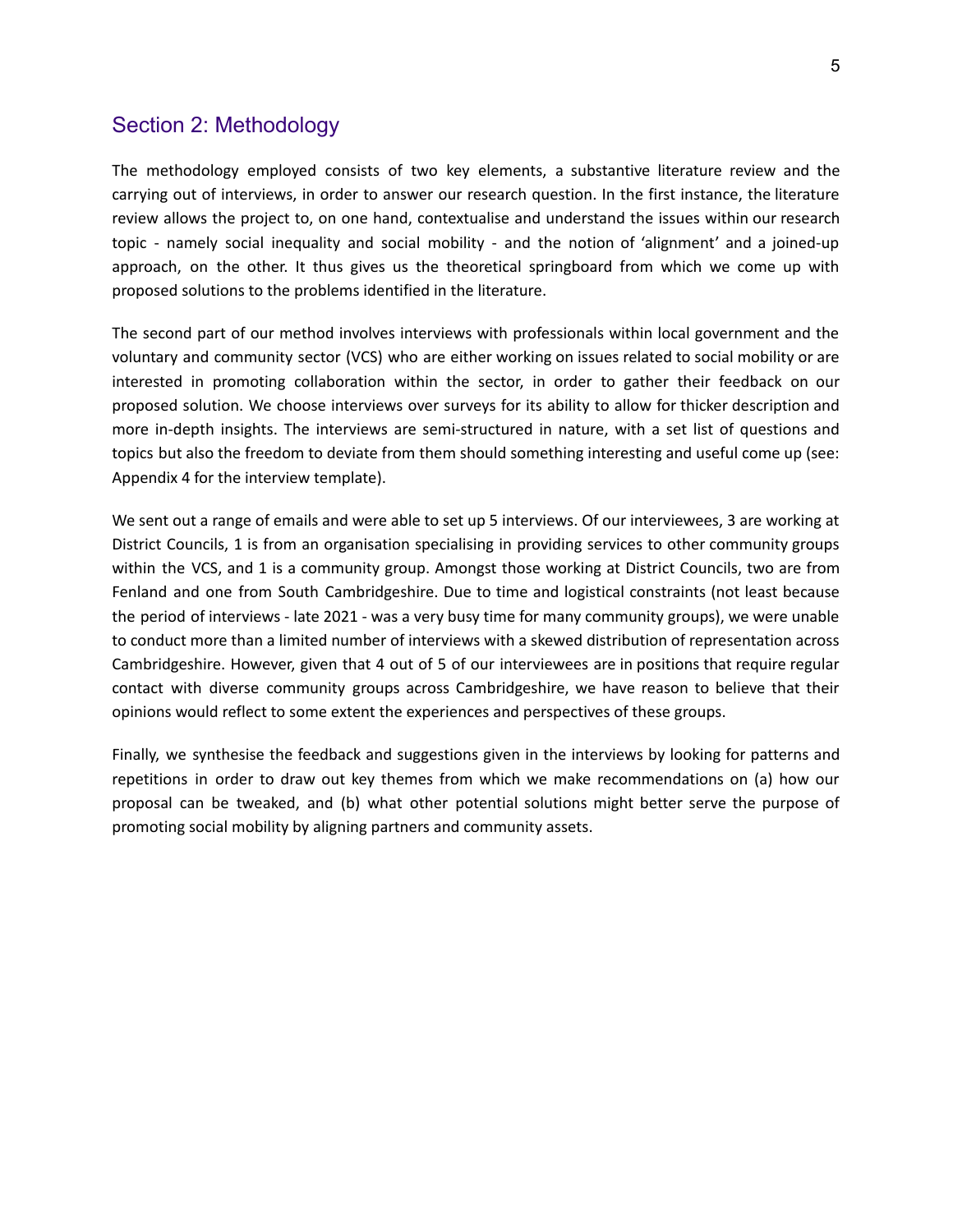## Section 2: Methodology

The methodology employed consists of two key elements, a substantive literature review and the carrying out of interviews, in order to answer our research question. In the first instance, the literature review allows the project to, on one hand, contextualise and understand the issues within our research topic - namely social inequality and social mobility - and the notion of 'alignment' and a joined-up approach, on the other. It thus gives us the theoretical springboard from which we come up with proposed solutions to the problems identified in the literature.

The second part of our method involves interviews with professionals within local government and the voluntary and community sector (VCS) who are either working on issues related to social mobility or are interested in promoting collaboration within the sector, in order to gather their feedback on our proposed solution. We choose interviews over surveys for its ability to allow for thicker description and more in-depth insights. The interviews are semi-structured in nature, with a set list of questions and topics but also the freedom to deviate from them should something interesting and useful come up (see: Appendix 4 for the interview template).

We sent out a range of emails and were able to set up 5 interviews. Of our interviewees, 3 are working at District Councils, 1 is from an organisation specialising in providing services to other community groups within the VCS, and 1 is a community group. Amongst those working at District Councils, two are from Fenland and one from South Cambridgeshire. Due to time and logistical constraints (not least because the period of interviews - late 2021 - was a very busy time for many community groups), we were unable to conduct more than a limited number of interviews with a skewed distribution of representation across Cambridgeshire. However, given that 4 out of 5 of our interviewees are in positions that require regular contact with diverse community groups across Cambridgeshire, we have reason to believe that their opinions would reflect to some extent the experiences and perspectives of these groups.

Finally, we synthesise the feedback and suggestions given in the interviews by looking for patterns and repetitions in order to draw out key themes from which we make recommendations on (a) how our proposal can be tweaked, and (b) what other potential solutions might better serve the purpose of promoting social mobility by aligning partners and community assets.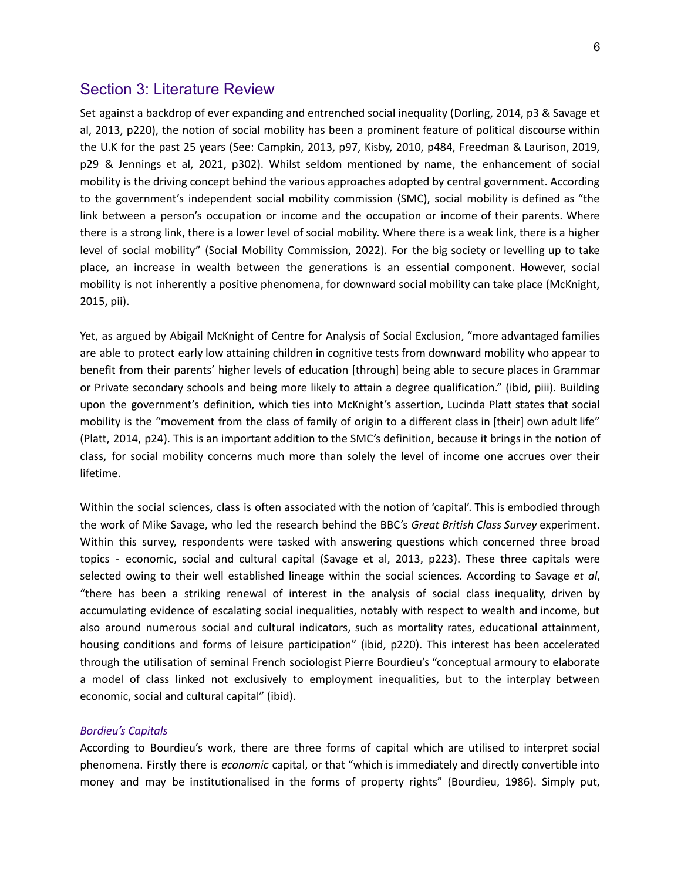## Section 3: Literature Review

Set against a backdrop of ever expanding and entrenched social inequality (Dorling, 2014, p3 & Savage et al, 2013, p220), the notion of social mobility has been a prominent feature of political discourse within the U.K for the past 25 years (See: Campkin, 2013, p97, Kisby, 2010, p484, Freedman & Laurison, 2019, p29 & Jennings et al, 2021, p302). Whilst seldom mentioned by name, the enhancement of social mobility is the driving concept behind the various approaches adopted by central government. According to the government's independent social mobility commission (SMC), social mobility is defined as "the link between a person's occupation or income and the occupation or income of their parents. Where there is a strong link, there is a lower level of social mobility. Where there is a weak link, there is a higher level of social mobility" (Social Mobility Commission, 2022). For the big society or levelling up to take place, an increase in wealth between the generations is an essential component. However, social mobility is not inherently a positive phenomena, for downward social mobility can take place (McKnight, 2015, pii).

Yet, as argued by Abigail McKnight of Centre for Analysis of Social Exclusion, "more advantaged families are able to protect early low attaining children in cognitive tests from downward mobility who appear to benefit from their parents' higher levels of education [through] being able to secure places in Grammar or Private secondary schools and being more likely to attain a degree qualification." (ibid, piii). Building upon the government's definition, which ties into McKnight's assertion, Lucinda Platt states that social mobility is the "movement from the class of family of origin to a different class in [their] own adult life" (Platt, 2014, p24). This is an important addition to the SMC's definition, because it brings in the notion of class, for social mobility concerns much more than solely the level of income one accrues over their lifetime.

Within the social sciences, class is often associated with the notion of 'capital'. This is embodied through the work of Mike Savage, who led the research behind the BBC's *Great British Class Survey* experiment. Within this survey, respondents were tasked with answering questions which concerned three broad topics - economic, social and cultural capital (Savage et al, 2013, p223). These three capitals were selected owing to their well established lineage within the social sciences. According to Savage *et al*, "there has been a striking renewal of interest in the analysis of social class inequality, driven by accumulating evidence of escalating social inequalities, notably with respect to wealth and income, but also around numerous social and cultural indicators, such as mortality rates, educational attainment, housing conditions and forms of leisure participation" (ibid, p220). This interest has been accelerated through the utilisation of seminal French sociologist Pierre Bourdieu's "conceptual armoury to elaborate a model of class linked not exclusively to employment inequalities, but to the interplay between economic, social and cultural capital" (ibid).

### *Bordieu's Capitals*

According to Bourdieu's work, there are three forms of capital which are utilised to interpret social phenomena. Firstly there is *economic* capital, or that "which is immediately and directly convertible into money and may be institutionalised in the forms of property rights" (Bourdieu, 1986). Simply put,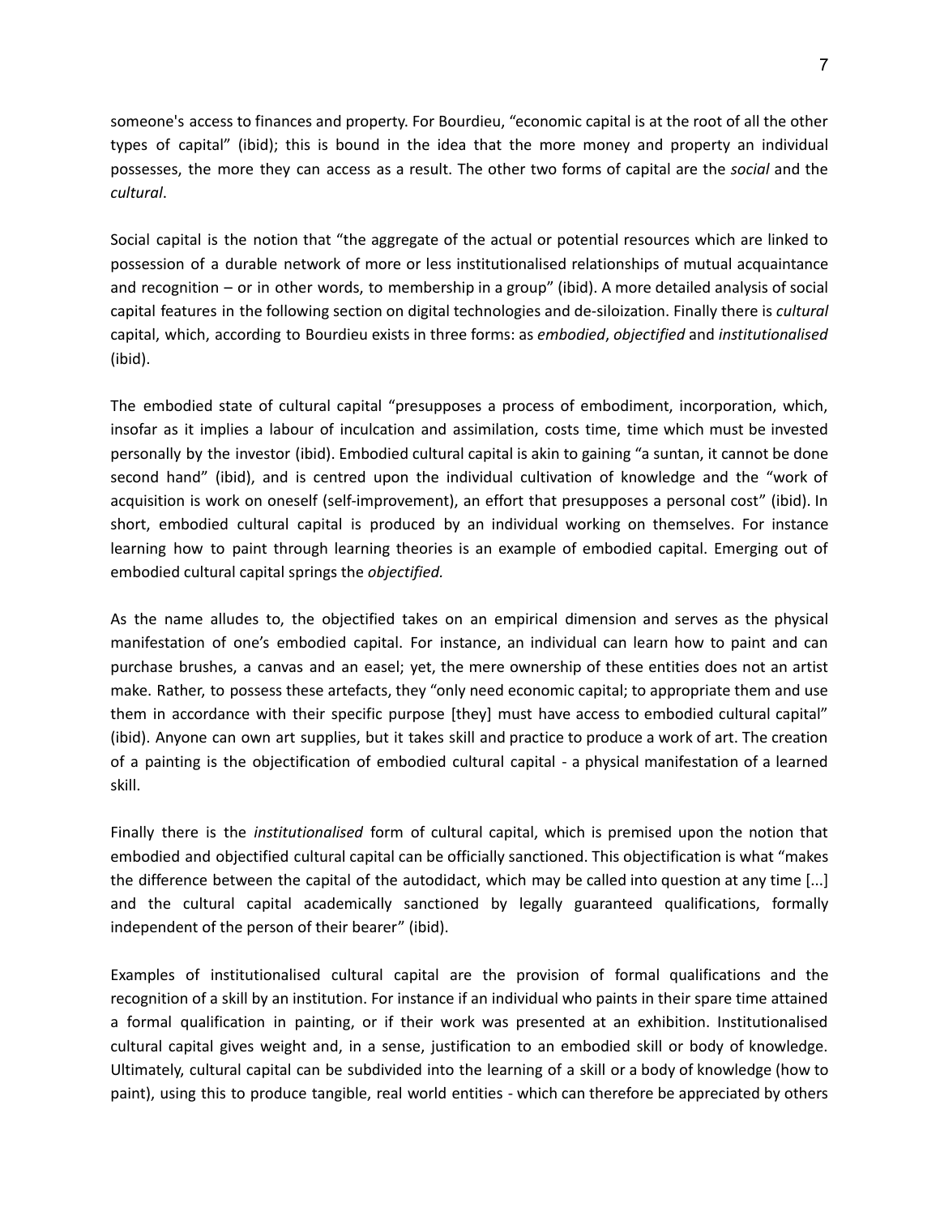someone's access to finances and property. For Bourdieu, "economic capital is at the root of all the other types of capital" (ibid); this is bound in the idea that the more money and property an individual possesses, the more they can access as a result. The other two forms of capital are the *social* and the *cultural*.

Social capital is the notion that "the aggregate of the actual or potential resources which are linked to possession of a durable network of more or less institutionalised relationships of mutual acquaintance and recognition – or in other words, to membership in a group" (ibid). A more detailed analysis of social capital features in the following section on digital technologies and de-siloization. Finally there is *cultural* capital, which, according to Bourdieu exists in three forms: as *embodied*, *objectified* and *institutionalised* (ibid).

The embodied state of cultural capital "presupposes a process of embodiment, incorporation, which, insofar as it implies a labour of inculcation and assimilation, costs time, time which must be invested personally by the investor (ibid). Embodied cultural capital is akin to gaining "a suntan, it cannot be done second hand" (ibid), and is centred upon the individual cultivation of knowledge and the "work of acquisition is work on oneself (self-improvement), an effort that presupposes a personal cost" (ibid). In short, embodied cultural capital is produced by an individual working on themselves. For instance learning how to paint through learning theories is an example of embodied capital. Emerging out of embodied cultural capital springs the *objectified.*

As the name alludes to, the objectified takes on an empirical dimension and serves as the physical manifestation of one's embodied capital. For instance, an individual can learn how to paint and can purchase brushes, a canvas and an easel; yet, the mere ownership of these entities does not an artist make. Rather, to possess these artefacts, they "only need economic capital; to appropriate them and use them in accordance with their specific purpose [they] must have access to embodied cultural capital" (ibid). Anyone can own art supplies, but it takes skill and practice to produce a work of art. The creation of a painting is the objectification of embodied cultural capital - a physical manifestation of a learned skill.

Finally there is the *institutionalised* form of cultural capital, which is premised upon the notion that embodied and objectified cultural capital can be officially sanctioned. This objectification is what "makes the difference between the capital of the autodidact, which may be called into question at any time [...] and the cultural capital academically sanctioned by legally guaranteed qualifications, formally independent of the person of their bearer" (ibid).

Examples of institutionalised cultural capital are the provision of formal qualifications and the recognition of a skill by an institution. For instance if an individual who paints in their spare time attained a formal qualification in painting, or if their work was presented at an exhibition. Institutionalised cultural capital gives weight and, in a sense, justification to an embodied skill or body of knowledge. Ultimately, cultural capital can be subdivided into the learning of a skill or a body of knowledge (how to paint), using this to produce tangible, real world entities - which can therefore be appreciated by others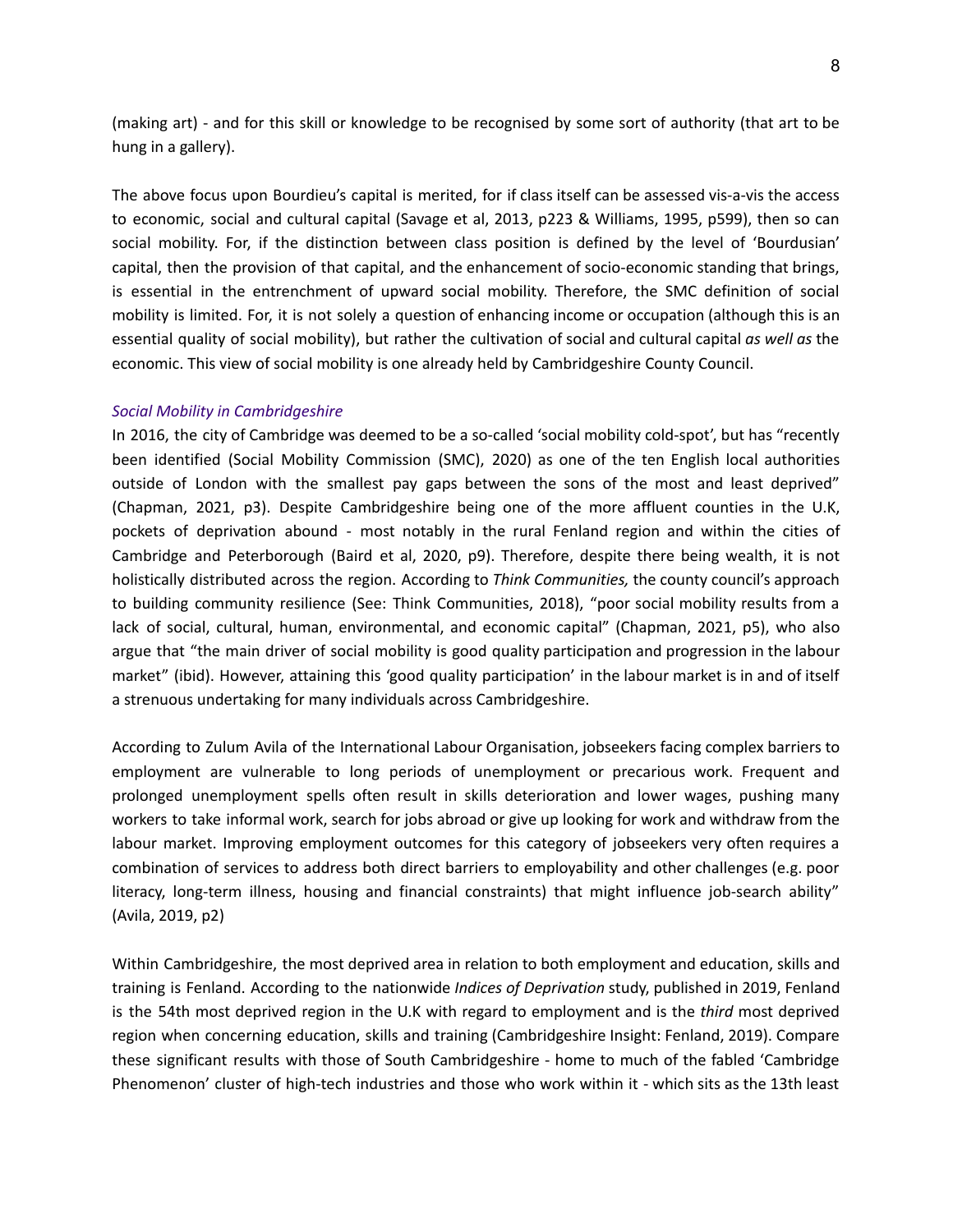(making art) - and for this skill or knowledge to be recognised by some sort of authority (that art to be hung in a gallery).

The above focus upon Bourdieu's capital is merited, for if class itself can be assessed vis-a-vis the access to economic, social and cultural capital (Savage et al, 2013, p223 & Williams, 1995, p599), then so can social mobility. For, if the distinction between class position is defined by the level of 'Bourdusian' capital, then the provision of that capital, and the enhancement of socio-economic standing that brings, is essential in the entrenchment of upward social mobility. Therefore, the SMC definition of social mobility is limited. For, it is not solely a question of enhancing income or occupation (although this is an essential quality of social mobility), but rather the cultivation of social and cultural capital *as well as* the economic. This view of social mobility is one already held by Cambridgeshire County Council.

### *Social Mobility in Cambridgeshire*

In 2016, the city of Cambridge was deemed to be a so-called 'social mobility cold-spot', but has "recently been identified (Social Mobility Commission (SMC), 2020) as one of the ten English local authorities outside of London with the smallest pay gaps between the sons of the most and least deprived" (Chapman, 2021, p3). Despite Cambridgeshire being one of the more affluent counties in the U.K, pockets of deprivation abound - most notably in the rural Fenland region and within the cities of Cambridge and Peterborough (Baird et al, 2020, p9). Therefore, despite there being wealth, it is not holistically distributed across the region. According to *Think Communities,* the county council's approach to building community resilience (See: Think Communities, 2018), "poor social mobility results from a lack of social, cultural, human, environmental, and economic capital" (Chapman, 2021, p5), who also argue that "the main driver of social mobility is good quality participation and progression in the labour market" (ibid). However, attaining this 'good quality participation' in the labour market is in and of itself a strenuous undertaking for many individuals across Cambridgeshire.

According to Zulum Avila of the International Labour Organisation, jobseekers facing complex barriers to employment are vulnerable to long periods of unemployment or precarious work. Frequent and prolonged unemployment spells often result in skills deterioration and lower wages, pushing many workers to take informal work, search for jobs abroad or give up looking for work and withdraw from the labour market. Improving employment outcomes for this category of jobseekers very often requires a combination of services to address both direct barriers to employability and other challenges (e.g. poor literacy, long-term illness, housing and financial constraints) that might influence job-search ability" (Avila, 2019, p2)

Within Cambridgeshire, the most deprived area in relation to both employment and education, skills and training is Fenland. According to the nationwide *Indices of Deprivation* study, published in 2019, Fenland is the 54th most deprived region in the U.K with regard to employment and is the *third* most deprived region when concerning education, skills and training (Cambridgeshire Insight: Fenland, 2019). Compare these significant results with those of South Cambridgeshire - home to much of the fabled 'Cambridge Phenomenon' cluster of high-tech industries and those who work within it - which sits as the 13th least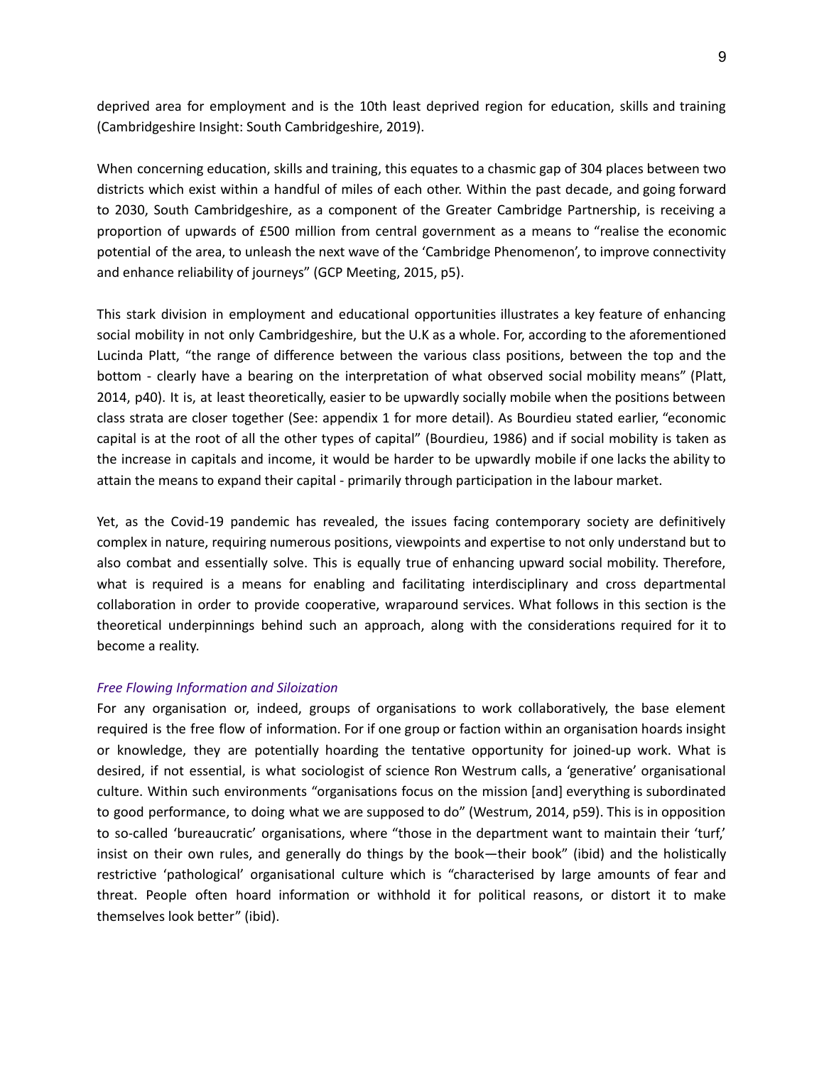deprived area for employment and is the 10th least deprived region for education, skills and training (Cambridgeshire Insight: South Cambridgeshire, 2019).

When concerning education, skills and training, this equates to a chasmic gap of 304 places between two districts which exist within a handful of miles of each other. Within the past decade, and going forward to 2030, South Cambridgeshire, as a component of the Greater Cambridge Partnership, is receiving a proportion of upwards of £500 million from central government as a means to "realise the economic potential of the area, to unleash the next wave of the 'Cambridge Phenomenon', to improve connectivity and enhance reliability of journeys" (GCP Meeting, 2015, p5).

This stark division in employment and educational opportunities illustrates a key feature of enhancing social mobility in not only Cambridgeshire, but the U.K as a whole. For, according to the aforementioned Lucinda Platt, "the range of difference between the various class positions, between the top and the bottom - clearly have a bearing on the interpretation of what observed social mobility means" (Platt, 2014, p40). It is, at least theoretically, easier to be upwardly socially mobile when the positions between class strata are closer together (See: appendix 1 for more detail). As Bourdieu stated earlier, "economic capital is at the root of all the other types of capital" (Bourdieu, 1986) and if social mobility is taken as the increase in capitals and income, it would be harder to be upwardly mobile if one lacks the ability to attain the means to expand their capital - primarily through participation in the labour market.

Yet, as the Covid-19 pandemic has revealed, the issues facing contemporary society are definitively complex in nature, requiring numerous positions, viewpoints and expertise to not only understand but to also combat and essentially solve. This is equally true of enhancing upward social mobility. Therefore, what is required is a means for enabling and facilitating interdisciplinary and cross departmental collaboration in order to provide cooperative, wraparound services. What follows in this section is the theoretical underpinnings behind such an approach, along with the considerations required for it to become a reality.

### *Free Flowing Information and Siloization*

For any organisation or, indeed, groups of organisations to work collaboratively, the base element required is the free flow of information. For if one group or faction within an organisation hoards insight or knowledge, they are potentially hoarding the tentative opportunity for joined-up work. What is desired, if not essential, is what sociologist of science Ron Westrum calls, a 'generative' organisational culture. Within such environments "organisations focus on the mission [and] everything is subordinated to good performance, to doing what we are supposed to do" (Westrum, 2014, p59). This is in opposition to so-called 'bureaucratic' organisations, where "those in the department want to maintain their 'turf,' insist on their own rules, and generally do things by the book—their book" (ibid) and the holistically restrictive 'pathological' organisational culture which is "characterised by large amounts of fear and threat. People often hoard information or withhold it for political reasons, or distort it to make themselves look better" (ibid).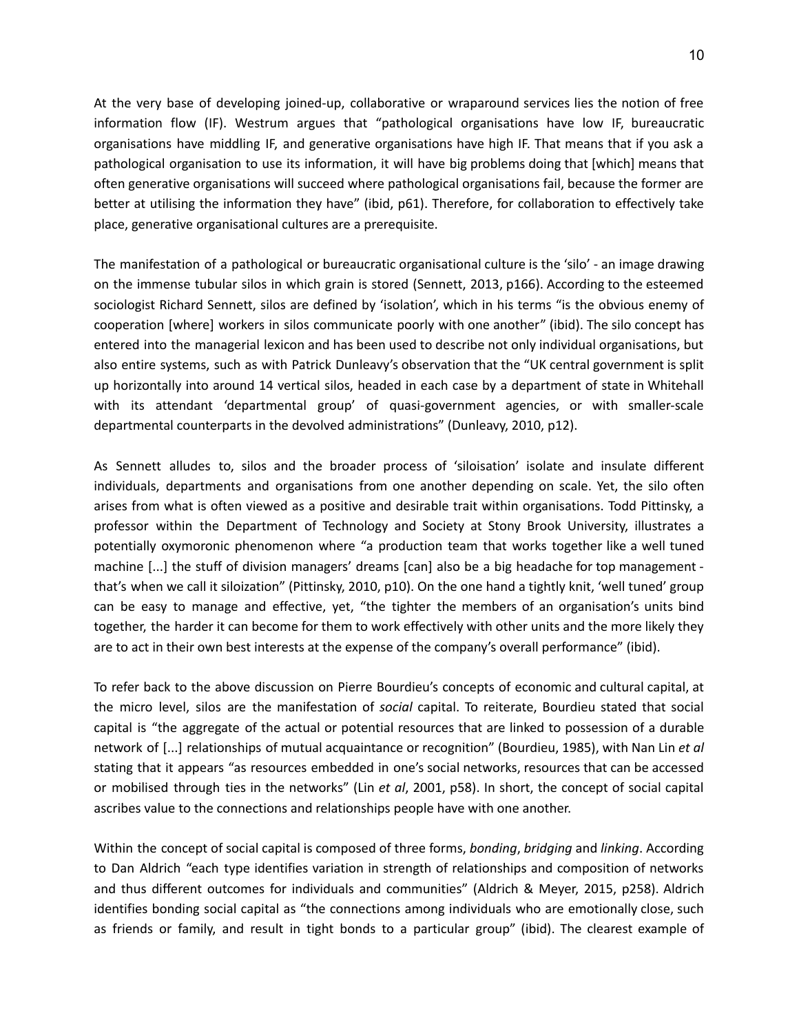At the very base of developing joined-up, collaborative or wraparound services lies the notion of free information flow (IF). Westrum argues that "pathological organisations have low IF, bureaucratic organisations have middling IF, and generative organisations have high IF. That means that if you ask a pathological organisation to use its information, it will have big problems doing that [which] means that often generative organisations will succeed where pathological organisations fail, because the former are better at utilising the information they have" (ibid, p61). Therefore, for collaboration to effectively take place, generative organisational cultures are a prerequisite.

The manifestation of a pathological or bureaucratic organisational culture is the 'silo' - an image drawing on the immense tubular silos in which grain is stored (Sennett, 2013, p166). According to the esteemed sociologist Richard Sennett, silos are defined by 'isolation', which in his terms "is the obvious enemy of cooperation [where] workers in silos communicate poorly with one another" (ibid). The silo concept has entered into the managerial lexicon and has been used to describe not only individual organisations, but also entire systems, such as with Patrick Dunleavy's observation that the "UK central government is split up horizontally into around 14 vertical silos, headed in each case by a department of state in Whitehall with its attendant 'departmental group' of quasi-government agencies, or with smaller-scale departmental counterparts in the devolved administrations" (Dunleavy, 2010, p12).

As Sennett alludes to, silos and the broader process of 'siloisation' isolate and insulate different individuals, departments and organisations from one another depending on scale. Yet, the silo often arises from what is often viewed as a positive and desirable trait within organisations. Todd Pittinsky, a professor within the Department of Technology and Society at Stony Brook University, illustrates a potentially oxymoronic phenomenon where "a production team that works together like a well tuned machine [...] the stuff of division managers' dreams [can] also be a big headache for top management - that's when we call it siloization" (Pittinsky, 2010, p10). On the one hand a tightly knit, 'well tuned' group can be easy to manage and effective, yet, "the tighter the members of an organisation's units bind together, the harder it can become for them to work effectively with other units and the more likely they are to act in their own best interests at the expense of the company's overall performance" (ibid).

To refer back to the above discussion on Pierre Bourdieu's concepts of economic and cultural capital, at the micro level, silos are the manifestation of *social* capital. To reiterate, Bourdieu stated that social capital is "the aggregate of the actual or potential resources that are linked to possession of a durable network of [...] relationships of mutual acquaintance or recognition" (Bourdieu, 1985), with Nan Lin *et al* stating that it appears "as resources embedded in one's social networks, resources that can be accessed or mobilised through ties in the networks" (Lin *et al*, 2001, p58). In short, the concept of social capital ascribes value to the connections and relationships people have with one another.

Within the concept of social capital is composed of three forms, *bonding*, *bridging* and *linking*. According to Dan Aldrich "each type identifies variation in strength of relationships and composition of networks and thus different outcomes for individuals and communities" (Aldrich & Meyer, 2015, p258). Aldrich identifies bonding social capital as "the connections among individuals who are emotionally close, such as friends or family, and result in tight bonds to a particular group" (ibid). The clearest example of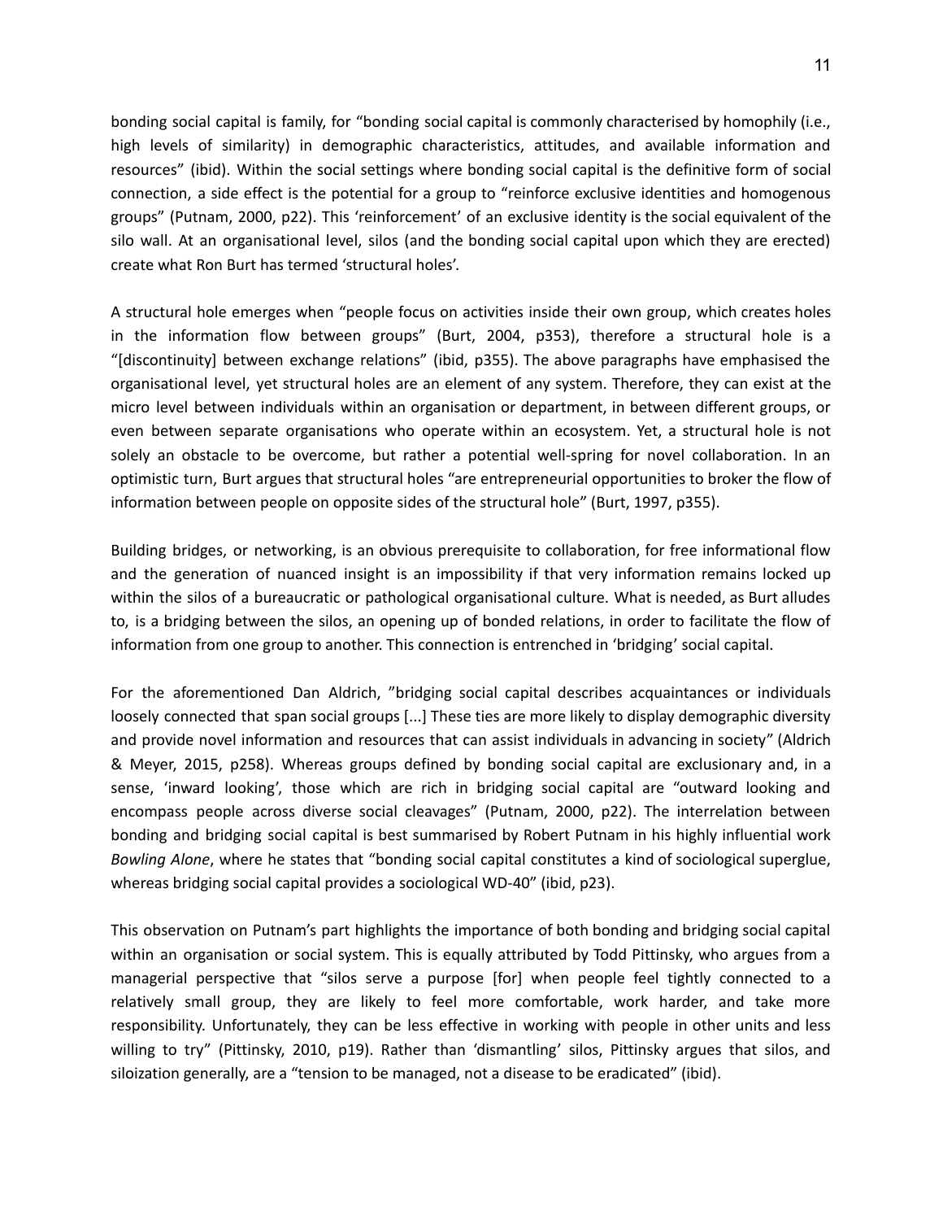bonding social capital is family, for "bonding social capital is commonly characterised by homophily (i.e., high levels of similarity) in demographic characteristics, attitudes, and available information and resources" (ibid). Within the social settings where bonding social capital is the definitive form of social connection, a side effect is the potential for a group to "reinforce exclusive identities and homogenous groups" (Putnam, 2000, p22). This 'reinforcement' of an exclusive identity is the social equivalent of the silo wall. At an organisational level, silos (and the bonding social capital upon which they are erected) create what Ron Burt has termed 'structural holes'.

A structural hole emerges when "people focus on activities inside their own group, which creates holes in the information flow between groups" (Burt, 2004, p353), therefore a structural hole is a "[discontinuity] between exchange relations" (ibid, p355). The above paragraphs have emphasised the organisational level, yet structural holes are an element of any system. Therefore, they can exist at the micro level between individuals within an organisation or department, in between different groups, or even between separate organisations who operate within an ecosystem. Yet, a structural hole is not solely an obstacle to be overcome, but rather a potential well-spring for novel collaboration. In an optimistic turn, Burt argues that structural holes "are entrepreneurial opportunities to broker the flow of information between people on opposite sides of the structural hole" (Burt, 1997, p355).

Building bridges, or networking, is an obvious prerequisite to collaboration, for free informational flow and the generation of nuanced insight is an impossibility if that very information remains locked up within the silos of a bureaucratic or pathological organisational culture. What is needed, as Burt alludes to, is a bridging between the silos, an opening up of bonded relations, in order to facilitate the flow of information from one group to another. This connection is entrenched in 'bridging' social capital.

For the aforementioned Dan Aldrich, "bridging social capital describes acquaintances or individuals loosely connected that span social groups [...] These ties are more likely to display demographic diversity and provide novel information and resources that can assist individuals in advancing in society" (Aldrich & Meyer, 2015, p258). Whereas groups defined by bonding social capital are exclusionary and, in a sense, 'inward looking', those which are rich in bridging social capital are "outward looking and encompass people across diverse social cleavages" (Putnam, 2000, p22). The interrelation between bonding and bridging social capital is best summarised by Robert Putnam in his highly influential work *Bowling Alone*, where he states that "bonding social capital constitutes a kind of sociological superglue, whereas bridging social capital provides a sociological WD-40" (ibid, p23).

This observation on Putnam's part highlights the importance of both bonding and bridging social capital within an organisation or social system. This is equally attributed by Todd Pittinsky, who argues from a managerial perspective that "silos serve a purpose [for] when people feel tightly connected to a relatively small group, they are likely to feel more comfortable, work harder, and take more responsibility. Unfortunately, they can be less effective in working with people in other units and less willing to try" (Pittinsky, 2010, p19). Rather than 'dismantling' silos, Pittinsky argues that silos, and siloization generally, are a "tension to be managed, not a disease to be eradicated" (ibid).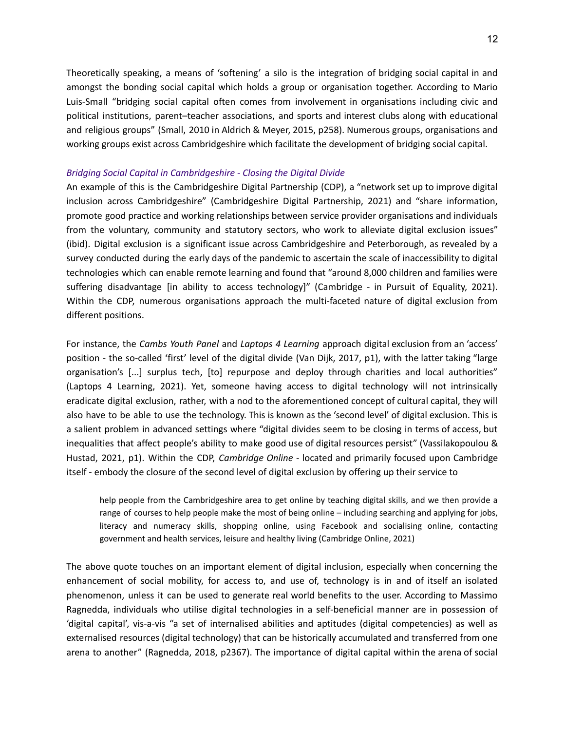Theoretically speaking, a means of 'softening' a silo is the integration of bridging social capital in and amongst the bonding social capital which holds a group or organisation together. According to Mario Luis-Small "bridging social capital often comes from involvement in organisations including civic and political institutions, parent–teacher associations, and sports and interest clubs along with educational and religious groups" (Small, 2010 in Aldrich & Meyer, 2015, p258). Numerous groups, organisations and working groups exist across Cambridgeshire which facilitate the development of bridging social capital.

### *Bridging Social Capital in Cambridgeshire - Closing the Digital Divide*

An example of this is the Cambridgeshire Digital Partnership (CDP), a "network set up to improve digital inclusion across Cambridgeshire" (Cambridgeshire Digital Partnership, 2021) and "share information, promote good practice and working relationships between service provider organisations and individuals from the voluntary, community and statutory sectors, who work to alleviate digital exclusion issues" (ibid). Digital exclusion is a significant issue across Cambridgeshire and Peterborough, as revealed by a survey conducted during the early days of the pandemic to ascertain the scale of inaccessibility to digital technologies which can enable remote learning and found that "around 8,000 children and families were suffering disadvantage [in ability to access technology]" (Cambridge - in Pursuit of Equality, 2021). Within the CDP, numerous organisations approach the multi-faceted nature of digital exclusion from different positions.

For instance, the *Cambs Youth Panel* and *Laptops 4 Learning* approach digital exclusion from an 'access' position - the so-called 'first' level of the digital divide (Van Dijk, 2017, p1), with the latter taking "large organisation's [...] surplus tech, [to] repurpose and deploy through charities and local authorities" (Laptops 4 Learning, 2021). Yet, someone having access to digital technology will not intrinsically eradicate digital exclusion, rather, with a nod to the aforementioned concept of cultural capital, they will also have to be able to use the technology. This is known as the 'second level' of digital exclusion. This is a salient problem in advanced settings where "digital divides seem to be closing in terms of access, but inequalities that affect people's ability to make good use of digital resources persist" (Vassilakopoulou & Hustad, 2021, p1). Within the CDP, *Cambridge Online* - located and primarily focused upon Cambridge itself - embody the closure of the second level of digital exclusion by offering up their service to

> help people from the Cambridgeshire area to get online by teaching digital skills, and we then provide a range of courses to help people make the most of being online – including searching and applying for jobs, literacy and numeracy skills, shopping online, using Facebook and socialising online, contacting government and health services, leisure and healthy living (Cambridge Online, 2021)

The above quote touches on an important element of digital inclusion, especially when concerning the enhancement of social mobility, for access to, and use of, technology is in and of itself an isolated phenomenon, unless it can be used to generate real world benefits to the user. According to Massimo Ragnedda, individuals who utilise digital technologies in a self-beneficial manner are in possession of 'digital capital', vis-a-vis "a set of internalised abilities and aptitudes (digital competencies) as well as externalised resources (digital technology) that can be historically accumulated and transferred from one arena to another" (Ragnedda, 2018, p2367). The importance of digital capital within the arena of social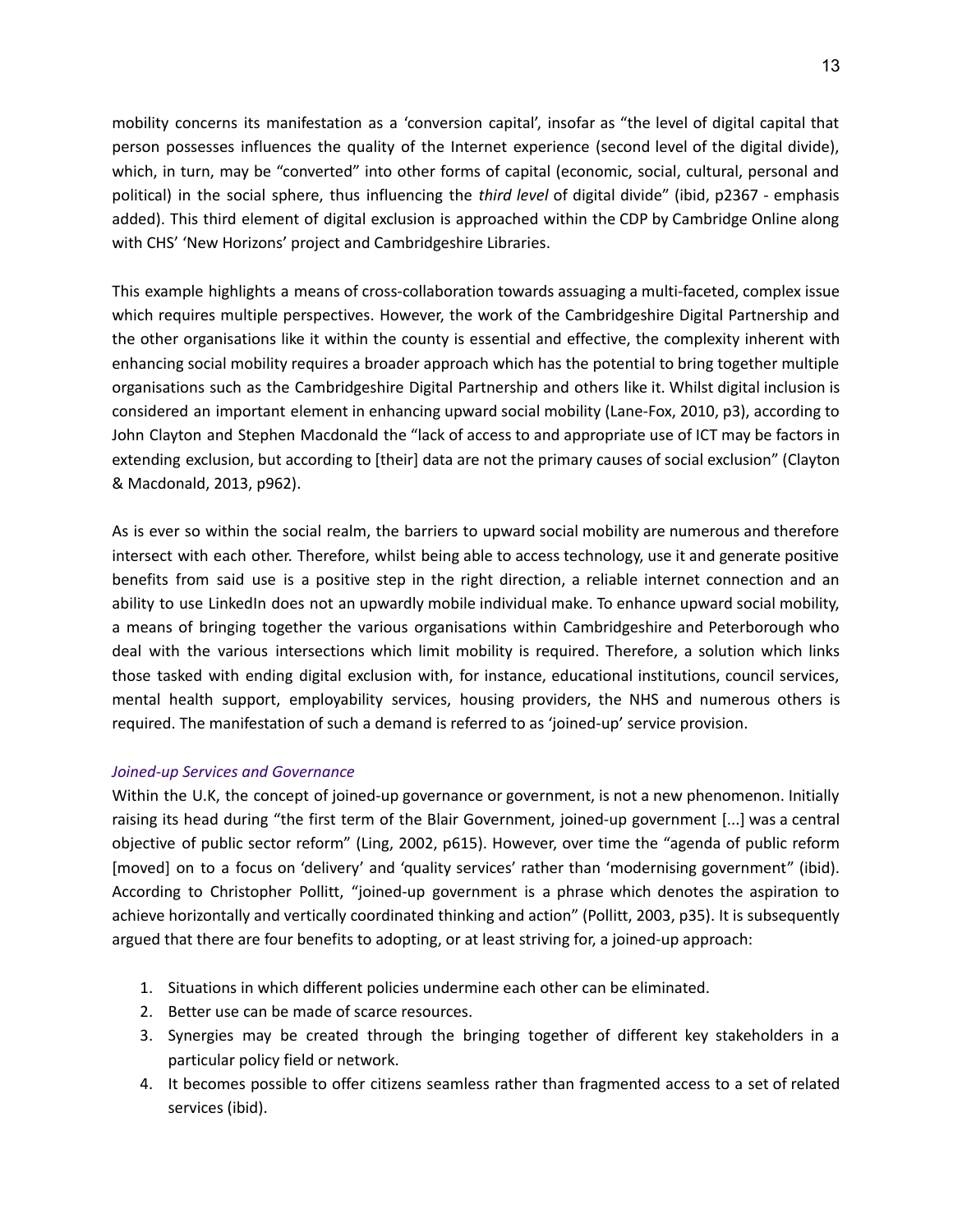mobility concerns its manifestation as a 'conversion capital', insofar as "the level of digital capital that person possesses influences the quality of the Internet experience (second level of the digital divide), which, in turn, may be "converted" into other forms of capital (economic, social, cultural, personal and political) in the social sphere, thus influencing the *third level* of digital divide" (ibid, p2367 - emphasis added). This third element of digital exclusion is approached within the CDP by Cambridge Online along with CHS' 'New Horizons' project and Cambridgeshire Libraries.

This example highlights a means of cross-collaboration towards assuaging a multi-faceted, complex issue which requires multiple perspectives. However, the work of the Cambridgeshire Digital Partnership and the other organisations like it within the county is essential and effective, the complexity inherent with enhancing social mobility requires a broader approach which has the potential to bring together multiple organisations such as the Cambridgeshire Digital Partnership and others like it. Whilst digital inclusion is considered an important element in enhancing upward social mobility (Lane-Fox, 2010, p3), according to John Clayton and Stephen Macdonald the "lack of access to and appropriate use of ICT may be factors in extending exclusion, but according to [their] data are not the primary causes of social exclusion" (Clayton & Macdonald, 2013, p962).

As is ever so within the social realm, the barriers to upward social mobility are numerous and therefore intersect with each other. Therefore, whilst being able to access technology, use it and generate positive benefits from said use is a positive step in the right direction, a reliable internet connection and an ability to use LinkedIn does not an upwardly mobile individual make. To enhance upward social mobility, a means of bringing together the various organisations within Cambridgeshire and Peterborough who deal with the various intersections which limit mobility is required. Therefore, a solution which links those tasked with ending digital exclusion with, for instance, educational institutions, council services, mental health support, employability services, housing providers, the NHS and numerous others is required. The manifestation of such a demand is referred to as 'joined-up' service provision.

### *Joined-up Services and Governance*

Within the U.K, the concept of joined-up governance or government, is not a new phenomenon. Initially raising its head during "the first term of the Blair Government, joined-up government [...] was a central objective of public sector reform" (Ling, 2002, p615). However, over time the "agenda of public reform [moved] on to a focus on 'delivery' and 'quality services' rather than 'modernising government" (ibid). According to Christopher Pollitt, "joined-up government is a phrase which denotes the aspiration to achieve horizontally and vertically coordinated thinking and action" (Pollitt, 2003, p35). It is subsequently argued that there are four benefits to adopting, or at least striving for, a joined-up approach:

1. Situations in which different policies undermine each other can be eliminated.
2. Better use can be made of scarce resources.
3. Synergies may be created through the bringing together of different key stakeholders in a particular policy field or network.
4. It becomes possible to offer citizens seamless rather than fragmented access to a set of related services (ibid).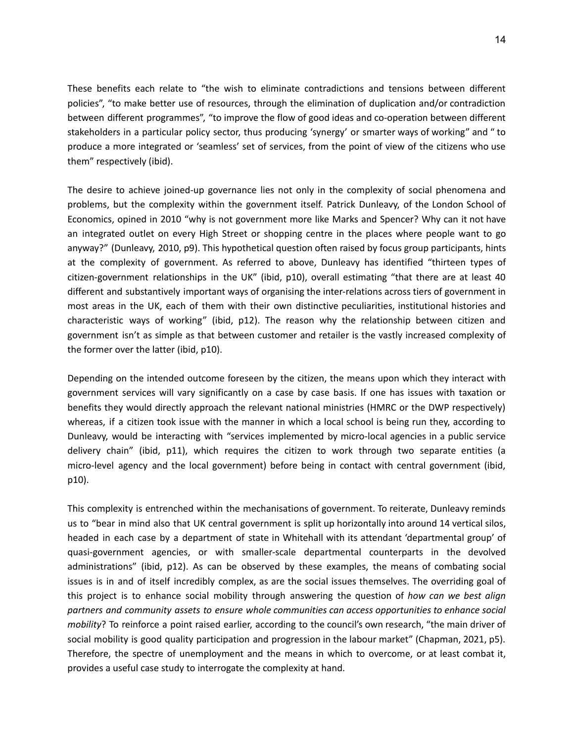These benefits each relate to “the wish to eliminate contradictions and tensions between different policies”, “to make better use of resources, through the elimination of duplication and/or contradiction between different programmes”, “to improve the flow of good ideas and co-operation between different stakeholders in a particular policy sector, thus producing ‘synergy’ or smarter ways of working” and “ to produce a more integrated or ‘seamless’ set of services, from the point of view of the citizens who use them” respectively (ibid).

The desire to achieve joined-up governance lies not only in the complexity of social phenomena and problems, but the complexity within the government itself. Patrick Dunleavy, of the London School of Economics, opined in 2010 “why is not government more like Marks and Spencer? Why can it not have an integrated outlet on every High Street or shopping centre in the places where people want to go anyway?” (Dunleavy, 2010, p9). This hypothetical question often raised by focus group participants, hints at the complexity of government. As referred to above, Dunleavy has identified “thirteen types of citizen-government relationships in the UK” (ibid, p10), overall estimating “that there are at least 40 different and substantively important ways of organising the inter-relations across tiers of government in most areas in the UK, each of them with their own distinctive peculiarities, institutional histories and characteristic ways of working” (ibid, p12). The reason why the relationship between citizen and government isn’t as simple as that between customer and retailer is the vastly increased complexity of the former over the latter (ibid, p10).

Depending on the intended outcome foreseen by the citizen, the means upon which they interact with government services will vary significantly on a case by case basis. If one has issues with taxation or benefits they would directly approach the relevant national ministries (HMRC or the DWP respectively) whereas, if a citizen took issue with the manner in which a local school is being run they, according to Dunleavy, would be interacting with “services implemented by micro-local agencies in a public service delivery chain” (ibid, p11), which requires the citizen to work through two separate entities (a micro-level agency and the local government) before being in contact with central government (ibid, p10).

This complexity is entrenched within the mechanisations of government. To reiterate, Dunleavy reminds us to “bear in mind also that UK central government is split up horizontally into around 14 vertical silos, headed in each case by a department of state in Whitehall with its attendant ‘departmental group’ of quasi-government agencies, or with smaller-scale departmental counterparts in the devolved administrations” (ibid, p12). As can be observed by these examples, the means of combating social issues is in and of itself incredibly complex, as are the social issues themselves. The overriding goal of this project is to enhance social mobility through answering the question of *how can we best align partners and community assets to ensure whole communities can access opportunities to enhance social mobility*? To reinforce a point raised earlier, according to the council’s own research, “the main driver of social mobility is good quality participation and progression in the labour market” (Chapman, 2021, p5). Therefore, the spectre of unemployment and the means in which to overcome, or at least combat it, provides a useful case study to interrogate the complexity at hand.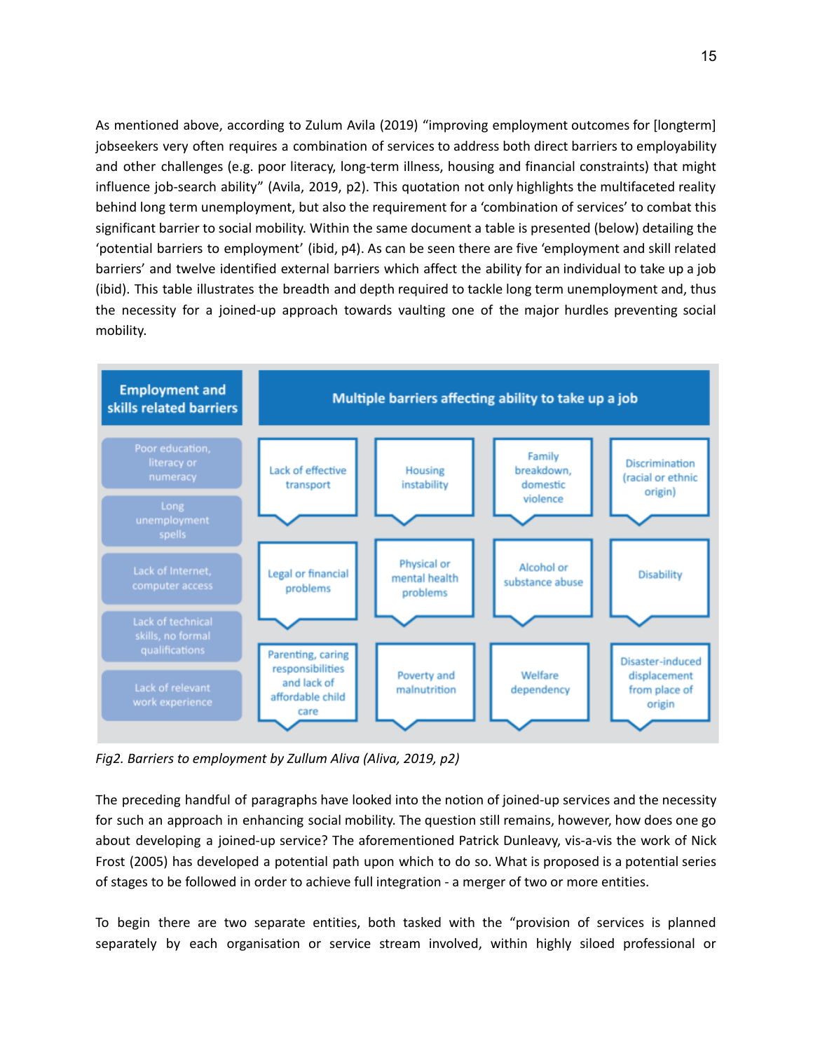As mentioned above, according to Zulum Avila (2019) "improving employment outcomes for [longterm] jobseekers very often requires a combination of services to address both direct barriers to employability and other challenges (e.g. poor literacy, long-term illness, housing and financial constraints) that might influence job-search ability" (Avila, 2019, p2). This quotation not only highlights the multifaceted reality behind long term unemployment, but also the requirement for a 'combination of services' to combat this significant barrier to social mobility. Within the same document a table is presented (below) detailing the 'potential barriers to employment' (ibid, p4). As can be seen there are five 'employment and skill related barriers' and twelve identified external barriers which affect the ability for an individual to take up a job (ibid). This table illustrates the breadth and depth required to tackle long term unemployment and, thus the necessity for a joined-up approach towards vaulting one of the major hurdles preventing social mobility.

| Employment and skills related barriers | Multiple barriers affecting ability to take up a job | | | |
|---|---|---|---|---|
| Poor education, literacy or numeracy | Lack of effective transport | Housing instability | Family breakdown, domestic violence | Discrimination (racial or ethnic origin) |
| Long unemployment spells | | | | |
| Lack of Internet, computer access | Legal or financial problems | Physical or mental health problems | Alcohol or substance abuse | Disability |
| Lack of technical skills, no formal qualifications | | | | |
| Lack of relevant work experience | Parenting, caring responsibilities and lack of affordable child care | Poverty and malnutrition | Welfare dependency | Disaster-induced displacement from place of origin |

*Fig2. Barriers to employment by Zullum Aliva (Aliva, 2019, p2)*

The preceding handful of paragraphs have looked into the notion of joined-up services and the necessity for such an approach in enhancing social mobility. The question still remains, however, how does one go about developing a joined-up service? The aforementioned Patrick Dunleavy, vis-a-vis the work of Nick Frost (2005) has developed a potential path upon which to do so. What is proposed is a potential series of stages to be followed in order to achieve full integration - a merger of two or more entities.

To begin there are two separate entities, both tasked with the "provision of services is planned separately by each organisation or service stream involved, within highly siloed professional or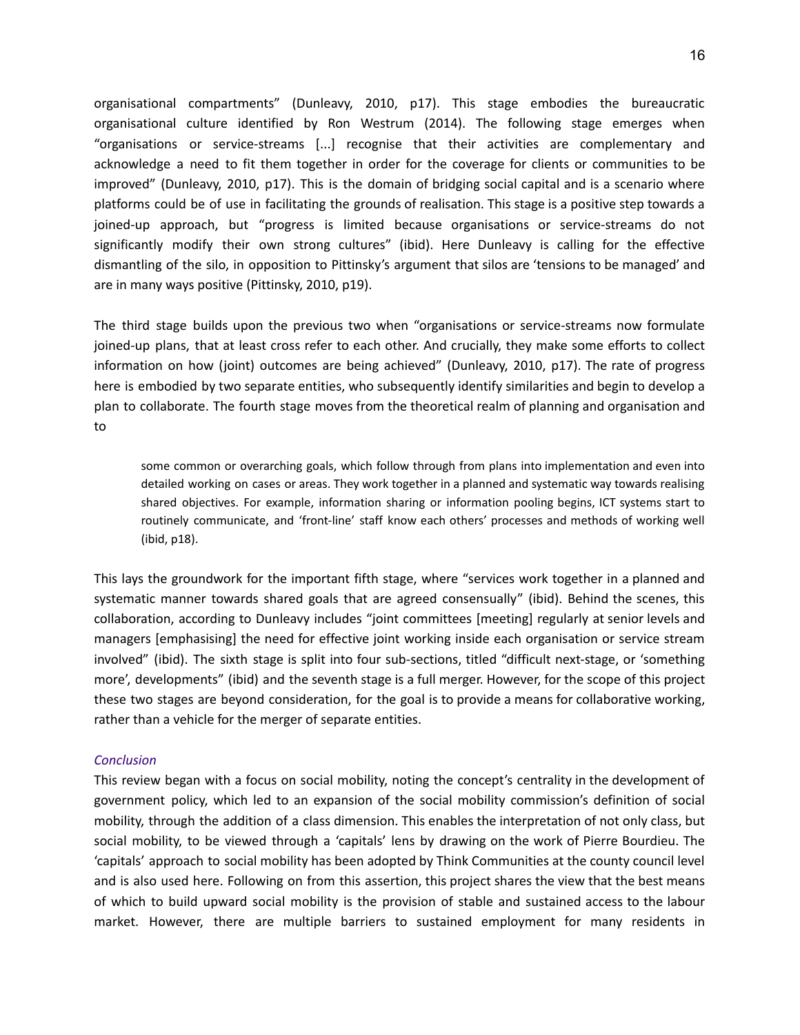organisational compartments" (Dunleavy, 2010, p17). This stage embodies the bureaucratic organisational culture identified by Ron Westrum (2014). The following stage emerges when "organisations or service-streams [...] recognise that their activities are complementary and acknowledge a need to fit them together in order for the coverage for clients or communities to be improved" (Dunleavy, 2010, p17). This is the domain of bridging social capital and is a scenario where platforms could be of use in facilitating the grounds of realisation. This stage is a positive step towards a joined-up approach, but "progress is limited because organisations or service-streams do not significantly modify their own strong cultures" (ibid). Here Dunleavy is calling for the effective dismantling of the silo, in opposition to Pittinsky's argument that silos are 'tensions to be managed' and are in many ways positive (Pittinsky, 2010, p19).

The third stage builds upon the previous two when "organisations or service-streams now formulate joined-up plans, that at least cross refer to each other. And crucially, they make some efforts to collect information on how (joint) outcomes are being achieved" (Dunleavy, 2010, p17). The rate of progress here is embodied by two separate entities, who subsequently identify similarities and begin to develop a plan to collaborate. The fourth stage moves from the theoretical realm of planning and organisation and to

> some common or overarching goals, which follow through from plans into implementation and even into detailed working on cases or areas. They work together in a planned and systematic way towards realising shared objectives. For example, information sharing or information pooling begins, ICT systems start to routinely communicate, and 'front-line' staff know each others' processes and methods of working well (ibid, p18).

This lays the groundwork for the important fifth stage, where "services work together in a planned and systematic manner towards shared goals that are agreed consensually" (ibid). Behind the scenes, this collaboration, according to Dunleavy includes "joint committees [meeting] regularly at senior levels and managers [emphasising] the need for effective joint working inside each organisation or service stream involved" (ibid). The sixth stage is split into four sub-sections, titled "difficult next-stage, or 'something more', developments" (ibid) and the seventh stage is a full merger. However, for the scope of this project these two stages are beyond consideration, for the goal is to provide a means for collaborative working, rather than a vehicle for the merger of separate entities.

### *Conclusion*

This review began with a focus on social mobility, noting the concept's centrality in the development of government policy, which led to an expansion of the social mobility commission's definition of social mobility, through the addition of a class dimension. This enables the interpretation of not only class, but social mobility, to be viewed through a 'capitals' lens by drawing on the work of Pierre Bourdieu. The 'capitals' approach to social mobility has been adopted by Think Communities at the county council level and is also used here. Following on from this assertion, this project shares the view that the best means of which to build upward social mobility is the provision of stable and sustained access to the labour market. However, there are multiple barriers to sustained employment for many residents in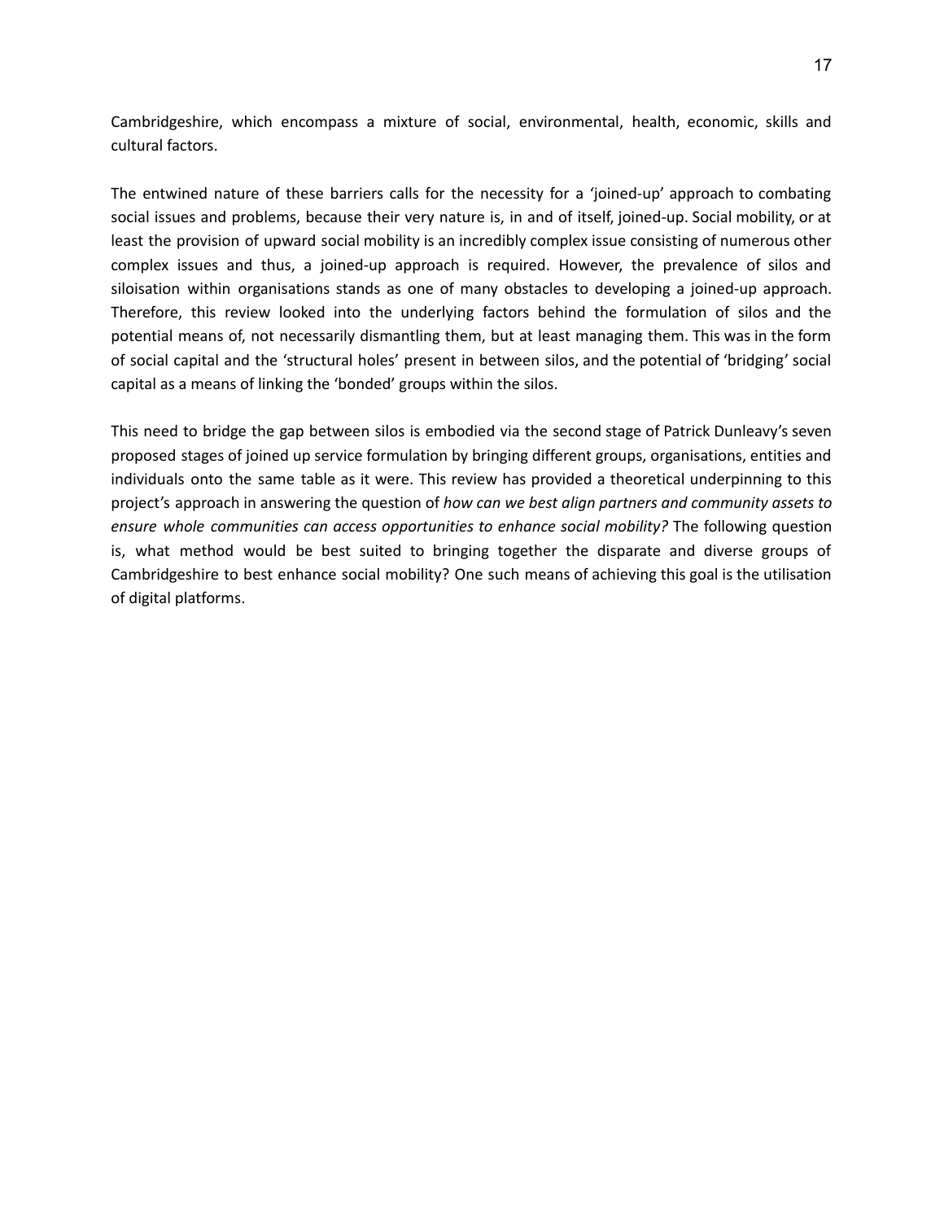Cambridgeshire, which encompass a mixture of social, environmental, health, economic, skills and cultural factors.

The entwined nature of these barriers calls for the necessity for a 'joined-up' approach to combating social issues and problems, because their very nature is, in and of itself, joined-up. Social mobility, or at least the provision of upward social mobility is an incredibly complex issue consisting of numerous other complex issues and thus, a joined-up approach is required. However, the prevalence of silos and siloisation within organisations stands as one of many obstacles to developing a joined-up approach. Therefore, this review looked into the underlying factors behind the formulation of silos and the potential means of, not necessarily dismantling them, but at least managing them. This was in the form of social capital and the 'structural holes' present in between silos, and the potential of 'bridging' social capital as a means of linking the 'bonded' groups within the silos.

This need to bridge the gap between silos is embodied via the second stage of Patrick Dunleavy's seven proposed stages of joined up service formulation by bringing different groups, organisations, entities and individuals onto the same table as it were. This review has provided a theoretical underpinning to this project's approach in answering the question of *how can we best align partners and community assets to ensure whole communities can access opportunities to enhance social mobility?* The following question is, what method would be best suited to bringing together the disparate and diverse groups of Cambridgeshire to best enhance social mobility? One such means of achieving this goal is the utilisation of digital platforms.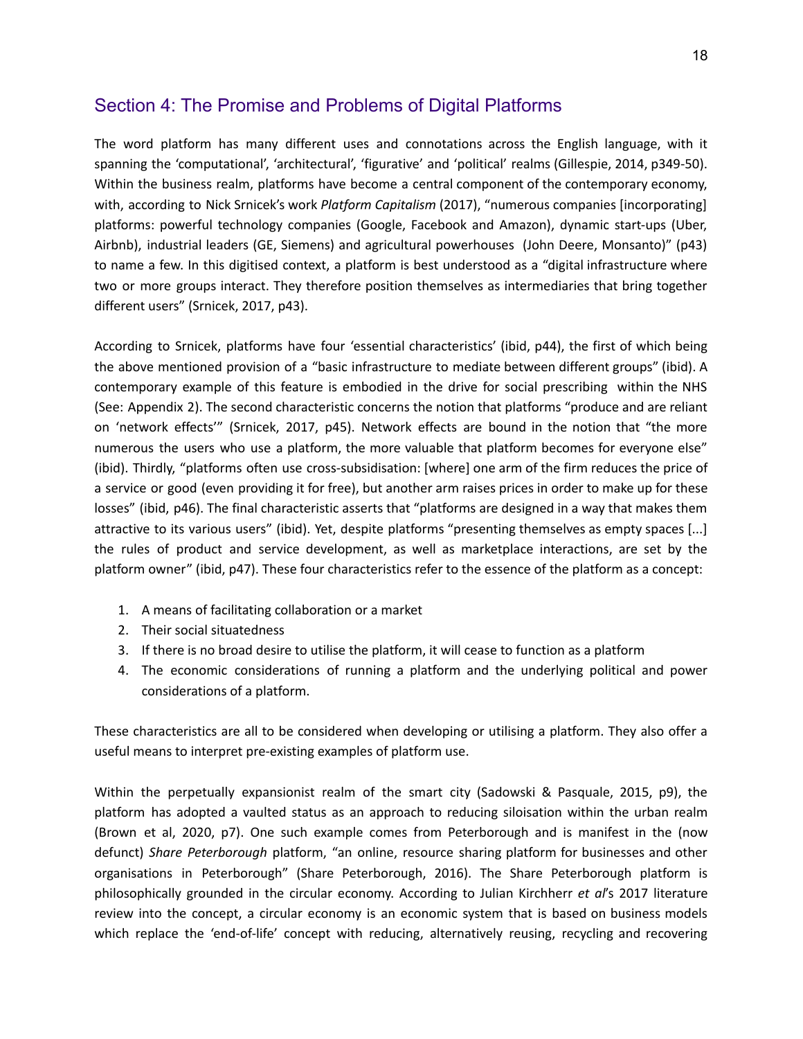## Section 4: The Promise and Problems of Digital Platforms

The word platform has many different uses and connotations across the English language, with it spanning the 'computational', 'architectural', 'figurative' and 'political' realms (Gillespie, 2014, p349-50). Within the business realm, platforms have become a central component of the contemporary economy, with, according to Nick Srnicek's work *Platform Capitalism* (2017), "numerous companies [incorporating] platforms: powerful technology companies (Google, Facebook and Amazon), dynamic start-ups (Uber, Airbnb), industrial leaders (GE, Siemens) and agricultural powerhouses (John Deere, Monsanto)" (p43) to name a few. In this digitised context, a platform is best understood as a "digital infrastructure where two or more groups interact. They therefore position themselves as intermediaries that bring together different users" (Srnicek, 2017, p43).

According to Srnicek, platforms have four 'essential characteristics' (ibid, p44), the first of which being the above mentioned provision of a "basic infrastructure to mediate between different groups" (ibid). A contemporary example of this feature is embodied in the drive for social prescribing within the NHS (See: Appendix 2). The second characteristic concerns the notion that platforms "produce and are reliant on 'network effects'" (Srnicek, 2017, p45). Network effects are bound in the notion that "the more numerous the users who use a platform, the more valuable that platform becomes for everyone else" (ibid). Thirdly, "platforms often use cross-subsidisation: [where] one arm of the firm reduces the price of a service or good (even providing it for free), but another arm raises prices in order to make up for these losses" (ibid, p46). The final characteristic asserts that "platforms are designed in a way that makes them attractive to its various users" (ibid). Yet, despite platforms "presenting themselves as empty spaces [...] the rules of product and service development, as well as marketplace interactions, are set by the platform owner" (ibid, p47). These four characteristics refer to the essence of the platform as a concept:

1. A means of facilitating collaboration or a market
2. Their social situatedness
3. If there is no broad desire to utilise the platform, it will cease to function as a platform
4. The economic considerations of running a platform and the underlying political and power considerations of a platform.

These characteristics are all to be considered when developing or utilising a platform. They also offer a useful means to interpret pre-existing examples of platform use.

Within the perpetually expansionist realm of the smart city (Sadowski & Pasquale, 2015, p9), the platform has adopted a vaulted status as an approach to reducing siloisation within the urban realm (Brown et al, 2020, p7). One such example comes from Peterborough and is manifest in the (now defunct) *Share Peterborough* platform, "an online, resource sharing platform for businesses and other organisations in Peterborough" (Share Peterborough, 2016). The Share Peterborough platform is philosophically grounded in the circular economy. According to Julian Kirchherr *et al*'s 2017 literature review into the concept, a circular economy is an economic system that is based on business models which replace the 'end-of-life' concept with reducing, alternatively reusing, recycling and recovering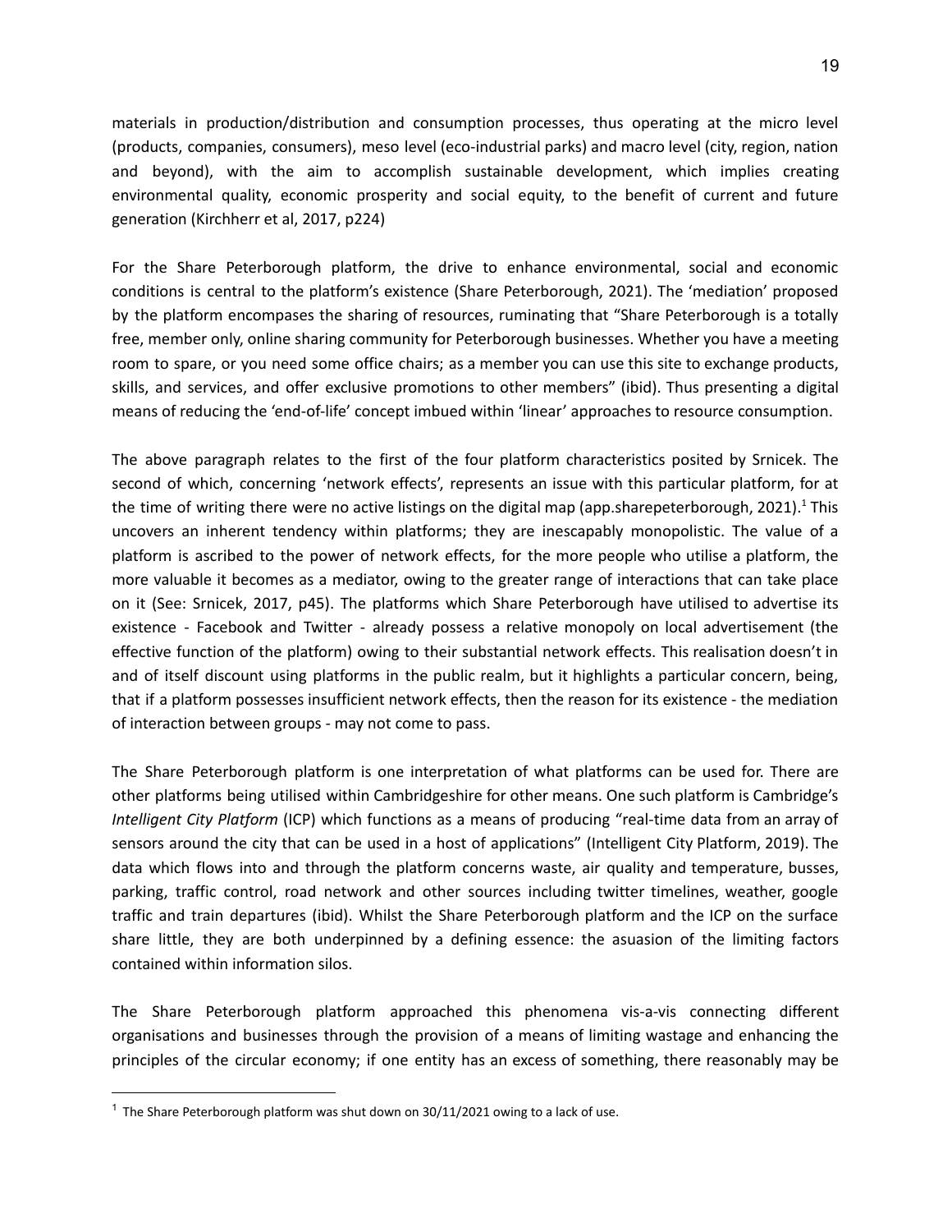materials in production/distribution and consumption processes, thus operating at the micro level (products, companies, consumers), meso level (eco-industrial parks) and macro level (city, region, nation and beyond), with the aim to accomplish sustainable development, which implies creating environmental quality, economic prosperity and social equity, to the benefit of current and future generation (Kirchherr et al, 2017, p224)

For the Share Peterborough platform, the drive to enhance environmental, social and economic conditions is central to the platform's existence (Share Peterborough, 2021). The 'mediation' proposed by the platform encompases the sharing of resources, ruminating that "Share Peterborough is a totally free, member only, online sharing community for Peterborough businesses. Whether you have a meeting room to spare, or you need some office chairs; as a member you can use this site to exchange products, skills, and services, and offer exclusive promotions to other members" (ibid). Thus presenting a digital means of reducing the 'end-of-life' concept imbued within 'linear' approaches to resource consumption.

The above paragraph relates to the first of the four platform characteristics posited by Srnicek. The second of which, concerning 'network effects', represents an issue with this particular platform, for at the time of writing there were no active listings on the digital map (app.sharepeterborough, 2021).[1] This uncovers an inherent tendency within platforms; they are inescapably monopolistic. The value of a platform is ascribed to the power of network effects, for the more people who utilise a platform, the more valuable it becomes as a mediator, owing to the greater range of interactions that can take place on it (See: Srnicek, 2017, p45). The platforms which Share Peterborough have utilised to advertise its existence - Facebook and Twitter - already possess a relative monopoly on local advertisement (the effective function of the platform) owing to their substantial network effects. This realisation doesn't in and of itself discount using platforms in the public realm, but it highlights a particular concern, being, that if a platform possesses insufficient network effects, then the reason for its existence - the mediation of interaction between groups - may not come to pass.

The Share Peterborough platform is one interpretation of what platforms can be used for. There are other platforms being utilised within Cambridgeshire for other means. One such platform is Cambridge's *Intelligent City Platform* (ICP) which functions as a means of producing "real-time data from an array of sensors around the city that can be used in a host of applications" (Intelligent City Platform, 2019). The data which flows into and through the platform concerns waste, air quality and temperature, busses, parking, traffic control, road network and other sources including twitter timelines, weather, google traffic and train departures (ibid). Whilst the Share Peterborough platform and the ICP on the surface share little, they are both underpinned by a defining essence: the asuasion of the limiting factors contained within information silos.

The Share Peterborough platform approached this phenomena vis-a-vis connecting different organisations and businesses through the provision of a means of limiting wastage and enhancing the principles of the circular economy; if one entity has an excess of something, there reasonably may be

[1] The Share Peterborough platform was shut down on 30/11/2021 owing to a lack of use.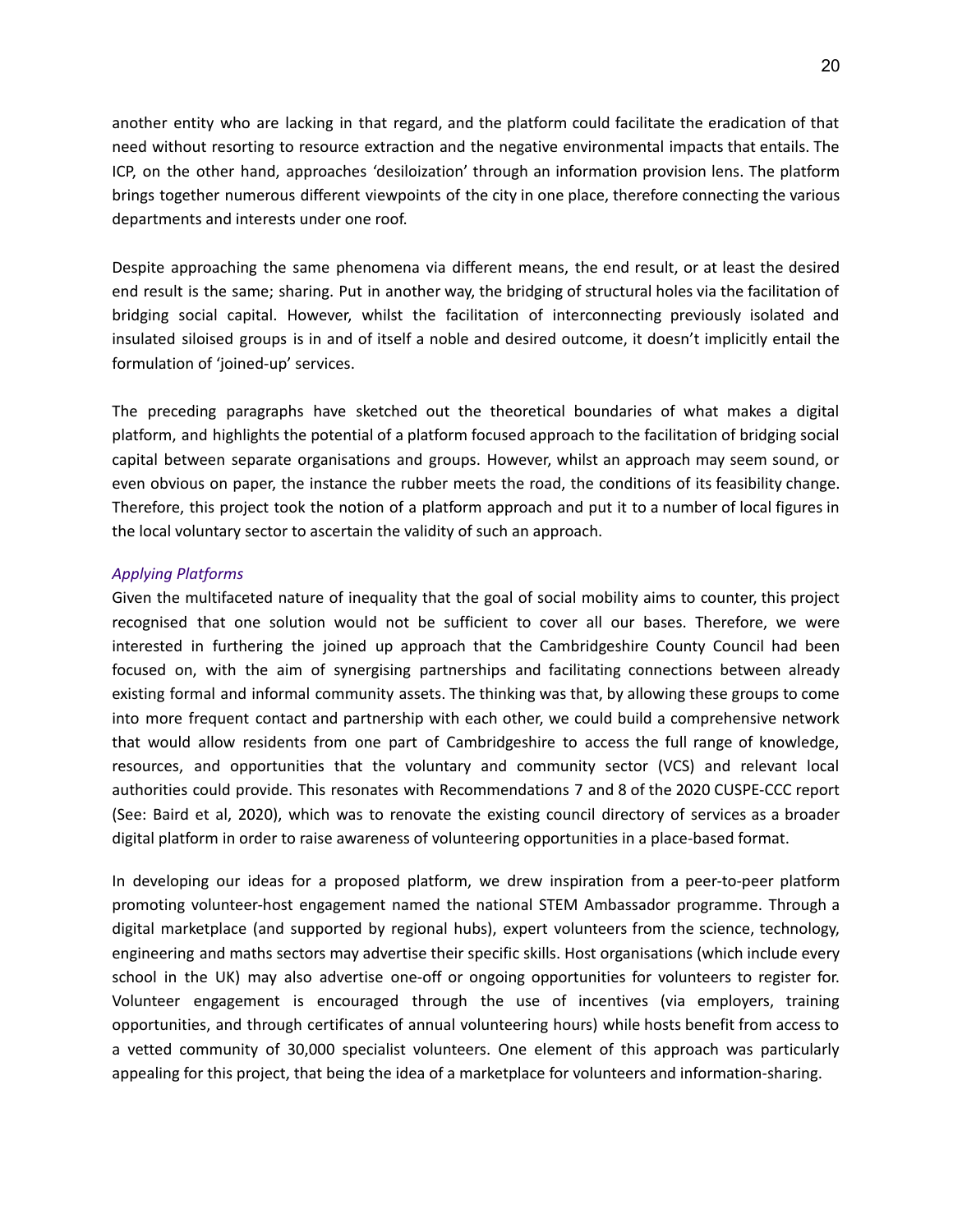another entity who are lacking in that regard, and the platform could facilitate the eradication of that need without resorting to resource extraction and the negative environmental impacts that entails. The ICP, on the other hand, approaches 'desiloization' through an information provision lens. The platform brings together numerous different viewpoints of the city in one place, therefore connecting the various departments and interests under one roof.

Despite approaching the same phenomena via different means, the end result, or at least the desired end result is the same; sharing. Put in another way, the bridging of structural holes via the facilitation of bridging social capital. However, whilst the facilitation of interconnecting previously isolated and insulated siloised groups is in and of itself a noble and desired outcome, it doesn't implicitly entail the formulation of 'joined-up' services.

The preceding paragraphs have sketched out the theoretical boundaries of what makes a digital platform, and highlights the potential of a platform focused approach to the facilitation of bridging social capital between separate organisations and groups. However, whilst an approach may seem sound, or even obvious on paper, the instance the rubber meets the road, the conditions of its feasibility change. Therefore, this project took the notion of a platform approach and put it to a number of local figures in the local voluntary sector to ascertain the validity of such an approach.

### *Applying Platforms*

Given the multifaceted nature of inequality that the goal of social mobility aims to counter, this project recognised that one solution would not be sufficient to cover all our bases. Therefore, we were interested in furthering the joined up approach that the Cambridgeshire County Council had been focused on, with the aim of synergising partnerships and facilitating connections between already existing formal and informal community assets. The thinking was that, by allowing these groups to come into more frequent contact and partnership with each other, we could build a comprehensive network that would allow residents from one part of Cambridgeshire to access the full range of knowledge, resources, and opportunities that the voluntary and community sector (VCS) and relevant local authorities could provide. This resonates with Recommendations 7 and 8 of the 2020 CUSPE-CCC report (See: Baird et al, 2020), which was to renovate the existing council directory of services as a broader digital platform in order to raise awareness of volunteering opportunities in a place-based format.

In developing our ideas for a proposed platform, we drew inspiration from a peer-to-peer platform promoting volunteer-host engagement named the national STEM Ambassador programme. Through a digital marketplace (and supported by regional hubs), expert volunteers from the science, technology, engineering and maths sectors may advertise their specific skills. Host organisations (which include every school in the UK) may also advertise one-off or ongoing opportunities for volunteers to register for. Volunteer engagement is encouraged through the use of incentives (via employers, training opportunities, and through certificates of annual volunteering hours) while hosts benefit from access to a vetted community of 30,000 specialist volunteers. One element of this approach was particularly appealing for this project, that being the idea of a marketplace for volunteers and information-sharing.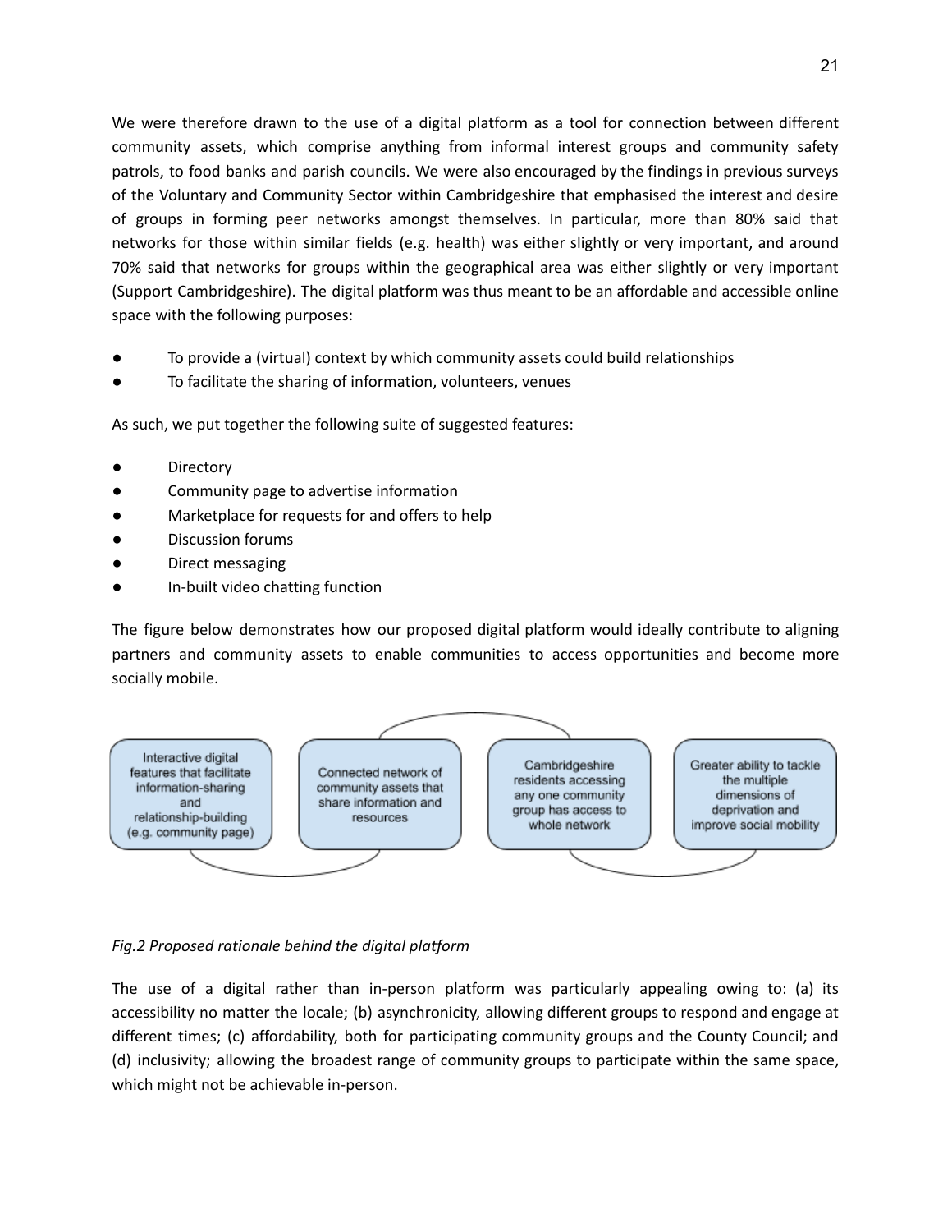We were therefore drawn to the use of a digital platform as a tool for connection between different community assets, which comprise anything from informal interest groups and community safety patrols, to food banks and parish councils. We were also encouraged by the findings in previous surveys of the Voluntary and Community Sector within Cambridgeshire that emphasised the interest and desire of groups in forming peer networks amongst themselves. In particular, more than 80% said that networks for those within similar fields (e.g. health) was either slightly or very important, and around 70% said that networks for groups within the geographical area was either slightly or very important (Support Cambridgeshire). The digital platform was thus meant to be an affordable and accessible online space with the following purposes:

- To provide a (virtual) context by which community assets could build relationships
- To facilitate the sharing of information, volunteers, venues

As such, we put together the following suite of suggested features:

- Directory
- Community page to advertise information
- Marketplace for requests for and offers to help
- Discussion forums
- Direct messaging
- In-built video chatting function

The figure below demonstrates how our proposed digital platform would ideally contribute to aligning partners and community assets to enable communities to access opportunities and become more socially mobile.

Interactive digital features that facilitate information-sharing and relationship-building (e.g. community page) → Connected network of community assets that share information and resources → Cambridgeshire residents accessing any one community group has access to whole network → Greater ability to tackle the multiple dimensions of deprivation and improve social mobility

*Fig.2 Proposed rationale behind the digital platform*

The use of a digital rather than in-person platform was particularly appealing owing to: (a) its accessibility no matter the locale; (b) asynchronicity, allowing different groups to respond and engage at different times; (c) affordability, both for participating community groups and the County Council; and (d) inclusivity; allowing the broadest range of community groups to participate within the same space, which might not be achievable in-person.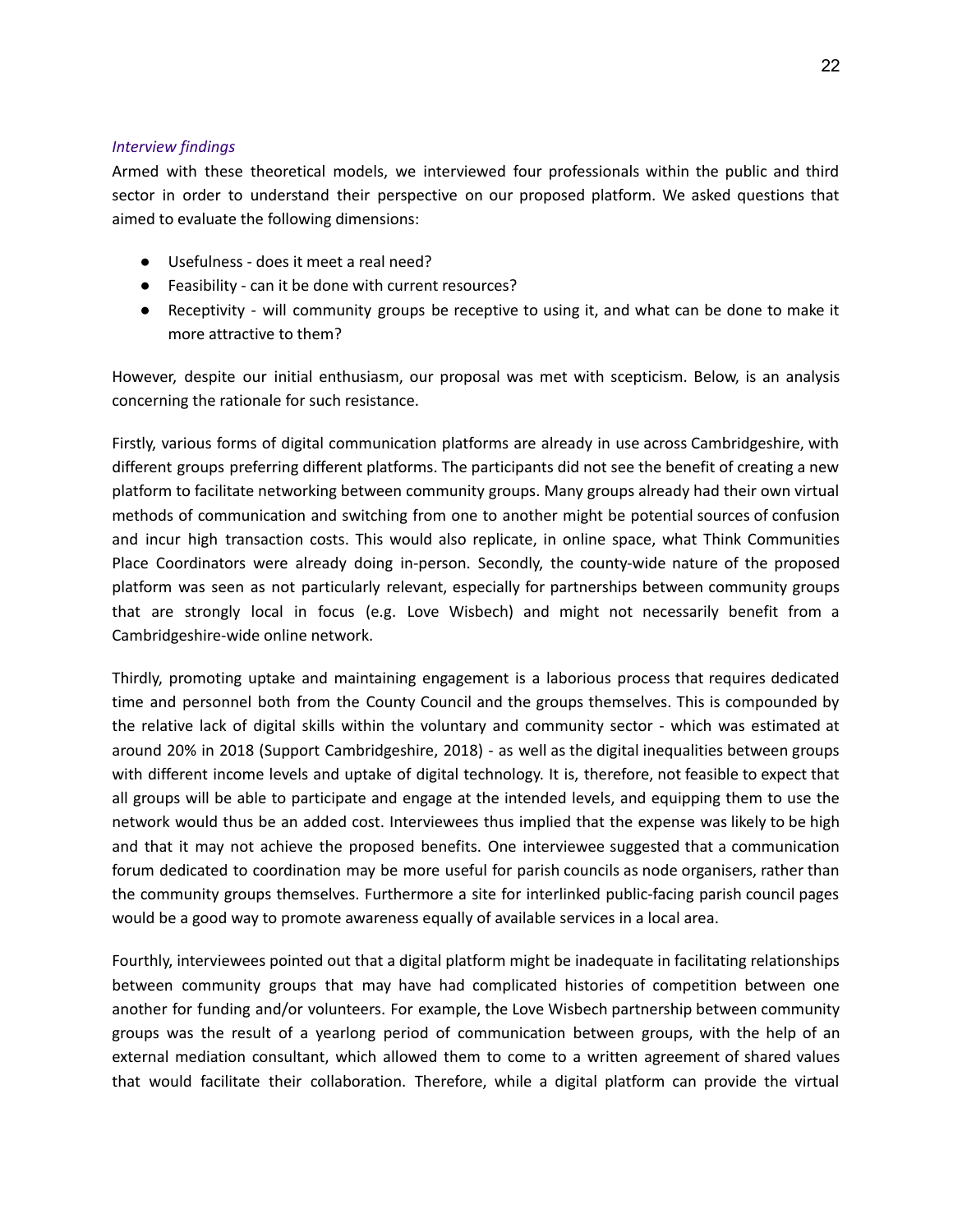*Interview findings*

Armed with these theoretical models, we interviewed four professionals within the public and third sector in order to understand their perspective on our proposed platform. We asked questions that aimed to evaluate the following dimensions:

- Usefulness - does it meet a real need?
- Feasibility - can it be done with current resources?
- Receptivity - will community groups be receptive to using it, and what can be done to make it more attractive to them?

However, despite our initial enthusiasm, our proposal was met with scepticism. Below, is an analysis concerning the rationale for such resistance.

Firstly, various forms of digital communication platforms are already in use across Cambridgeshire, with different groups preferring different platforms. The participants did not see the benefit of creating a new platform to facilitate networking between community groups. Many groups already had their own virtual methods of communication and switching from one to another might be potential sources of confusion and incur high transaction costs. This would also replicate, in online space, what Think Communities Place Coordinators were already doing in-person. Secondly, the county-wide nature of the proposed platform was seen as not particularly relevant, especially for partnerships between community groups that are strongly local in focus (e.g. Love Wisbech) and might not necessarily benefit from a Cambridgeshire-wide online network.

Thirdly, promoting uptake and maintaining engagement is a laborious process that requires dedicated time and personnel both from the County Council and the groups themselves. This is compounded by the relative lack of digital skills within the voluntary and community sector - which was estimated at around 20% in 2018 (Support Cambridgeshire, 2018) - as well as the digital inequalities between groups with different income levels and uptake of digital technology. It is, therefore, not feasible to expect that all groups will be able to participate and engage at the intended levels, and equipping them to use the network would thus be an added cost. Interviewees thus implied that the expense was likely to be high and that it may not achieve the proposed benefits. One interviewee suggested that a communication forum dedicated to coordination may be more useful for parish councils as node organisers, rather than the community groups themselves. Furthermore a site for interlinked public-facing parish council pages would be a good way to promote awareness equally of available services in a local area.

Fourthly, interviewees pointed out that a digital platform might be inadequate in facilitating relationships between community groups that may have had complicated histories of competition between one another for funding and/or volunteers. For example, the Love Wisbech partnership between community groups was the result of a yearlong period of communication between groups, with the help of an external mediation consultant, which allowed them to come to a written agreement of shared values that would facilitate their collaboration. Therefore, while a digital platform can provide the virtual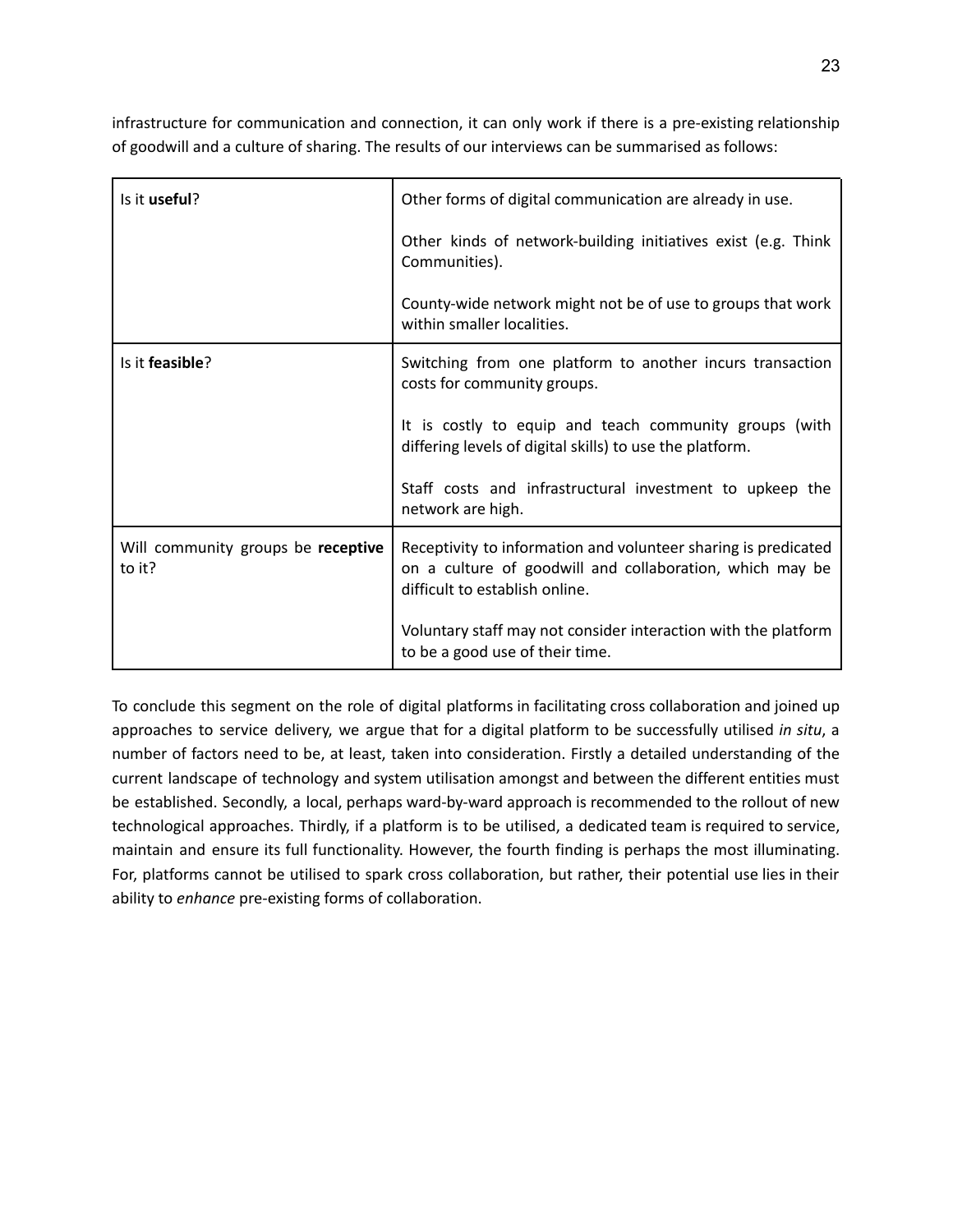infrastructure for communication and connection, it can only work if there is a pre-existing relationship of goodwill and a culture of sharing. The results of our interviews can be summarised as follows:

| | |
|---|---|
| Is it **useful**? | Other forms of digital communication are already in use.<br><br>Other kinds of network-building initiatives exist (e.g. Think Communities).<br><br>County-wide network might not be of use to groups that work within smaller localities. |
| Is it **feasible**? | Switching from one platform to another incurs transaction costs for community groups.<br><br>It is costly to equip and teach community groups (with differing levels of digital skills) to use the platform.<br><br>Staff costs and infrastructural investment to upkeep the network are high. |
| Will community groups be **receptive** to it? | Receptivity to information and volunteer sharing is predicated on a culture of goodwill and collaboration, which may be difficult to establish online.<br><br>Voluntary staff may not consider interaction with the platform to be a good use of their time. |

To conclude this segment on the role of digital platforms in facilitating cross collaboration and joined up approaches to service delivery, we argue that for a digital platform to be successfully utilised *in situ*, a number of factors need to be, at least, taken into consideration. Firstly a detailed understanding of the current landscape of technology and system utilisation amongst and between the different entities must be established. Secondly, a local, perhaps ward-by-ward approach is recommended to the rollout of new technological approaches. Thirdly, if a platform is to be utilised, a dedicated team is required to service, maintain and ensure its full functionality. However, the fourth finding is perhaps the most illuminating. For, platforms cannot be utilised to spark cross collaboration, but rather, their potential use lies in their ability to *enhance* pre-existing forms of collaboration.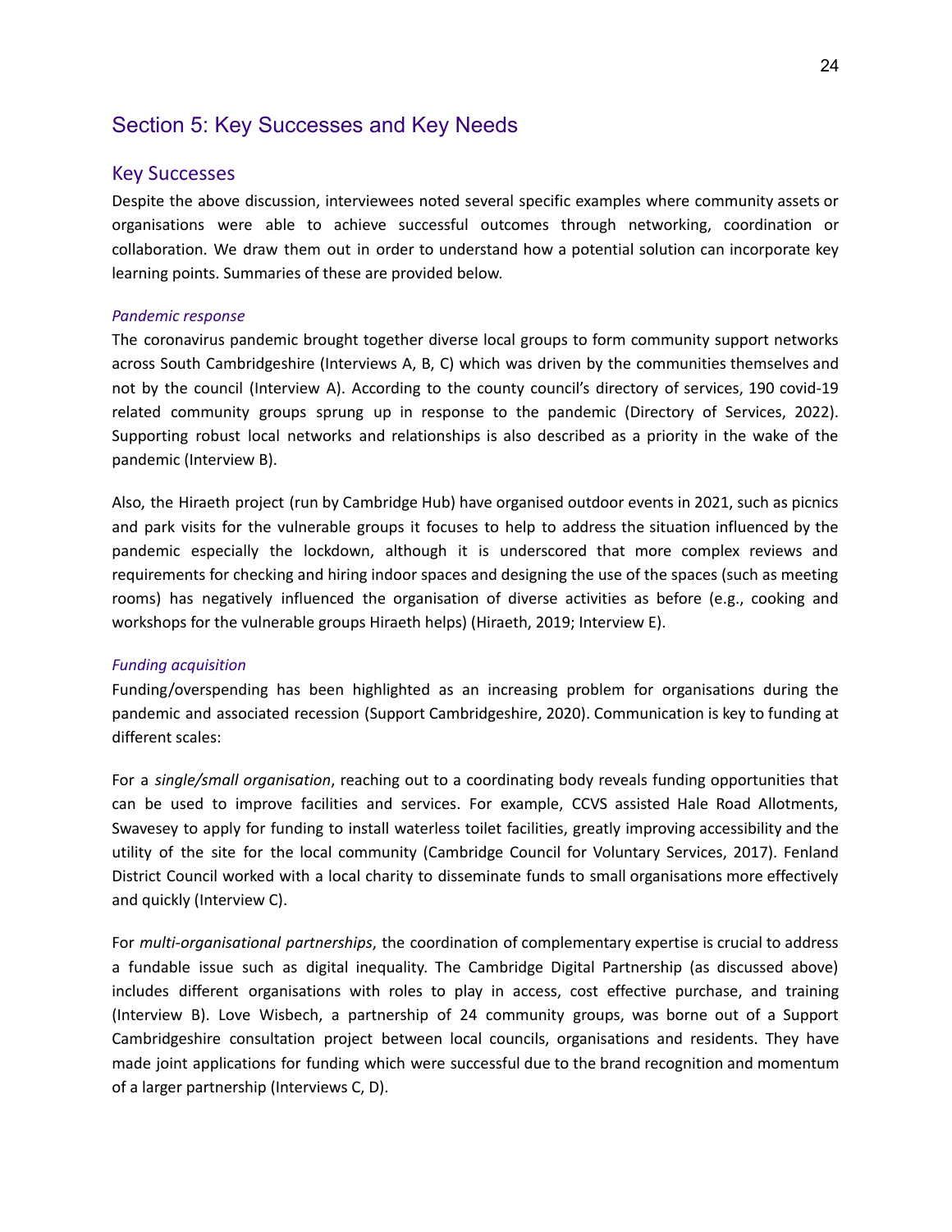## Section 5: Key Successes and Key Needs

### Key Successes

Despite the above discussion, interviewees noted several specific examples where community assets or organisations were able to achieve successful outcomes through networking, coordination or collaboration. We draw them out in order to understand how a potential solution can incorporate key learning points. Summaries of these are provided below.

*Pandemic response*

The coronavirus pandemic brought together diverse local groups to form community support networks across South Cambridgeshire (Interviews A, B, C) which was driven by the communities themselves and not by the council (Interview A). According to the county council's directory of services, 190 covid-19 related community groups sprung up in response to the pandemic (Directory of Services, 2022). Supporting robust local networks and relationships is also described as a priority in the wake of the pandemic (Interview B).

Also, the Hiraeth project (run by Cambridge Hub) have organised outdoor events in 2021, such as picnics and park visits for the vulnerable groups it focuses to help to address the situation influenced by the pandemic especially the lockdown, although it is underscored that more complex reviews and requirements for checking and hiring indoor spaces and designing the use of the spaces (such as meeting rooms) has negatively influenced the organisation of diverse activities as before (e.g., cooking and workshops for the vulnerable groups Hiraeth helps) (Hiraeth, 2019; Interview E).

*Funding acquisition*

Funding/overspending has been highlighted as an increasing problem for organisations during the pandemic and associated recession (Support Cambridgeshire, 2020). Communication is key to funding at different scales:

For a *single/small organisation*, reaching out to a coordinating body reveals funding opportunities that can be used to improve facilities and services. For example, CCVS assisted Hale Road Allotments, Swavesey to apply for funding to install waterless toilet facilities, greatly improving accessibility and the utility of the site for the local community (Cambridge Council for Voluntary Services, 2017). Fenland District Council worked with a local charity to disseminate funds to small organisations more effectively and quickly (Interview C).

For *multi-organisational partnerships*, the coordination of complementary expertise is crucial to address a fundable issue such as digital inequality. The Cambridge Digital Partnership (as discussed above) includes different organisations with roles to play in access, cost effective purchase, and training (Interview B). Love Wisbech, a partnership of 24 community groups, was borne out of a Support Cambridgeshire consultation project between local councils, organisations and residents. They have made joint applications for funding which were successful due to the brand recognition and momentum of a larger partnership (Interviews C, D).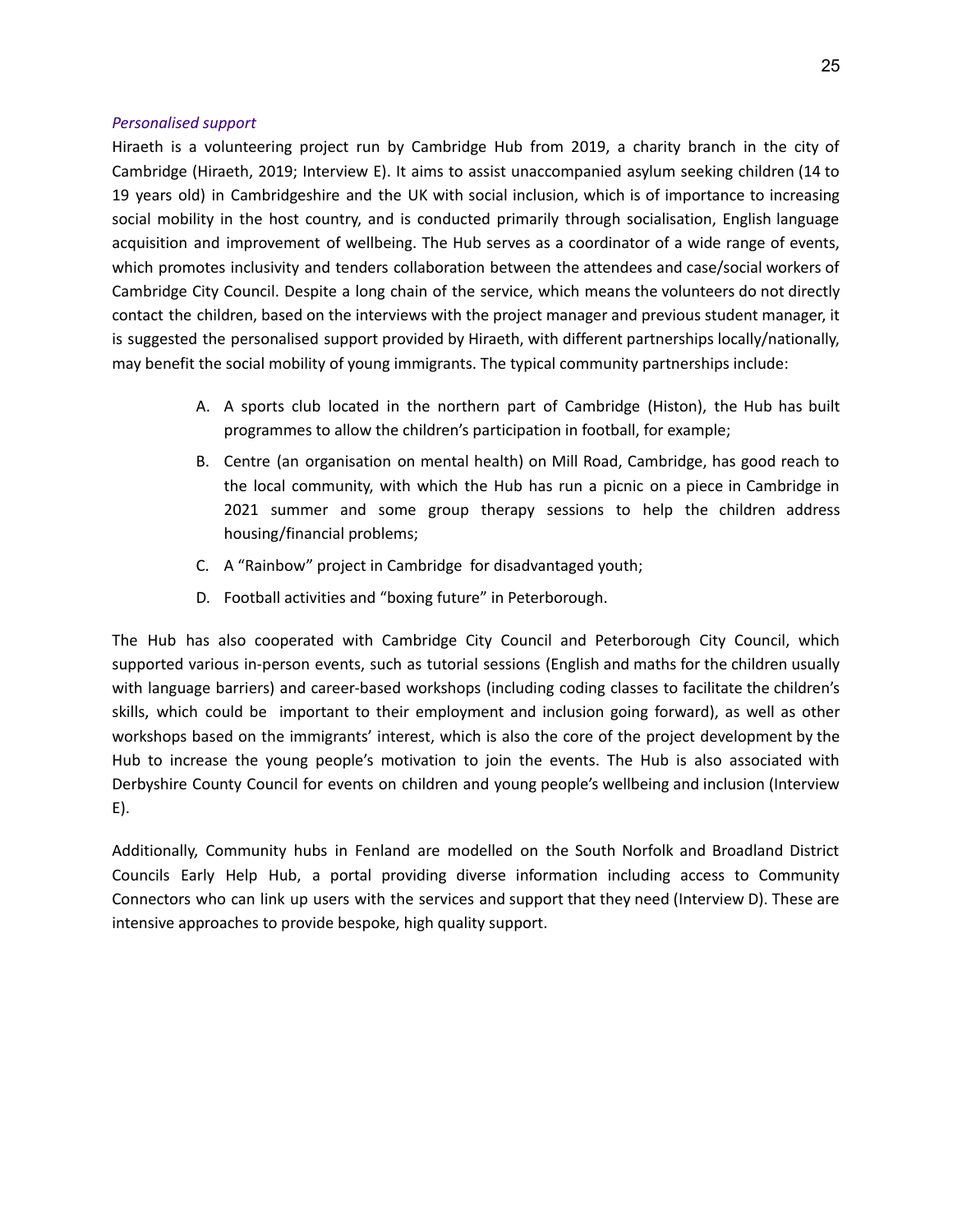*Personalised support*

Hiraeth is a volunteering project run by Cambridge Hub from 2019, a charity branch in the city of Cambridge (Hiraeth, 2019; Interview E). It aims to assist unaccompanied asylum seeking children (14 to 19 years old) in Cambridgeshire and the UK with social inclusion, which is of importance to increasing social mobility in the host country, and is conducted primarily through socialisation, English language acquisition and improvement of wellbeing. The Hub serves as a coordinator of a wide range of events, which promotes inclusivity and tenders collaboration between the attendees and case/social workers of Cambridge City Council. Despite a long chain of the service, which means the volunteers do not directly contact the children, based on the interviews with the project manager and previous student manager, it is suggested the personalised support provided by Hiraeth, with different partnerships locally/nationally, may benefit the social mobility of young immigrants. The typical community partnerships include:

A. A sports club located in the northern part of Cambridge (Histon), the Hub has built programmes to allow the children's participation in football, for example;
B. Centre (an organisation on mental health) on Mill Road, Cambridge, has good reach to the local community, with which the Hub has run a picnic on a piece in Cambridge in 2021 summer and some group therapy sessions to help the children address housing/financial problems;
C. A "Rainbow" project in Cambridge for disadvantaged youth;
D. Football activities and "boxing future" in Peterborough.

The Hub has also cooperated with Cambridge City Council and Peterborough City Council, which supported various in-person events, such as tutorial sessions (English and maths for the children usually with language barriers) and career-based workshops (including coding classes to facilitate the children's skills, which could be important to their employment and inclusion going forward), as well as other workshops based on the immigrants' interest, which is also the core of the project development by the Hub to increase the young people's motivation to join the events. The Hub is also associated with Derbyshire County Council for events on children and young people's wellbeing and inclusion (Interview E).

Additionally, Community hubs in Fenland are modelled on the South Norfolk and Broadland District Councils Early Help Hub, a portal providing diverse information including access to Community Connectors who can link up users with the services and support that they need (Interview D). These are intensive approaches to provide bespoke, high quality support.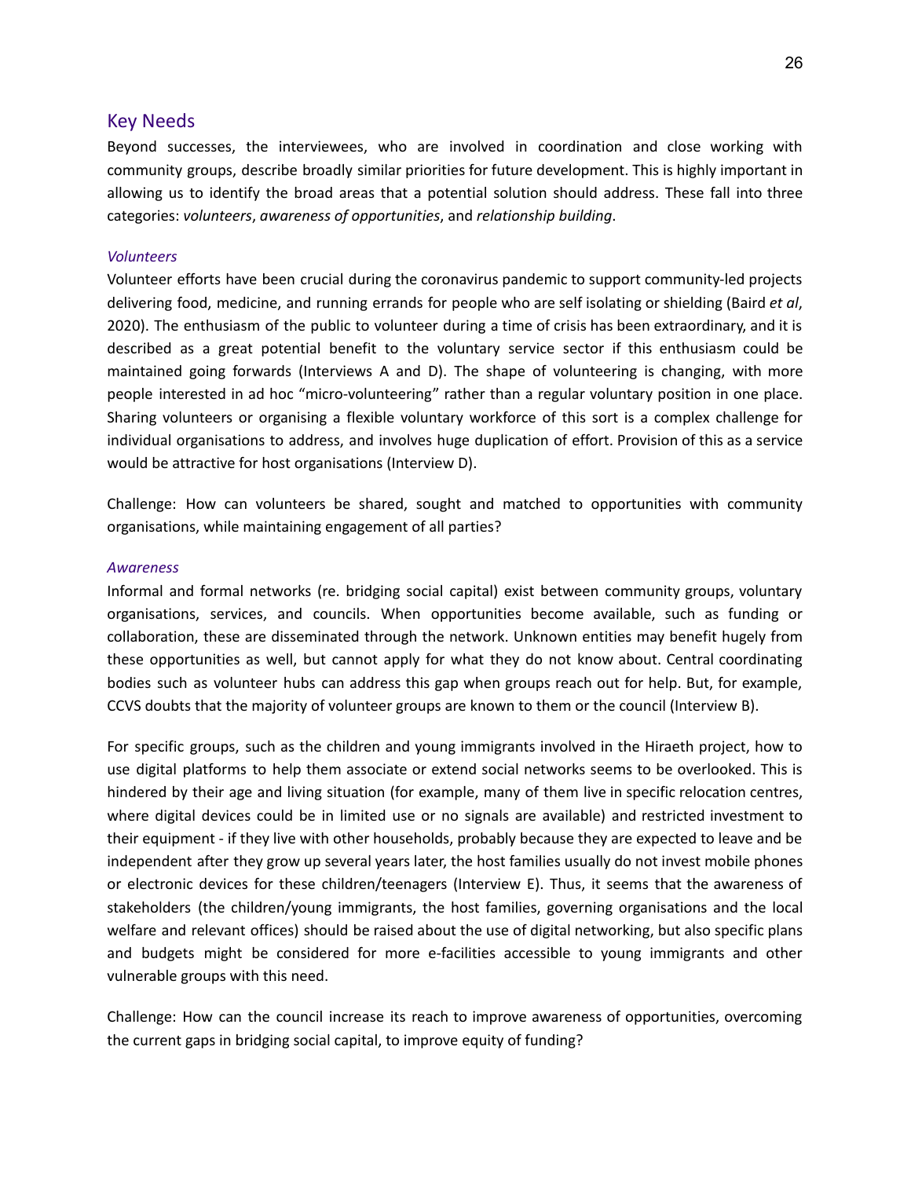## Key Needs

Beyond successes, the interviewees, who are involved in coordination and close working with community groups, describe broadly similar priorities for future development. This is highly important in allowing us to identify the broad areas that a potential solution should address. These fall into three categories: *volunteers*, *awareness of opportunities*, and *relationship building*.

### *Volunteers*

Volunteer efforts have been crucial during the coronavirus pandemic to support community-led projects delivering food, medicine, and running errands for people who are self isolating or shielding (Baird *et al*, 2020). The enthusiasm of the public to volunteer during a time of crisis has been extraordinary, and it is described as a great potential benefit to the voluntary service sector if this enthusiasm could be maintained going forwards (Interviews A and D). The shape of volunteering is changing, with more people interested in ad hoc "micro-volunteering" rather than a regular voluntary position in one place. Sharing volunteers or organising a flexible voluntary workforce of this sort is a complex challenge for individual organisations to address, and involves huge duplication of effort. Provision of this as a service would be attractive for host organisations (Interview D).

Challenge: How can volunteers be shared, sought and matched to opportunities with community organisations, while maintaining engagement of all parties?

### *Awareness*

Informal and formal networks (re. bridging social capital) exist between community groups, voluntary organisations, services, and councils. When opportunities become available, such as funding or collaboration, these are disseminated through the network. Unknown entities may benefit hugely from these opportunities as well, but cannot apply for what they do not know about. Central coordinating bodies such as volunteer hubs can address this gap when groups reach out for help. But, for example, CCVS doubts that the majority of volunteer groups are known to them or the council (Interview B).

For specific groups, such as the children and young immigrants involved in the Hiraeth project, how to use digital platforms to help them associate or extend social networks seems to be overlooked. This is hindered by their age and living situation (for example, many of them live in specific relocation centres, where digital devices could be in limited use or no signals are available) and restricted investment to their equipment - if they live with other households, probably because they are expected to leave and be independent after they grow up several years later, the host families usually do not invest mobile phones or electronic devices for these children/teenagers (Interview E). Thus, it seems that the awareness of stakeholders (the children/young immigrants, the host families, governing organisations and the local welfare and relevant offices) should be raised about the use of digital networking, but also specific plans and budgets might be considered for more e-facilities accessible to young immigrants and other vulnerable groups with this need.

Challenge: How can the council increase its reach to improve awareness of opportunities, overcoming the current gaps in bridging social capital, to improve equity of funding?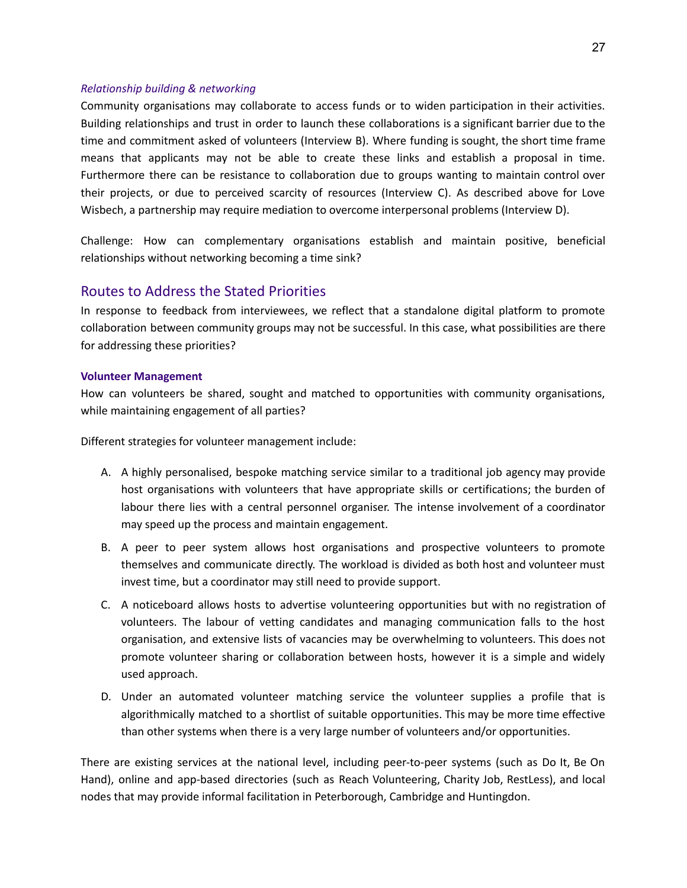*Relationship building & networking*

Community organisations may collaborate to access funds or to widen participation in their activities. Building relationships and trust in order to launch these collaborations is a significant barrier due to the time and commitment asked of volunteers (Interview B). Where funding is sought, the short time frame means that applicants may not be able to create these links and establish a proposal in time. Furthermore there can be resistance to collaboration due to groups wanting to maintain control over their projects, or due to perceived scarcity of resources (Interview C). As described above for Love Wisbech, a partnership may require mediation to overcome interpersonal problems (Interview D).

Challenge: How can complementary organisations establish and maintain positive, beneficial relationships without networking becoming a time sink?

## Routes to Address the Stated Priorities

In response to feedback from interviewees, we reflect that a standalone digital platform to promote collaboration between community groups may not be successful. In this case, what possibilities are there for addressing these priorities?

### Volunteer Management

How can volunteers be shared, sought and matched to opportunities with community organisations, while maintaining engagement of all parties?

Different strategies for volunteer management include:

A. A highly personalised, bespoke matching service similar to a traditional job agency may provide host organisations with volunteers that have appropriate skills or certifications; the burden of labour there lies with a central personnel organiser. The intense involvement of a coordinator may speed up the process and maintain engagement.

B. A peer to peer system allows host organisations and prospective volunteers to promote themselves and communicate directly. The workload is divided as both host and volunteer must invest time, but a coordinator may still need to provide support.

C. A noticeboard allows hosts to advertise volunteering opportunities but with no registration of volunteers. The labour of vetting candidates and managing communication falls to the host organisation, and extensive lists of vacancies may be overwhelming to volunteers. This does not promote volunteer sharing or collaboration between hosts, however it is a simple and widely used approach.

D. Under an automated volunteer matching service the volunteer supplies a profile that is algorithmically matched to a shortlist of suitable opportunities. This may be more time effective than other systems when there is a very large number of volunteers and/or opportunities.

There are existing services at the national level, including peer-to-peer systems (such as Do It, Be On Hand), online and app-based directories (such as Reach Volunteering, Charity Job, RestLess), and local nodes that may provide informal facilitation in Peterborough, Cambridge and Huntingdon.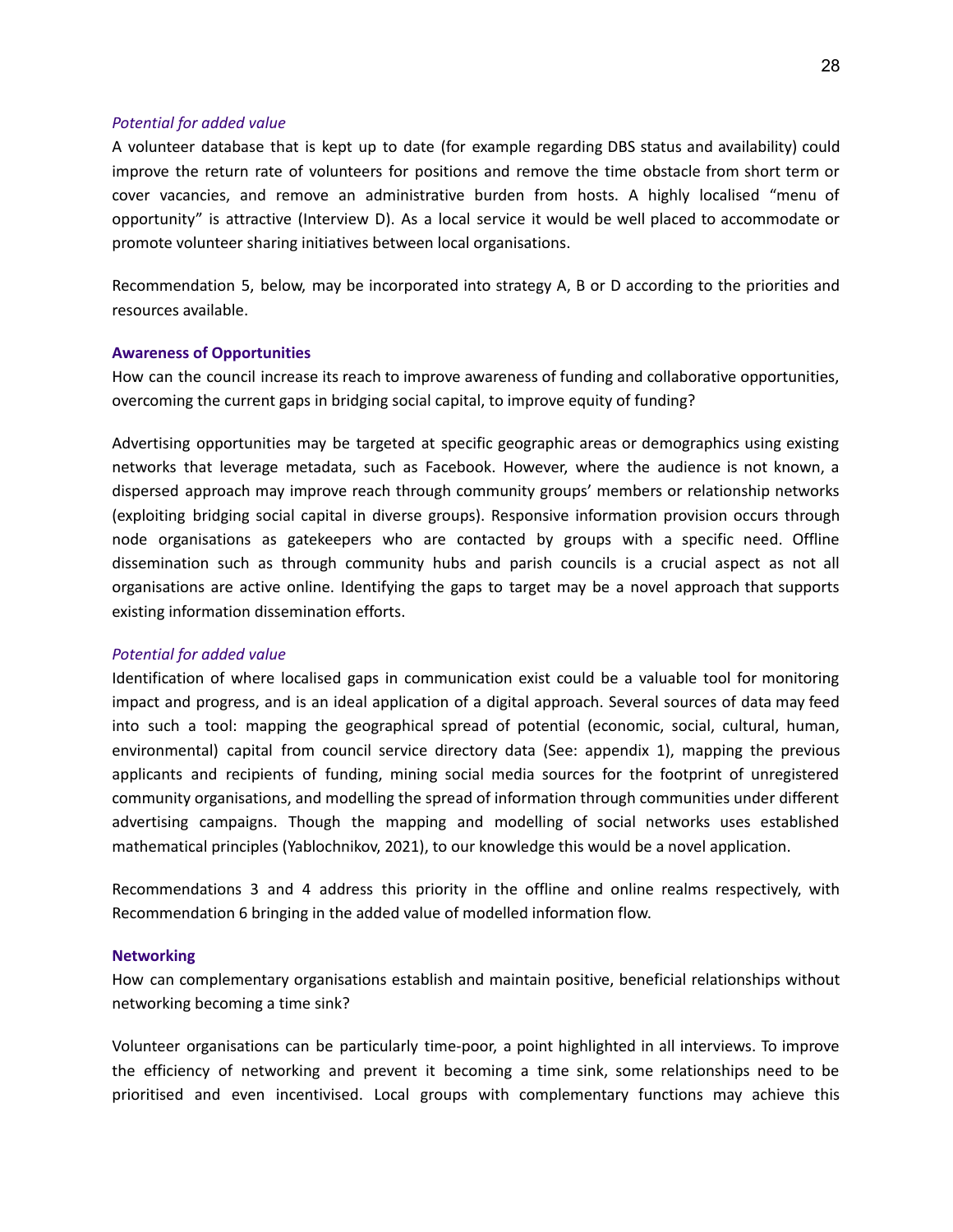*Potential for added value*

A volunteer database that is kept up to date (for example regarding DBS status and availability) could improve the return rate of volunteers for positions and remove the time obstacle from short term or cover vacancies, and remove an administrative burden from hosts. A highly localised "menu of opportunity" is attractive (Interview D). As a local service it would be well placed to accommodate or promote volunteer sharing initiatives between local organisations.

Recommendation 5, below, may be incorporated into strategy A, B or D according to the priorities and resources available.

**Awareness of Opportunities**

How can the council increase its reach to improve awareness of funding and collaborative opportunities, overcoming the current gaps in bridging social capital, to improve equity of funding?

Advertising opportunities may be targeted at specific geographic areas or demographics using existing networks that leverage metadata, such as Facebook. However, where the audience is not known, a dispersed approach may improve reach through community groups' members or relationship networks (exploiting bridging social capital in diverse groups). Responsive information provision occurs through node organisations as gatekeepers who are contacted by groups with a specific need. Offline dissemination such as through community hubs and parish councils is a crucial aspect as not all organisations are active online. Identifying the gaps to target may be a novel approach that supports existing information dissemination efforts.

*Potential for added value*

Identification of where localised gaps in communication exist could be a valuable tool for monitoring impact and progress, and is an ideal application of a digital approach. Several sources of data may feed into such a tool: mapping the geographical spread of potential (economic, social, cultural, human, environmental) capital from council service directory data (See: appendix 1), mapping the previous applicants and recipients of funding, mining social media sources for the footprint of unregistered community organisations, and modelling the spread of information through communities under different advertising campaigns. Though the mapping and modelling of social networks uses established mathematical principles (Yablochnikov, 2021), to our knowledge this would be a novel application.

Recommendations 3 and 4 address this priority in the offline and online realms respectively, with Recommendation 6 bringing in the added value of modelled information flow.

**Networking**

How can complementary organisations establish and maintain positive, beneficial relationships without networking becoming a time sink?

Volunteer organisations can be particularly time-poor, a point highlighted in all interviews. To improve the efficiency of networking and prevent it becoming a time sink, some relationships need to be prioritised and even incentivised. Local groups with complementary functions may achieve this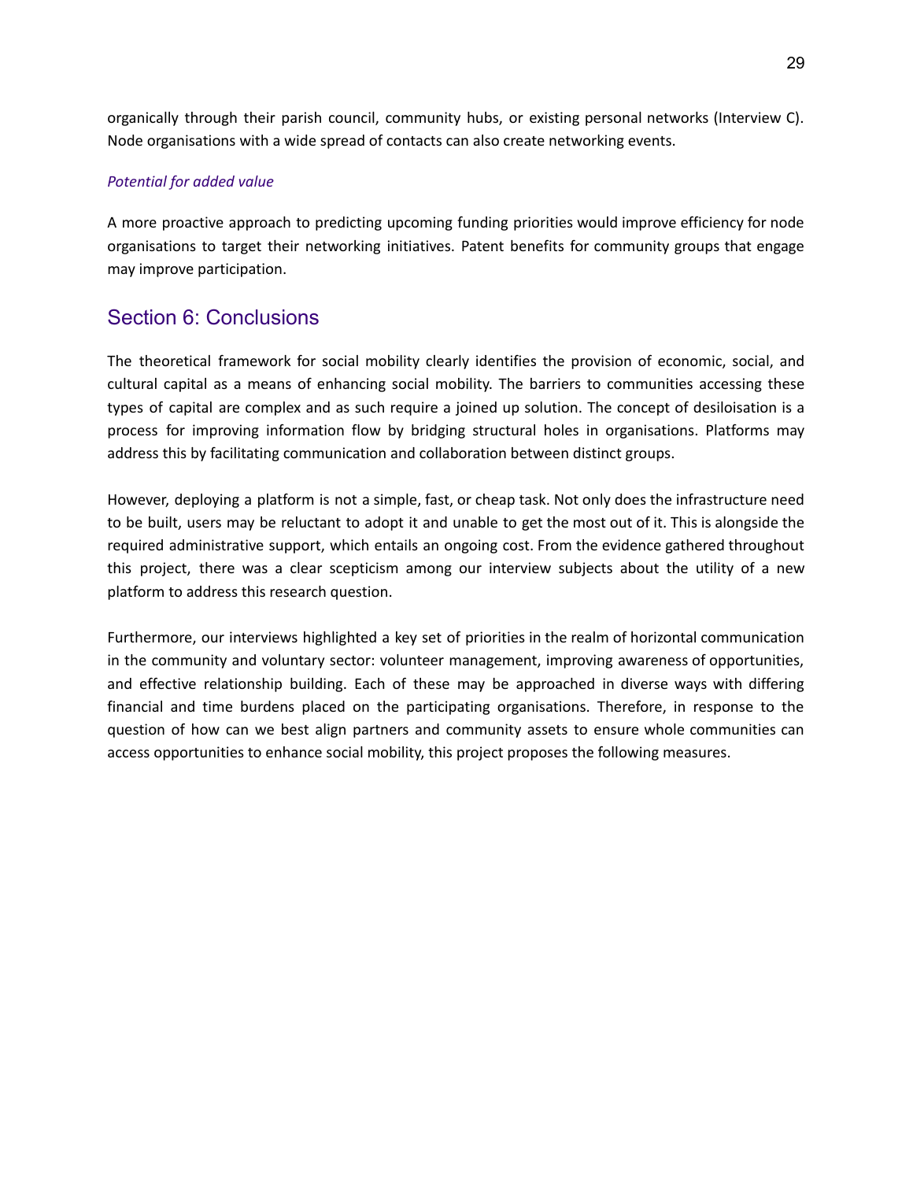organically through their parish council, community hubs, or existing personal networks (Interview C). Node organisations with a wide spread of contacts can also create networking events.

*Potential for added value*

A more proactive approach to predicting upcoming funding priorities would improve efficiency for node organisations to target their networking initiatives. Patent benefits for community groups that engage may improve participation.

## Section 6: Conclusions

The theoretical framework for social mobility clearly identifies the provision of economic, social, and cultural capital as a means of enhancing social mobility. The barriers to communities accessing these types of capital are complex and as such require a joined up solution. The concept of desiloisation is a process for improving information flow by bridging structural holes in organisations. Platforms may address this by facilitating communication and collaboration between distinct groups.

However, deploying a platform is not a simple, fast, or cheap task. Not only does the infrastructure need to be built, users may be reluctant to adopt it and unable to get the most out of it. This is alongside the required administrative support, which entails an ongoing cost. From the evidence gathered throughout this project, there was a clear scepticism among our interview subjects about the utility of a new platform to address this research question.

Furthermore, our interviews highlighted a key set of priorities in the realm of horizontal communication in the community and voluntary sector: volunteer management, improving awareness of opportunities, and effective relationship building. Each of these may be approached in diverse ways with differing financial and time burdens placed on the participating organisations. Therefore, in response to the question of how can we best align partners and community assets to ensure whole communities can access opportunities to enhance social mobility, this project proposes the following measures.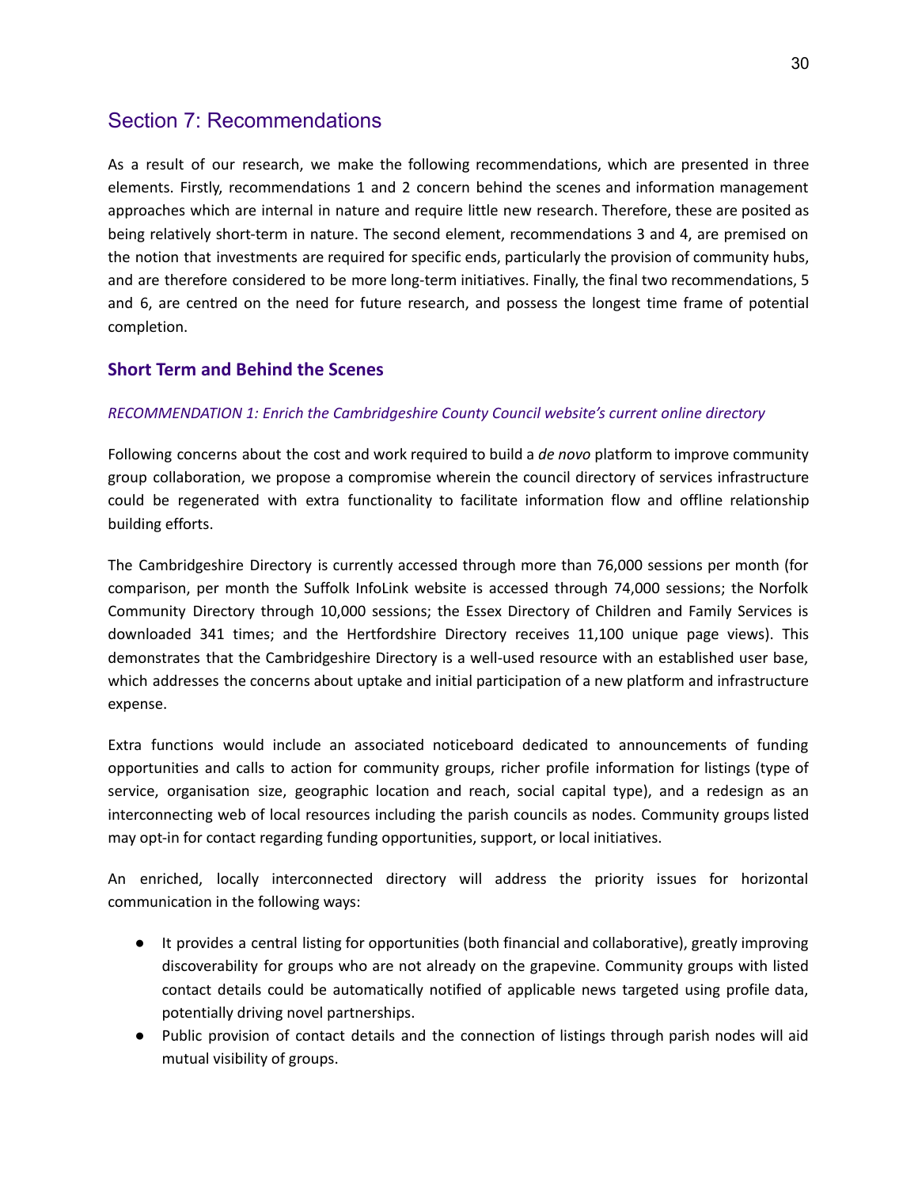## Section 7: Recommendations

As a result of our research, we make the following recommendations, which are presented in three elements. Firstly, recommendations 1 and 2 concern behind the scenes and information management approaches which are internal in nature and require little new research. Therefore, these are posited as being relatively short-term in nature. The second element, recommendations 3 and 4, are premised on the notion that investments are required for specific ends, particularly the provision of community hubs, and are therefore considered to be more long-term initiatives. Finally, the final two recommendations, 5 and 6, are centred on the need for future research, and possess the longest time frame of potential completion.

### Short Term and Behind the Scenes

*RECOMMENDATION 1: Enrich the Cambridgeshire County Council website's current online directory*

Following concerns about the cost and work required to build a *de novo* platform to improve community group collaboration, we propose a compromise wherein the council directory of services infrastructure could be regenerated with extra functionality to facilitate information flow and offline relationship building efforts.

The Cambridgeshire Directory is currently accessed through more than 76,000 sessions per month (for comparison, per month the Suffolk InfoLink website is accessed through 74,000 sessions; the Norfolk Community Directory through 10,000 sessions; the Essex Directory of Children and Family Services is downloaded 341 times; and the Hertfordshire Directory receives 11,100 unique page views). This demonstrates that the Cambridgeshire Directory is a well-used resource with an established user base, which addresses the concerns about uptake and initial participation of a new platform and infrastructure expense.

Extra functions would include an associated noticeboard dedicated to announcements of funding opportunities and calls to action for community groups, richer profile information for listings (type of service, organisation size, geographic location and reach, social capital type), and a redesign as an interconnecting web of local resources including the parish councils as nodes. Community groups listed may opt-in for contact regarding funding opportunities, support, or local initiatives.

An enriched, locally interconnected directory will address the priority issues for horizontal communication in the following ways:

- It provides a central listing for opportunities (both financial and collaborative), greatly improving discoverability for groups who are not already on the grapevine. Community groups with listed contact details could be automatically notified of applicable news targeted using profile data, potentially driving novel partnerships.
- Public provision of contact details and the connection of listings through parish nodes will aid mutual visibility of groups.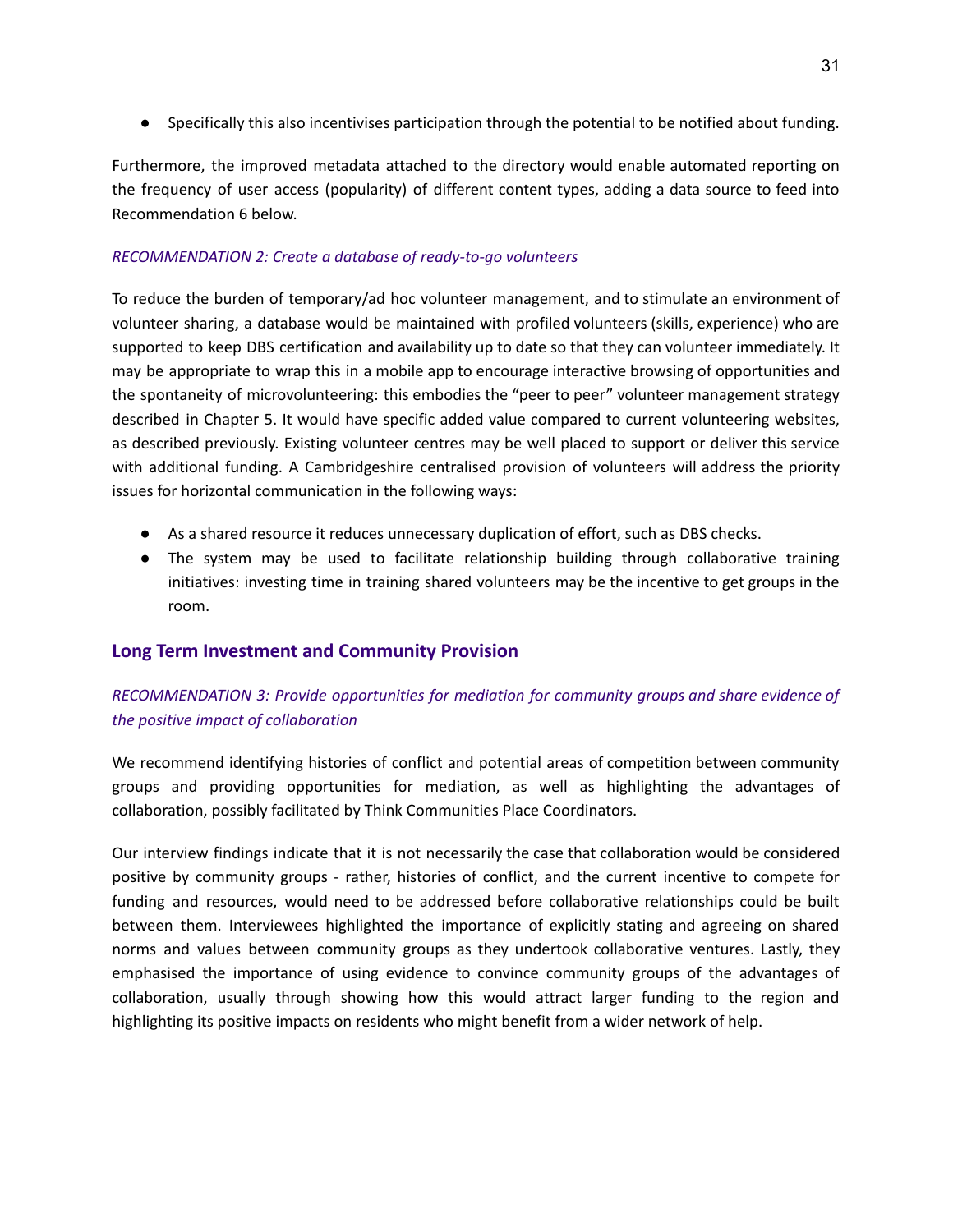- Specifically this also incentivises participation through the potential to be notified about funding.

Furthermore, the improved metadata attached to the directory would enable automated reporting on the frequency of user access (popularity) of different content types, adding a data source to feed into Recommendation 6 below.

*RECOMMENDATION 2: Create a database of ready-to-go volunteers*

To reduce the burden of temporary/ad hoc volunteer management, and to stimulate an environment of volunteer sharing, a database would be maintained with profiled volunteers (skills, experience) who are supported to keep DBS certification and availability up to date so that they can volunteer immediately. It may be appropriate to wrap this in a mobile app to encourage interactive browsing of opportunities and the spontaneity of microvolunteering: this embodies the "peer to peer" volunteer management strategy described in Chapter 5. It would have specific added value compared to current volunteering websites, as described previously. Existing volunteer centres may be well placed to support or deliver this service with additional funding. A Cambridgeshire centralised provision of volunteers will address the priority issues for horizontal communication in the following ways:

- As a shared resource it reduces unnecessary duplication of effort, such as DBS checks.
- The system may be used to facilitate relationship building through collaborative training initiatives: investing time in training shared volunteers may be the incentive to get groups in the room.

## Long Term Investment and Community Provision

*RECOMMENDATION 3: Provide opportunities for mediation for community groups and share evidence of the positive impact of collaboration*

We recommend identifying histories of conflict and potential areas of competition between community groups and providing opportunities for mediation, as well as highlighting the advantages of collaboration, possibly facilitated by Think Communities Place Coordinators.

Our interview findings indicate that it is not necessarily the case that collaboration would be considered positive by community groups - rather, histories of conflict, and the current incentive to compete for funding and resources, would need to be addressed before collaborative relationships could be built between them. Interviewees highlighted the importance of explicitly stating and agreeing on shared norms and values between community groups as they undertook collaborative ventures. Lastly, they emphasised the importance of using evidence to convince community groups of the advantages of collaboration, usually through showing how this would attract larger funding to the region and highlighting its positive impacts on residents who might benefit from a wider network of help.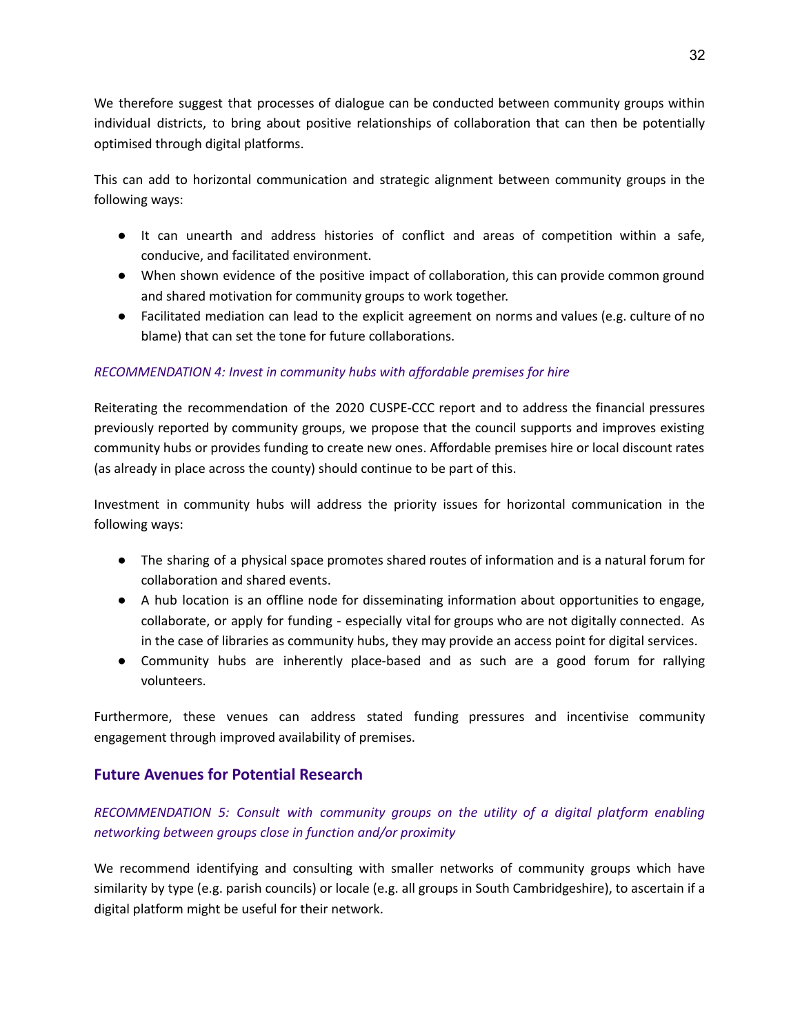We therefore suggest that processes of dialogue can be conducted between community groups within individual districts, to bring about positive relationships of collaboration that can then be potentially optimised through digital platforms.

This can add to horizontal communication and strategic alignment between community groups in the following ways:

- It can unearth and address histories of conflict and areas of competition within a safe, conducive, and facilitated environment.
- When shown evidence of the positive impact of collaboration, this can provide common ground and shared motivation for community groups to work together.
- Facilitated mediation can lead to the explicit agreement on norms and values (e.g. culture of no blame) that can set the tone for future collaborations.

*RECOMMENDATION 4: Invest in community hubs with affordable premises for hire*

Reiterating the recommendation of the 2020 CUSPE-CCC report and to address the financial pressures previously reported by community groups, we propose that the council supports and improves existing community hubs or provides funding to create new ones. Affordable premises hire or local discount rates (as already in place across the county) should continue to be part of this.

Investment in community hubs will address the priority issues for horizontal communication in the following ways:

- The sharing of a physical space promotes shared routes of information and is a natural forum for collaboration and shared events.
- A hub location is an offline node for disseminating information about opportunities to engage, collaborate, or apply for funding - especially vital for groups who are not digitally connected. As in the case of libraries as community hubs, they may provide an access point for digital services.
- Community hubs are inherently place-based and as such are a good forum for rallying volunteers.

Furthermore, these venues can address stated funding pressures and incentivise community engagement through improved availability of premises.

## Future Avenues for Potential Research

*RECOMMENDATION 5: Consult with community groups on the utility of a digital platform enabling networking between groups close in function and/or proximity*

We recommend identifying and consulting with smaller networks of community groups which have similarity by type (e.g. parish councils) or locale (e.g. all groups in South Cambridgeshire), to ascertain if a digital platform might be useful for their network.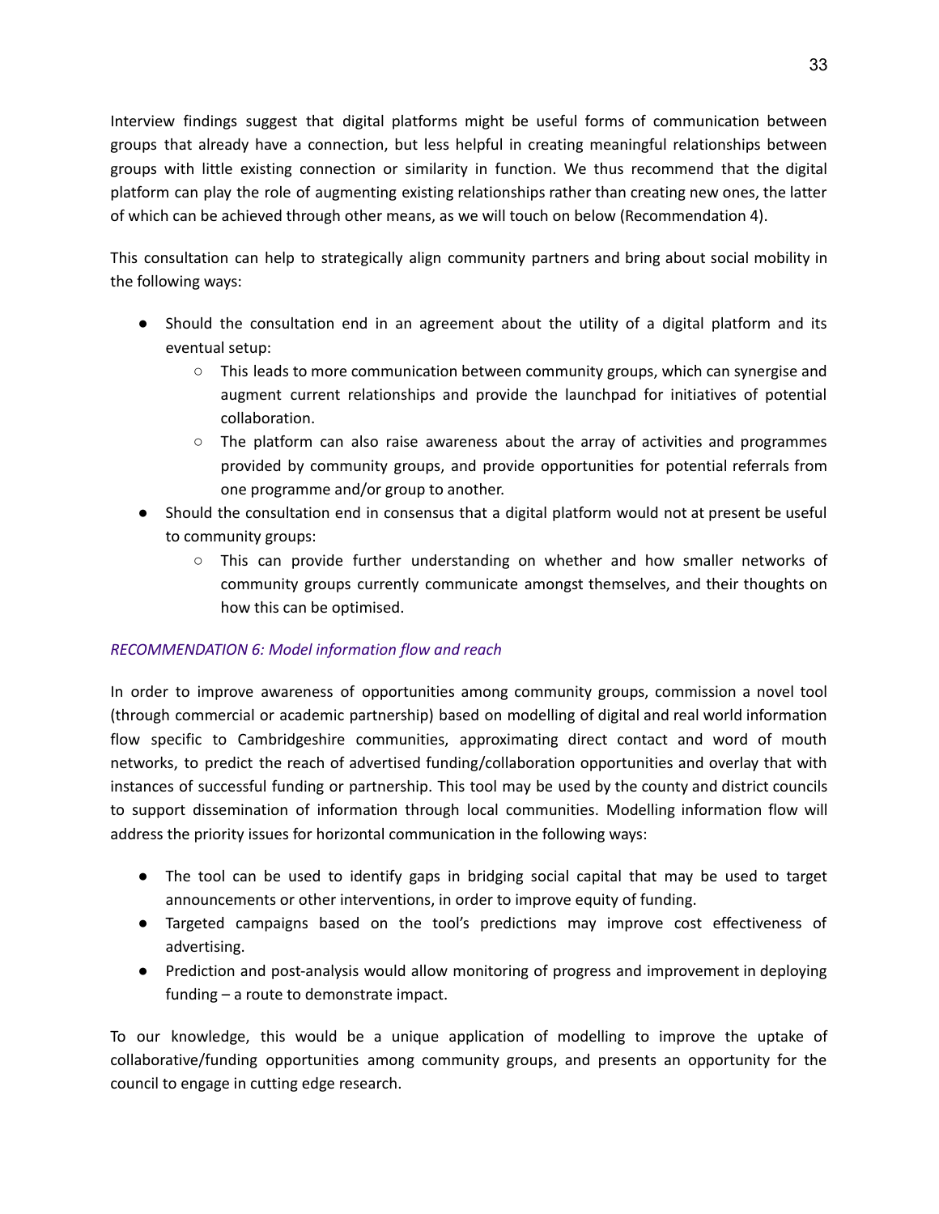Interview findings suggest that digital platforms might be useful forms of communication between groups that already have a connection, but less helpful in creating meaningful relationships between groups with little existing connection or similarity in function. We thus recommend that the digital platform can play the role of augmenting existing relationships rather than creating new ones, the latter of which can be achieved through other means, as we will touch on below (Recommendation 4).

This consultation can help to strategically align community partners and bring about social mobility in the following ways:

- Should the consultation end in an agreement about the utility of a digital platform and its eventual setup:
  - This leads to more communication between community groups, which can synergise and augment current relationships and provide the launchpad for initiatives of potential collaboration.
  - The platform can also raise awareness about the array of activities and programmes provided by community groups, and provide opportunities for potential referrals from one programme and/or group to another.
- Should the consultation end in consensus that a digital platform would not at present be useful to community groups:
  - This can provide further understanding on whether and how smaller networks of community groups currently communicate amongst themselves, and their thoughts on how this can be optimised.

*RECOMMENDATION 6: Model information flow and reach*

In order to improve awareness of opportunities among community groups, commission a novel tool (through commercial or academic partnership) based on modelling of digital and real world information flow specific to Cambridgeshire communities, approximating direct contact and word of mouth networks, to predict the reach of advertised funding/collaboration opportunities and overlay that with instances of successful funding or partnership. This tool may be used by the county and district councils to support dissemination of information through local communities. Modelling information flow will address the priority issues for horizontal communication in the following ways:

- The tool can be used to identify gaps in bridging social capital that may be used to target announcements or other interventions, in order to improve equity of funding.
- Targeted campaigns based on the tool's predictions may improve cost effectiveness of advertising.
- Prediction and post-analysis would allow monitoring of progress and improvement in deploying funding – a route to demonstrate impact.

To our knowledge, this would be a unique application of modelling to improve the uptake of collaborative/funding opportunities among community groups, and presents an opportunity for the council to engage in cutting edge research.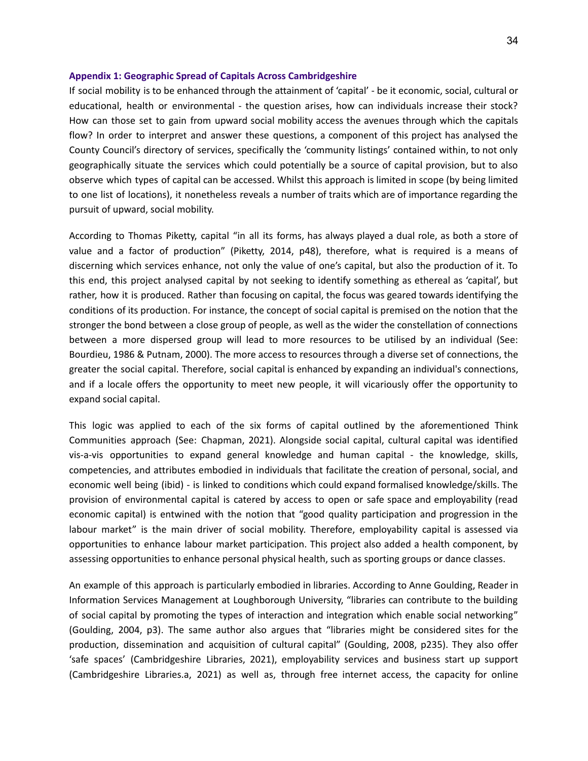### Appendix 1: Geographic Spread of Capitals Across Cambridgeshire

If social mobility is to be enhanced through the attainment of 'capital' - be it economic, social, cultural or educational, health or environmental - the question arises, how can individuals increase their stock? How can those set to gain from upward social mobility access the avenues through which the capitals flow? In order to interpret and answer these questions, a component of this project has analysed the County Council's directory of services, specifically the 'community listings' contained within, to not only geographically situate the services which could potentially be a source of capital provision, but to also observe which types of capital can be accessed. Whilst this approach is limited in scope (by being limited to one list of locations), it nonetheless reveals a number of traits which are of importance regarding the pursuit of upward, social mobility.

According to Thomas Piketty, capital "in all its forms, has always played a dual role, as both a store of value and a factor of production" (Piketty, 2014, p48), therefore, what is required is a means of discerning which services enhance, not only the value of one's capital, but also the production of it. To this end, this project analysed capital by not seeking to identify something as ethereal as 'capital', but rather, how it is produced. Rather than focusing on capital, the focus was geared towards identifying the conditions of its production. For instance, the concept of social capital is premised on the notion that the stronger the bond between a close group of people, as well as the wider the constellation of connections between a more dispersed group will lead to more resources to be utilised by an individual (See: Bourdieu, 1986 & Putnam, 2000). The more access to resources through a diverse set of connections, the greater the social capital. Therefore, social capital is enhanced by expanding an individual's connections, and if a locale offers the opportunity to meet new people, it will vicariously offer the opportunity to expand social capital.

This logic was applied to each of the six forms of capital outlined by the aforementioned Think Communities approach (See: Chapman, 2021). Alongside social capital, cultural capital was identified vis-a-vis opportunities to expand general knowledge and human capital - the knowledge, skills, competencies, and attributes embodied in individuals that facilitate the creation of personal, social, and economic well being (ibid) - is linked to conditions which could expand formalised knowledge/skills. The provision of environmental capital is catered by access to open or safe space and employability (read economic capital) is entwined with the notion that "good quality participation and progression in the labour market" is the main driver of social mobility. Therefore, employability capital is assessed via opportunities to enhance labour market participation. This project also added a health component, by assessing opportunities to enhance personal physical health, such as sporting groups or dance classes.

An example of this approach is particularly embodied in libraries. According to Anne Goulding, Reader in Information Services Management at Loughborough University, "libraries can contribute to the building of social capital by promoting the types of interaction and integration which enable social networking" (Goulding, 2004, p3). The same author also argues that "libraries might be considered sites for the production, dissemination and acquisition of cultural capital" (Goulding, 2008, p235). They also offer 'safe spaces' (Cambridgeshire Libraries, 2021), employability services and business start up support (Cambridgeshire Libraries.a, 2021) as well as, through free internet access, the capacity for online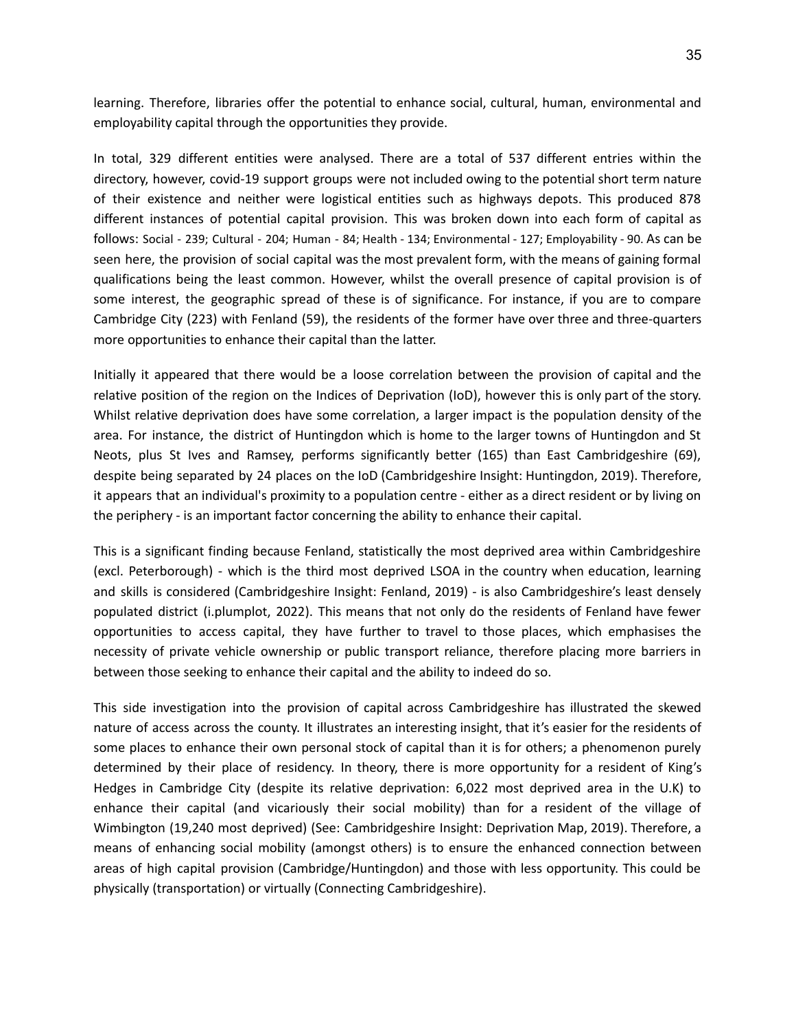learning. Therefore, libraries offer the potential to enhance social, cultural, human, environmental and employability capital through the opportunities they provide.

In total, 329 different entities were analysed. There are a total of 537 different entries within the directory, however, covid-19 support groups were not included owing to the potential short term nature of their existence and neither were logistical entities such as highways depots. This produced 878 different instances of potential capital provision. This was broken down into each form of capital as follows: Social - 239; Cultural - 204; Human - 84; Health - 134; Environmental - 127; Employability - 90. As can be seen here, the provision of social capital was the most prevalent form, with the means of gaining formal qualifications being the least common. However, whilst the overall presence of capital provision is of some interest, the geographic spread of these is of significance. For instance, if you are to compare Cambridge City (223) with Fenland (59), the residents of the former have over three and three-quarters more opportunities to enhance their capital than the latter.

Initially it appeared that there would be a loose correlation between the provision of capital and the relative position of the region on the Indices of Deprivation (IoD), however this is only part of the story. Whilst relative deprivation does have some correlation, a larger impact is the population density of the area. For instance, the district of Huntingdon which is home to the larger towns of Huntingdon and St Neots, plus St Ives and Ramsey, performs significantly better (165) than East Cambridgeshire (69), despite being separated by 24 places on the IoD (Cambridgeshire Insight: Huntingdon, 2019). Therefore, it appears that an individual's proximity to a population centre - either as a direct resident or by living on the periphery - is an important factor concerning the ability to enhance their capital.

This is a significant finding because Fenland, statistically the most deprived area within Cambridgeshire (excl. Peterborough) - which is the third most deprived LSOA in the country when education, learning and skills is considered (Cambridgeshire Insight: Fenland, 2019) - is also Cambridgeshire's least densely populated district (i.plumplot, 2022). This means that not only do the residents of Fenland have fewer opportunities to access capital, they have further to travel to those places, which emphasises the necessity of private vehicle ownership or public transport reliance, therefore placing more barriers in between those seeking to enhance their capital and the ability to indeed do so.

This side investigation into the provision of capital across Cambridgeshire has illustrated the skewed nature of access across the county. It illustrates an interesting insight, that it's easier for the residents of some places to enhance their own personal stock of capital than it is for others; a phenomenon purely determined by their place of residency. In theory, there is more opportunity for a resident of King's Hedges in Cambridge City (despite its relative deprivation: 6,022 most deprived area in the U.K) to enhance their capital (and vicariously their social mobility) than for a resident of the village of Wimbington (19,240 most deprived) (See: Cambridgeshire Insight: Deprivation Map, 2019). Therefore, a means of enhancing social mobility (amongst others) is to ensure the enhanced connection between areas of high capital provision (Cambridge/Huntingdon) and those with less opportunity. This could be physically (transportation) or virtually (Connecting Cambridgeshire).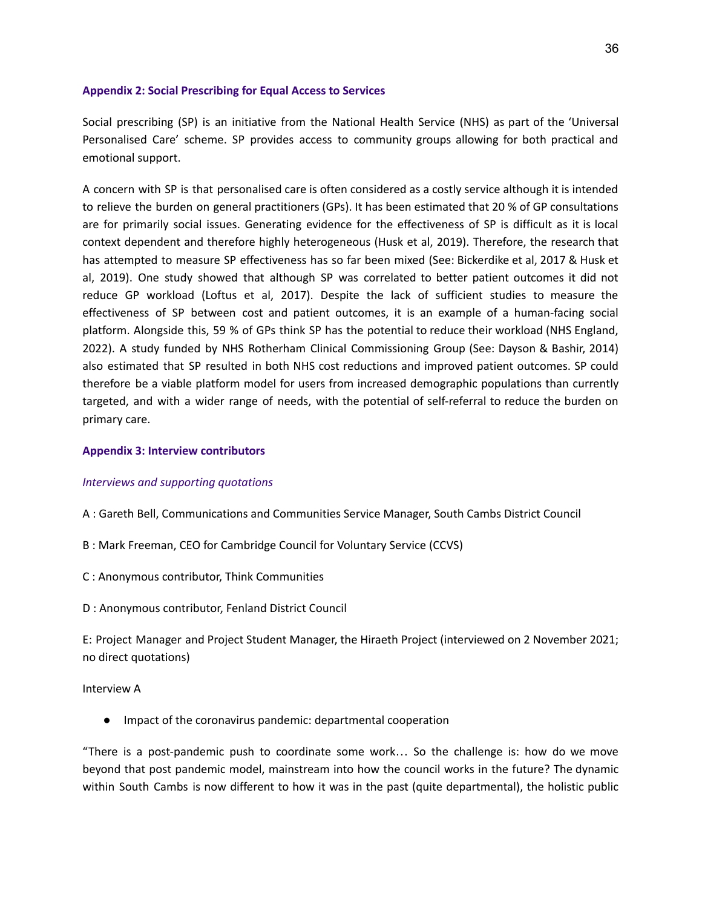### Appendix 2: Social Prescribing for Equal Access to Services

Social prescribing (SP) is an initiative from the National Health Service (NHS) as part of the 'Universal Personalised Care' scheme. SP provides access to community groups allowing for both practical and emotional support.

A concern with SP is that personalised care is often considered as a costly service although it is intended to relieve the burden on general practitioners (GPs). It has been estimated that 20 % of GP consultations are for primarily social issues. Generating evidence for the effectiveness of SP is difficult as it is local context dependent and therefore highly heterogeneous (Husk et al, 2019). Therefore, the research that has attempted to measure SP effectiveness has so far been mixed (See: Bickerdike et al, 2017 & Husk et al, 2019). One study showed that although SP was correlated to better patient outcomes it did not reduce GP workload (Loftus et al, 2017). Despite the lack of sufficient studies to measure the effectiveness of SP between cost and patient outcomes, it is an example of a human-facing social platform. Alongside this, 59 % of GPs think SP has the potential to reduce their workload (NHS England, 2022). A study funded by NHS Rotherham Clinical Commissioning Group (See: Dayson & Bashir, 2014) also estimated that SP resulted in both NHS cost reductions and improved patient outcomes. SP could therefore be a viable platform model for users from increased demographic populations than currently targeted, and with a wider range of needs, with the potential of self-referral to reduce the burden on primary care.

### Appendix 3: Interview contributors

*Interviews and supporting quotations*

A : Gareth Bell, Communications and Communities Service Manager, South Cambs District Council

B : Mark Freeman, CEO for Cambridge Council for Voluntary Service (CCVS)

C : Anonymous contributor, Think Communities

D : Anonymous contributor, Fenland District Council

E: Project Manager and Project Student Manager, the Hiraeth Project (interviewed on 2 November 2021; no direct quotations)

Interview A

- Impact of the coronavirus pandemic: departmental cooperation

"There is a post-pandemic push to coordinate some work… So the challenge is: how do we move beyond that post pandemic model, mainstream into how the council works in the future? The dynamic within South Cambs is now different to how it was in the past (quite departmental), the holistic public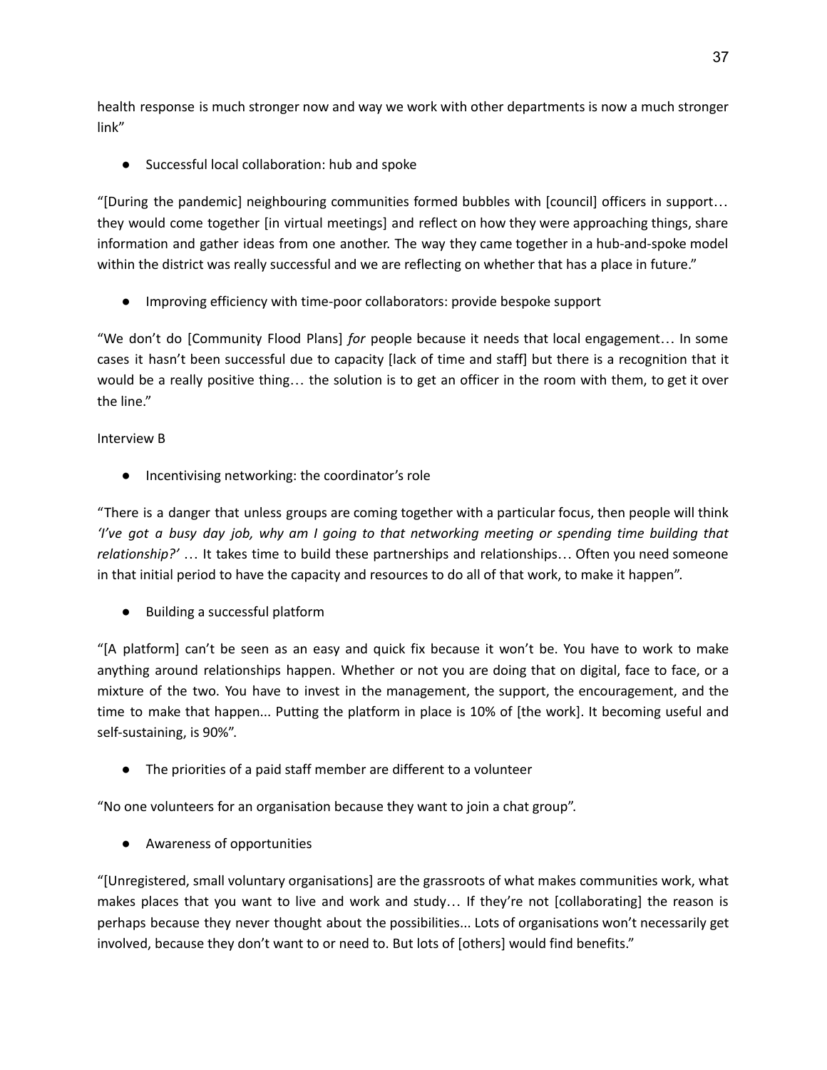health response is much stronger now and way we work with other departments is now a much stronger link"

- Successful local collaboration: hub and spoke

"[During the pandemic] neighbouring communities formed bubbles with [council] officers in support… they would come together [in virtual meetings] and reflect on how they were approaching things, share information and gather ideas from one another. The way they came together in a hub-and-spoke model within the district was really successful and we are reflecting on whether that has a place in future."

- Improving efficiency with time-poor collaborators: provide bespoke support

"We don't do [Community Flood Plans] *for* people because it needs that local engagement… In some cases it hasn't been successful due to capacity [lack of time and staff] but there is a recognition that it would be a really positive thing… the solution is to get an officer in the room with them, to get it over the line."

Interview B

- Incentivising networking: the coordinator's role

"There is a danger that unless groups are coming together with a particular focus, then people will think *'I've got a busy day job, why am I going to that networking meeting or spending time building that relationship?'* … It takes time to build these partnerships and relationships… Often you need someone in that initial period to have the capacity and resources to do all of that work, to make it happen".

- Building a successful platform

"[A platform] can't be seen as an easy and quick fix because it won't be. You have to work to make anything around relationships happen. Whether or not you are doing that on digital, face to face, or a mixture of the two. You have to invest in the management, the support, the encouragement, and the time to make that happen... Putting the platform in place is 10% of [the work]. It becoming useful and self-sustaining, is 90%".

- The priorities of a paid staff member are different to a volunteer

"No one volunteers for an organisation because they want to join a chat group".

- Awareness of opportunities

"[Unregistered, small voluntary organisations] are the grassroots of what makes communities work, what makes places that you want to live and work and study… If they're not [collaborating] the reason is perhaps because they never thought about the possibilities... Lots of organisations won't necessarily get involved, because they don't want to or need to. But lots of [others] would find benefits."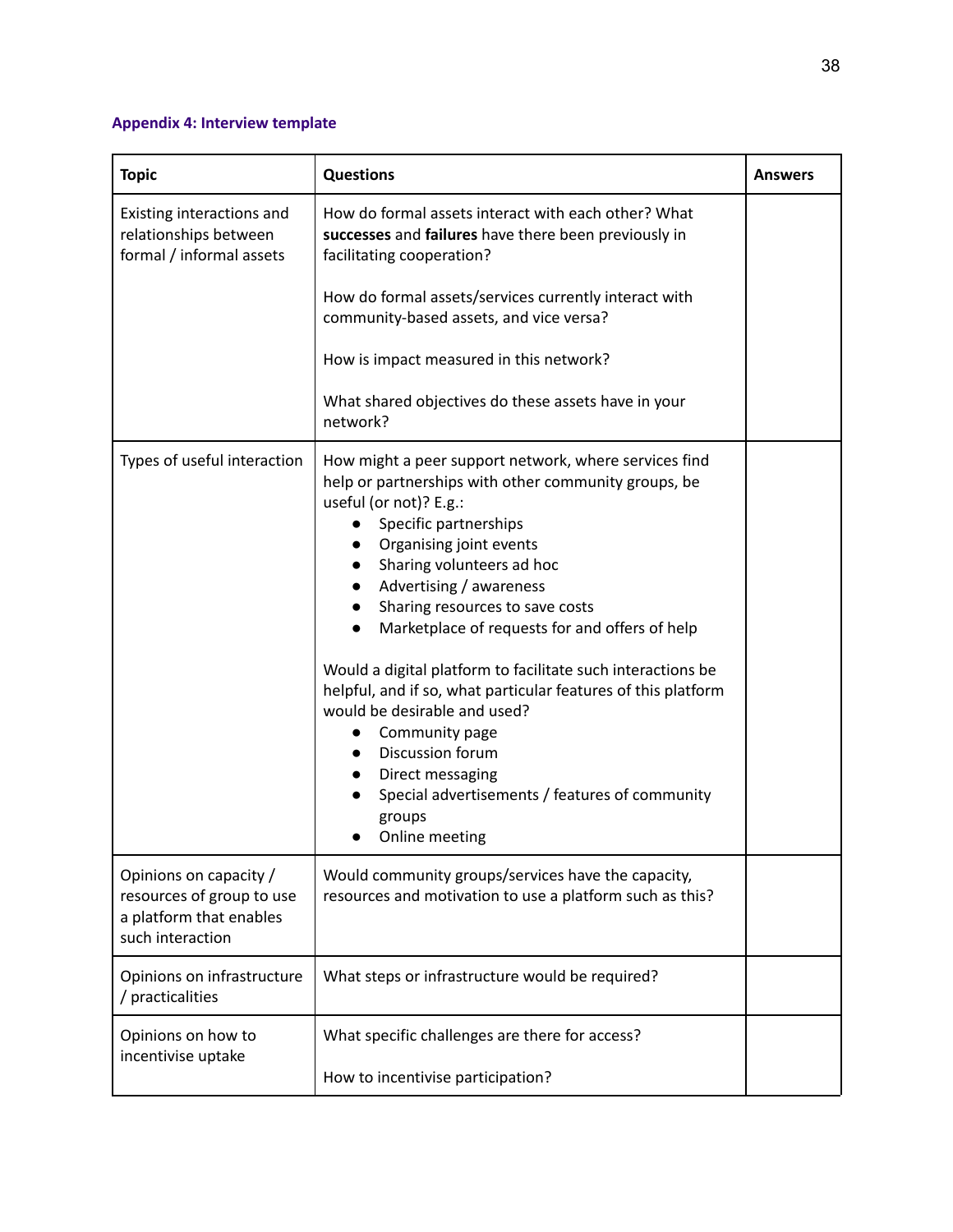### Appendix 4: Interview template

| Topic | Questions | Answers |
|---|---|---|
| Existing interactions and relationships between formal / informal assets | How do formal assets interact with each other? What **successes** and **failures** have there been previously in facilitating cooperation?<br><br>How do formal assets/services currently interact with community-based assets, and vice versa?<br><br>How is impact measured in this network?<br><br>What shared objectives do these assets have in your network? | |
| Types of useful interaction | How might a peer support network, where services find help or partnerships with other community groups, be useful (or not)? E.g.:<br>● Specific partnerships<br>● Organising joint events<br>● Sharing volunteers ad hoc<br>● Advertising / awareness<br>● Sharing resources to save costs<br>● Marketplace of requests for and offers of help<br><br>Would a digital platform to facilitate such interactions be helpful, and if so, what particular features of this platform would be desirable and used?<br>● Community page<br>● Discussion forum<br>● Direct messaging<br>● Special advertisements / features of community groups<br>● Online meeting | |
| Opinions on capacity / resources of group to use a platform that enables such interaction | Would community groups/services have the capacity, resources and motivation to use a platform such as this? | |
| Opinions on infrastructure / practicalities | What steps or infrastructure would be required? | |
| Opinions on how to incentivise uptake | What specific challenges are there for access?<br><br>How to incentivise participation? | |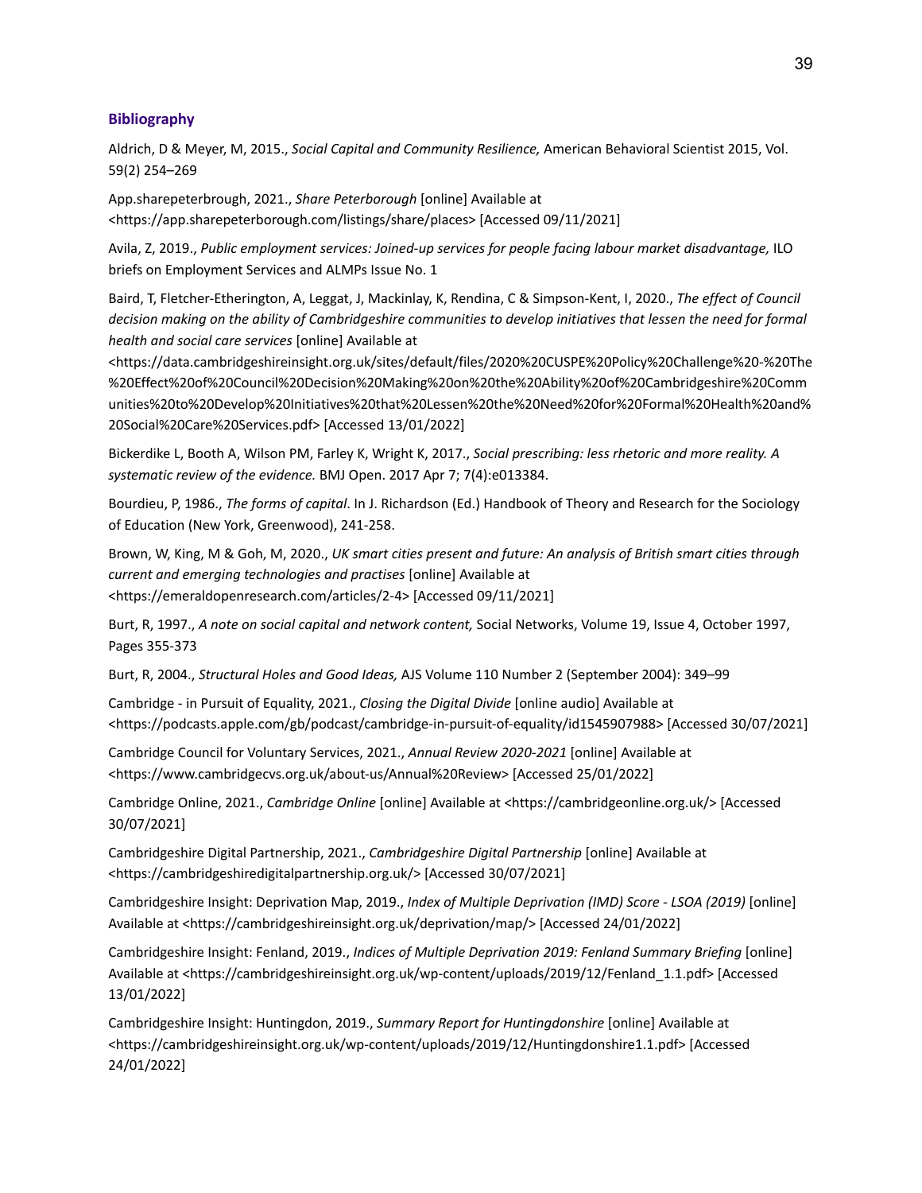## Bibliography

Aldrich, D & Meyer, M, 2015., *Social Capital and Community Resilience,* American Behavioral Scientist 2015, Vol. 59(2) 254–269

App.sharepeterbrough, 2021., *Share Peterborough* [online] Available at <https://app.sharepeterborough.com/listings/share/places> [Accessed 09/11/2021]

Avila, Z, 2019., *Public employment services: Joined-up services for people facing labour market disadvantage,* ILO briefs on Employment Services and ALMPs Issue No. 1

Baird, T, Fletcher-Etherington, A, Leggat, J, Mackinlay, K, Rendina, C & Simpson-Kent, I, 2020., *The effect of Council decision making on the ability of Cambridgeshire communities to develop initiatives that lessen the need for formal health and social care services* [online] Available at <https://data.cambridgeshireinsight.org.uk/sites/default/files/2020%20CUSPE%20Policy%20Challenge%20-%20The%20Effect%20of%20Council%20Decision%20Making%20on%20the%20Ability%20of%20Cambridgeshire%20Communities%20to%20Develop%20Initiatives%20that%20Lessen%20the%20Need%20for%20Formal%20Health%20and%20Social%20Care%20Services.pdf> [Accessed 13/01/2022]

Bickerdike L, Booth A, Wilson PM, Farley K, Wright K, 2017., *Social prescribing: less rhetoric and more reality. A systematic review of the evidence.* BMJ Open. 2017 Apr 7; 7(4):e013384.

Bourdieu, P, 1986., *The forms of capital*. In J. Richardson (Ed.) Handbook of Theory and Research for the Sociology of Education (New York, Greenwood), 241-258.

Brown, W, King, M & Goh, M, 2020., *UK smart cities present and future: An analysis of British smart cities through current and emerging technologies and practises* [online] Available at <https://emeraldopenresearch.com/articles/2-4> [Accessed 09/11/2021]

Burt, R, 1997., *A note on social capital and network content,* Social Networks, Volume 19, Issue 4, October 1997, Pages 355-373

Burt, R, 2004., *Structural Holes and Good Ideas,* AJS Volume 110 Number 2 (September 2004): 349–99

Cambridge - in Pursuit of Equality, 2021., *Closing the Digital Divide* [online audio] Available at <https://podcasts.apple.com/gb/podcast/cambridge-in-pursuit-of-equality/id1545907988> [Accessed 30/07/2021]

Cambridge Council for Voluntary Services, 2021., *Annual Review 2020-2021* [online] Available at <https://www.cambridgecvs.org.uk/about-us/Annual%20Review> [Accessed 25/01/2022]

Cambridge Online, 2021., *Cambridge Online* [online] Available at <https://cambridgeonline.org.uk/> [Accessed 30/07/2021]

Cambridgeshire Digital Partnership, 2021., *Cambridgeshire Digital Partnership* [online] Available at <https://cambridgeshiredigitalpartnership.org.uk/> [Accessed 30/07/2021]

Cambridgeshire Insight: Deprivation Map, 2019., *Index of Multiple Deprivation (IMD) Score - LSOA (2019)* [online] Available at <https://cambridgeshireinsight.org.uk/deprivation/map/> [Accessed 24/01/2022]

Cambridgeshire Insight: Fenland, 2019., *Indices of Multiple Deprivation 2019: Fenland Summary Briefing* [online] Available at <https://cambridgeshireinsight.org.uk/wp-content/uploads/2019/12/Fenland_1.1.pdf> [Accessed 13/01/2022]

Cambridgeshire Insight: Huntingdon, 2019., *Summary Report for Huntingdonshire* [online] Available at <https://cambridgeshireinsight.org.uk/wp-content/uploads/2019/12/Huntingdonshire1.1.pdf> [Accessed 24/01/2022]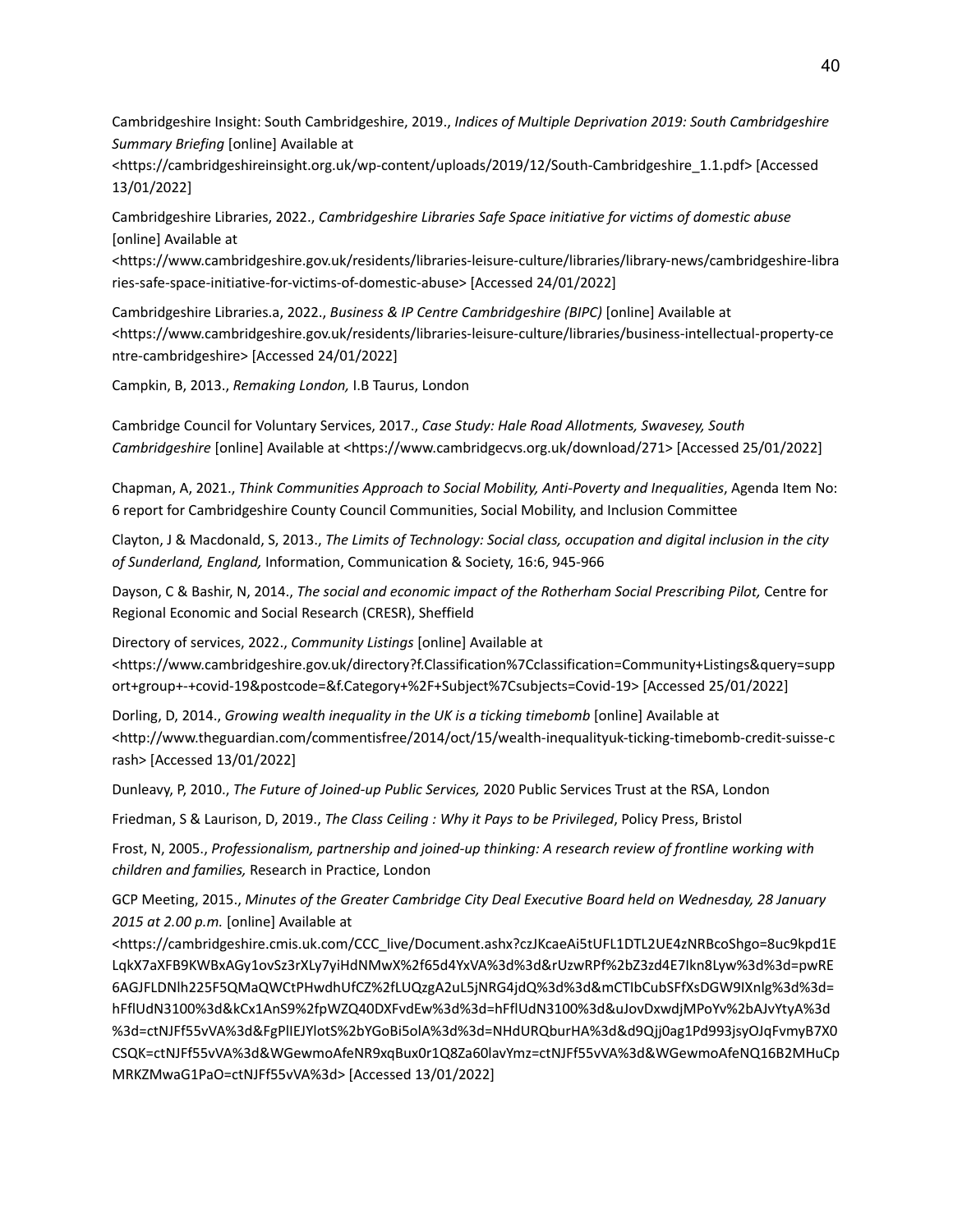Cambridgeshire Insight: South Cambridgeshire, 2019., *Indices of Multiple Deprivation 2019: South Cambridgeshire Summary Briefing* [online] Available at <https://cambridgeshireinsight.org.uk/wp-content/uploads/2019/12/South-Cambridgeshire_1.1.pdf> [Accessed 13/01/2022]

Cambridgeshire Libraries, 2022., *Cambridgeshire Libraries Safe Space initiative for victims of domestic abuse* [online] Available at <https://www.cambridgeshire.gov.uk/residents/libraries-leisure-culture/libraries/library-news/cambridgeshire-libraries-safe-space-initiative-for-victims-of-domestic-abuse> [Accessed 24/01/2022]

Cambridgeshire Libraries.a, 2022., *Business & IP Centre Cambridgeshire (BIPC)* [online] Available at <https://www.cambridgeshire.gov.uk/residents/libraries-leisure-culture/libraries/business-intellectual-property-centre-cambridgeshire> [Accessed 24/01/2022]

Campkin, B, 2013., *Remaking London,* I.B Taurus, London

Cambridge Council for Voluntary Services, 2017., *Case Study: Hale Road Allotments, Swavesey, South Cambridgeshire* [online] Available at <https://www.cambridgecvs.org.uk/download/271> [Accessed 25/01/2022]

Chapman, A, 2021., *Think Communities Approach to Social Mobility, Anti-Poverty and Inequalities*, Agenda Item No: 6 report for Cambridgeshire County Council Communities, Social Mobility, and Inclusion Committee

Clayton, J & Macdonald, S, 2013., *The Limits of Technology: Social class, occupation and digital inclusion in the city of Sunderland, England,* Information, Communication & Society, 16:6, 945-966

Dayson, C & Bashir, N, 2014., *The social and economic impact of the Rotherham Social Prescribing Pilot,* Centre for Regional Economic and Social Research (CRESR), Sheffield

Directory of services, 2022., *Community Listings* [online] Available at <https://www.cambridgeshire.gov.uk/directory?f.Classification%7Cclassification=Community+Listings&query=support+group+-+covid-19&postcode=&f.Category+%2F+Subject%7Csubjects=Covid-19> [Accessed 25/01/2022]

Dorling, D, 2014., *Growing wealth inequality in the UK is a ticking timebomb* [online] Available at <http://www.theguardian.com/commentisfree/2014/oct/15/wealth-inequalityuk-ticking-timebomb-credit-suisse-crash> [Accessed 13/01/2022]

Dunleavy, P, 2010., *The Future of Joined-up Public Services,* 2020 Public Services Trust at the RSA, London

Friedman, S & Laurison, D, 2019., *The Class Ceiling : Why it Pays to be Privileged*, Policy Press, Bristol

Frost, N, 2005., *Professionalism, partnership and joined-up thinking: A research review of frontline working with children and families,* Research in Practice, London

GCP Meeting, 2015., *Minutes of the Greater Cambridge City Deal Executive Board held on Wednesday, 28 January 2015 at 2.00 p.m.* [online] Available at <https://cambridgeshire.cmis.uk.com/CCC_live/Document.ashx?czJKcaeAi5tUFL1DTL2UE4zNRBcoShgo=8uc9kpd1ELqkX7aXFB9KWBxAGy1ovSz3rXLy7yiHdNMwX%2f65d4YxVA%3d%3d&rUzwRPf%2bZ3zd4E7Ikn8Lyw%3d%3d=pwRE6AGJFLDNlh225F5QMaQWCtPHwdhUfCZ%2fLUQzgA2uL5jNRG4jdQ%3d%3d&mCTIbCubSFfXsDGW9IXnlg%3d%3d=hFflUdN3100%3d&kCx1AnS9%2fpWZQ40DXFvdEw%3d%3d=hFflUdN3100%3d&uJovDxwdjMPoYv%2bAJvYtyA%3d%3d=ctNJFf55vVA%3d&FgPlIEJYlotS%2bYGoBi5olA%3d%3d=NHdURQburHA%3d&d9Qjj0ag1Pd993jsyOJqFvmyB7X0CSQK=ctNJFf55vVA%3d&WGewmoAfeNR9xqBux0r1Q8Za60lavYmz=ctNJFf55vVA%3d&WGewmoAfeNQ16B2MHuCpMRKZMwaG1PaO=ctNJFf55vVA%3d> [Accessed 13/01/2022]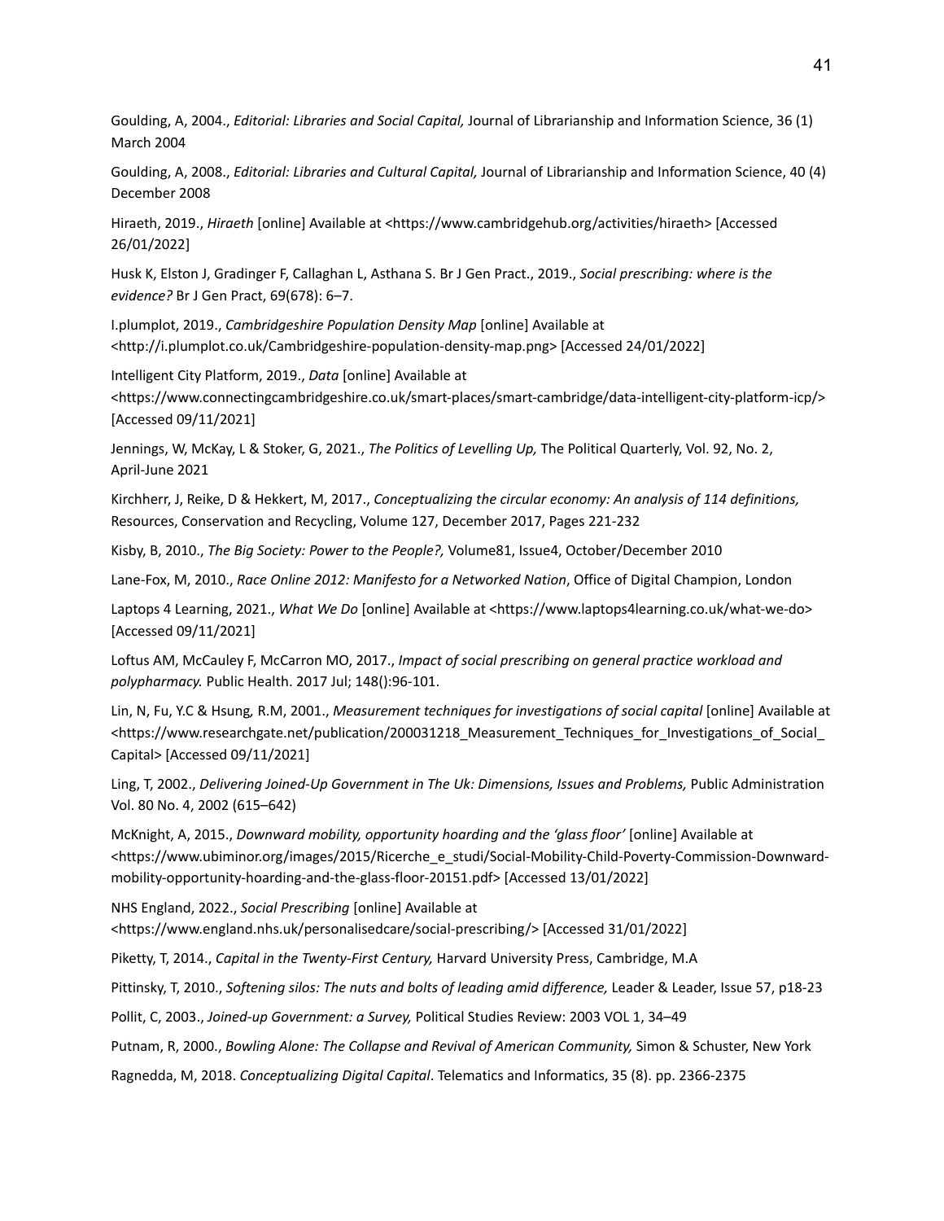Goulding, A, 2004., *Editorial: Libraries and Social Capital,* Journal of Librarianship and Information Science, 36 (1) March 2004

Goulding, A, 2008., *Editorial: Libraries and Cultural Capital,* Journal of Librarianship and Information Science, 40 (4) December 2008

Hiraeth, 2019., *Hiraeth* [online] Available at <https://www.cambridgehub.org/activities/hiraeth> [Accessed 26/01/2022]

Husk K, Elston J, Gradinger F, Callaghan L, Asthana S. Br J Gen Pract., 2019., *Social prescribing: where is the evidence?* Br J Gen Pract, 69(678): 6–7.

I.plumplot, 2019., *Cambridgeshire Population Density Map* [online] Available at <http://i.plumplot.co.uk/Cambridgeshire-population-density-map.png> [Accessed 24/01/2022]

Intelligent City Platform, 2019., *Data* [online] Available at <https://www.connectingcambridgeshire.co.uk/smart-places/smart-cambridge/data-intelligent-city-platform-icp/> [Accessed 09/11/2021]

Jennings, W, McKay, L & Stoker, G, 2021., *The Politics of Levelling Up,* The Political Quarterly, Vol. 92, No. 2, April-June 2021

Kirchherr, J, Reike, D & Hekkert, M, 2017., *Conceptualizing the circular economy: An analysis of 114 definitions,* Resources, Conservation and Recycling, Volume 127, December 2017, Pages 221-232

Kisby, B, 2010., *The Big Society: Power to the People?,* Volume81, Issue4, October/December 2010

Lane-Fox, M, 2010., *Race Online 2012: Manifesto for a Networked Nation*, Office of Digital Champion, London

Laptops 4 Learning, 2021., *What We Do* [online] Available at <https://www.laptops4learning.co.uk/what-we-do> [Accessed 09/11/2021]

Loftus AM, McCauley F, McCarron MO, 2017., *Impact of social prescribing on general practice workload and polypharmacy.* Public Health. 2017 Jul; 148():96-101.

Lin, N, Fu, Y.C & Hsung, R.M, 2001., *Measurement techniques for investigations of social capital* [online] Available at <https://www.researchgate.net/publication/200031218_Measurement_Techniques_for_Investigations_of_Social_Capital> [Accessed 09/11/2021]

Ling, T, 2002., *Delivering Joined-Up Government in The Uk: Dimensions, Issues and Problems,* Public Administration Vol. 80 No. 4, 2002 (615–642)

McKnight, A, 2015., *Downward mobility, opportunity hoarding and the 'glass floor'* [online] Available at <https://www.ubiminor.org/images/2015/Ricerche_e_studi/Social-Mobility-Child-Poverty-Commission-Downward-mobility-opportunity-hoarding-and-the-glass-floor-20151.pdf> [Accessed 13/01/2022]

NHS England, 2022., *Social Prescribing* [online] Available at <https://www.england.nhs.uk/personalisedcare/social-prescribing/> [Accessed 31/01/2022]

Piketty, T, 2014., *Capital in the Twenty-First Century,* Harvard University Press, Cambridge, M.A

Pittinsky, T, 2010., *Softening silos: The nuts and bolts of leading amid difference,* Leader & Leader, Issue 57, p18-23

Pollit, C, 2003., *Joined-up Government: a Survey,* Political Studies Review: 2003 VOL 1, 34–49

Putnam, R, 2000., *Bowling Alone: The Collapse and Revival of American Community,* Simon & Schuster, New York

Ragnedda, M, 2018. *Conceptualizing Digital Capital*. Telematics and Informatics, 35 (8). pp. 2366-2375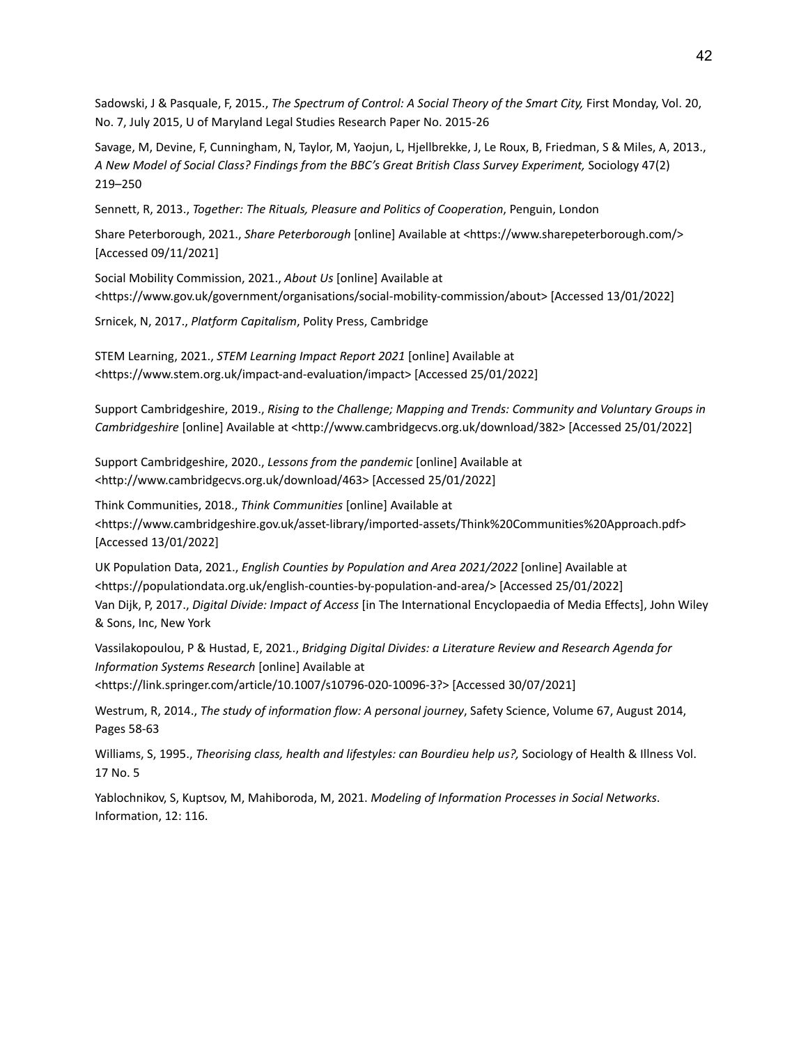Sadowski, J & Pasquale, F, 2015., *The Spectrum of Control: A Social Theory of the Smart City,* First Monday, Vol. 20, No. 7, July 2015, U of Maryland Legal Studies Research Paper No. 2015-26

Savage, M, Devine, F, Cunningham, N, Taylor, M, Yaojun, L, Hjellbrekke, J, Le Roux, B, Friedman, S & Miles, A, 2013., *A New Model of Social Class? Findings from the BBC's Great British Class Survey Experiment,* Sociology 47(2) 219–250

Sennett, R, 2013., *Together: The Rituals, Pleasure and Politics of Cooperation*, Penguin, London

Share Peterborough, 2021., *Share Peterborough* [online] Available at <https://www.sharepeterborough.com/> [Accessed 09/11/2021]

Social Mobility Commission, 2021., *About Us* [online] Available at <https://www.gov.uk/government/organisations/social-mobility-commission/about> [Accessed 13/01/2022]

Srnicek, N, 2017., *Platform Capitalism*, Polity Press, Cambridge

STEM Learning, 2021., *STEM Learning Impact Report 2021* [online] Available at <https://www.stem.org.uk/impact-and-evaluation/impact> [Accessed 25/01/2022]

Support Cambridgeshire, 2019., *Rising to the Challenge; Mapping and Trends: Community and Voluntary Groups in Cambridgeshire* [online] Available at <http://www.cambridgecvs.org.uk/download/382> [Accessed 25/01/2022]

Support Cambridgeshire, 2020., *Lessons from the pandemic* [online] Available at <http://www.cambridgecvs.org.uk/download/463> [Accessed 25/01/2022]

Think Communities, 2018., *Think Communities* [online] Available at <https://www.cambridgeshire.gov.uk/asset-library/imported-assets/Think%20Communities%20Approach.pdf> [Accessed 13/01/2022]

UK Population Data, 2021., *English Counties by Population and Area 2021/2022* [online] Available at <https://populationdata.org.uk/english-counties-by-population-and-area/> [Accessed 25/01/2022]

Van Dijk, P, 2017., *Digital Divide: Impact of Access* [in The International Encyclopaedia of Media Effects], John Wiley & Sons, Inc, New York

Vassilakopoulou, P & Hustad, E, 2021., *Bridging Digital Divides: a Literature Review and Research Agenda for Information Systems Research* [online] Available at <https://link.springer.com/article/10.1007/s10796-020-10096-3?> [Accessed 30/07/2021]

Westrum, R, 2014., *The study of information flow: A personal journey*, Safety Science, Volume 67, August 2014, Pages 58-63

Williams, S, 1995., *Theorising class, health and lifestyles: can Bourdieu help us?,* Sociology of Health & Illness Vol. 17 No. 5

Yablochnikov, S, Kuptsov, M, Mahiboroda, M, 2021. *Modeling of Information Processes in Social Networks*. Information, 12: 116.